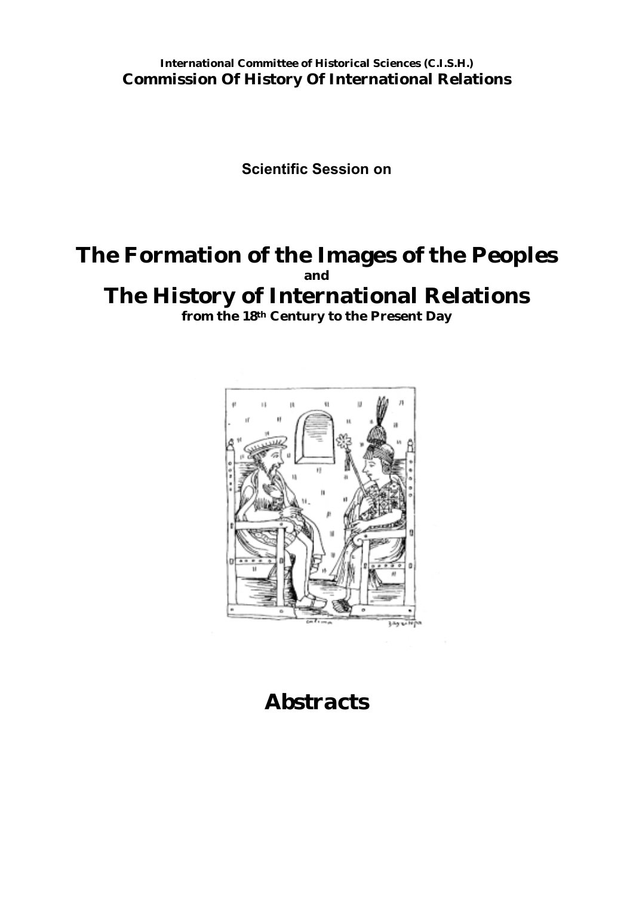**International Committee of Historical Sciences (C.I.S.H.)**
**Commission Of History Of International Relations**

**Scientific Session on**

# The Formation of the Images of the Peoples

**and**

# The History of International Relations

**from the 18th Century to the Present Day**

# Abstracts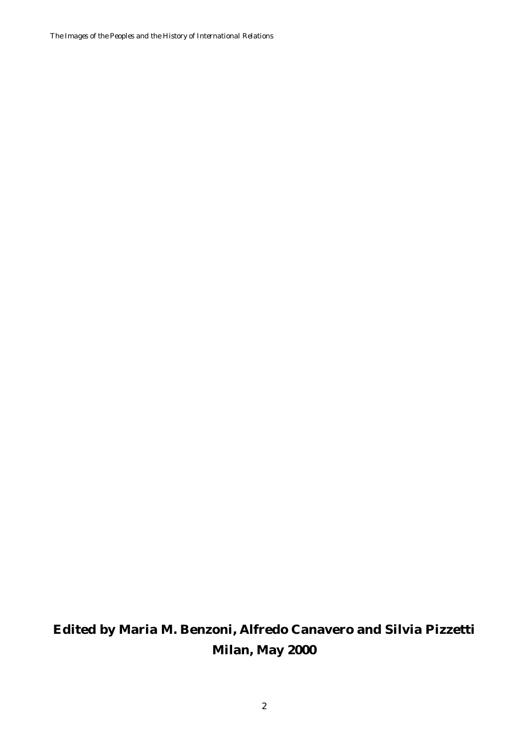**Edited by Maria M. Benzoni, Alfredo Canavero and Silvia Pizzetti**

**Milan, May 2000**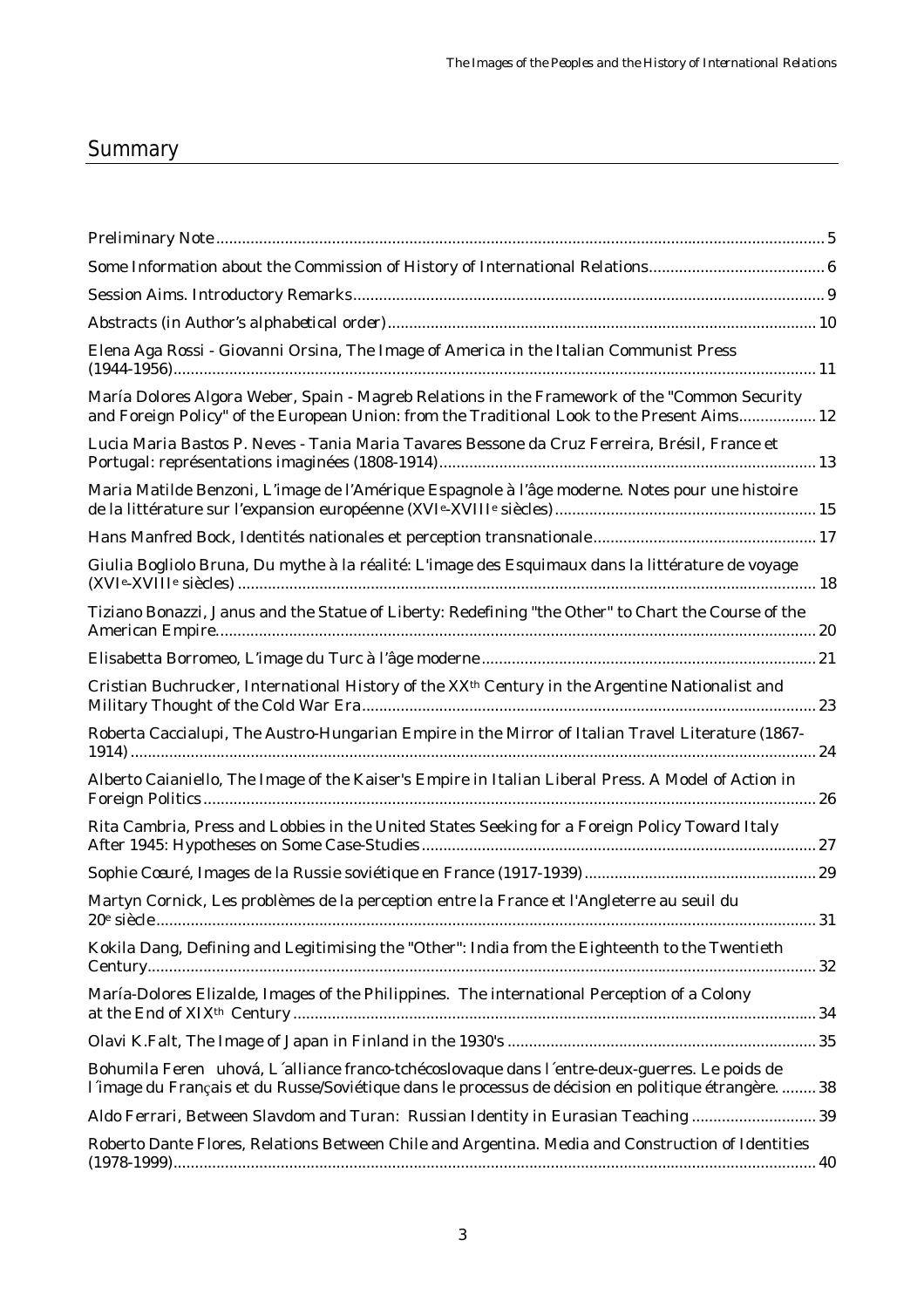## Summary

| | |
|---|---|
| Preliminary Note | 5 |
| Some Information about the Commission of History of International Relations | 6 |
| Session Aims. Introductory Remarks | 9 |
| Abstracts (in Author's alphabetical order) | 10 |
| Elena Aga Rossi - Giovanni Orsina, The Image of America in the Italian Communist Press (1944-1956) | 11 |
| María Dolores Algora Weber, Spain - Magreb Relations in the Framework of the "Common Security and Foreign Policy" of the European Union: from the Traditional Look to the Present Aims | 12 |
| Lucia Maria Bastos P. Neves - Tania Maria Tavares Bessone da Cruz Ferreira, Brésil, France et Portugal: représentations imaginées (1808-1914) | 13 |
| Maria Matilde Benzoni, L'image de l'Amérique Espagnole à l'âge moderne. Notes pour une histoire de la littérature sur l'expansion européenne (XVIe-XVIIIe siècles) | 15 |
| Hans Manfred Bock, Identités nationales et perception transnationale | 17 |
| Giulia Bogliolo Bruna, Du mythe à la réalité: L'image des Esquimaux dans la littérature de voyage (XVIe-XVIIIe siècles) | 18 |
| Tiziano Bonazzi, Janus and the Statue of Liberty: Redefining "the Other" to Chart the Course of the American Empire | 20 |
| Elisabetta Borromeo, L'image du Turc à l'âge moderne | 21 |
| Cristian Buchrucker, International History of the XXth Century in the Argentine Nationalist and Military Thought of the Cold War Era | 23 |
| Roberta Caccialupi, The Austro-Hungarian Empire in the Mirror of Italian Travel Literature (1867-1914) | 24 |
| Alberto Caianiello, The Image of the Kaiser's Empire in Italian Liberal Press. A Model of Action in Foreign Politics | 26 |
| Rita Cambria, Press and Lobbies in the United States Seeking for a Foreign Policy Toward Italy After 1945: Hypotheses on Some Case-Studies | 27 |
| Sophie Cœuré, Images de la Russie soviétique en France (1917-1939) | 29 |
| Martyn Cornick, Les problèmes de la perception entre la France et l'Angleterre au seuil du 20e siècle | 31 |
| Kokila Dang, Defining and Legitimising the "Other": India from the Eighteenth to the Twentieth Century | 32 |
| María-Dolores Elizalde, Images of the Philippines. The international Perception of a Colony at the End of XIXth Century | 34 |
| Olavi K.Falt, The Image of Japan in Finland in the 1930's | 35 |
| Bohumila Feren uhová, L´alliance franco-tchécoslovaque dans l´entre-deux-guerres. Le poids de l´image du Français et du Russe/Soviétique dans le processus de décision en politique étrangère. | 38 |
| Aldo Ferrari, Between Slavdom and Turan: Russian Identity in Eurasian Teaching | 39 |
| Roberto Dante Flores, Relations Between Chile and Argentina. Media and Construction of Identities (1978-1999) | 40 |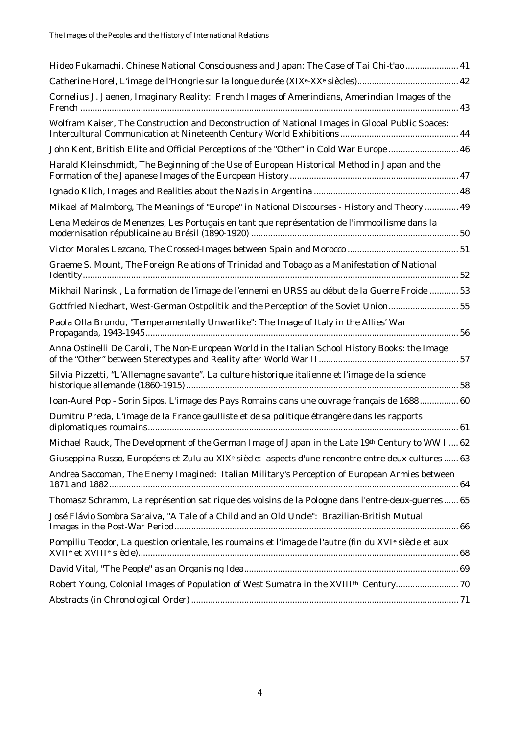Hideo Fukamachi, Chinese National Consciousness and Japan: The Case of Tai Chi-t'ao ...................... 41

Catherine Horel, L'image de l'Hongrie sur la longue durée (XIX$^{e}$-XX$^{e}$ siècles)......................................... 42

Cornelius J. Jaenen, Imaginary Reality: French Images of Amerindians, Amerindian Images of the French ........................................................................................................................................... 43

Wolfram Kaiser, The Construction and Deconstruction of National Images in Global Public Spaces: Intercultural Communication at Nineteenth Century World Exhibitions ................................................. 44

John Kent, British Elite and Official Perceptions of the "Other" in Cold War Europe ............................ 46

Harald Kleinschmidt, The Beginning of the Use of European Historical Method in Japan and the Formation of the Japanese Images of the European History ..................................................................... 47

Ignacio Klich, Images and Realities about the Nazis in Argentina ........................................................... 48

Mikael af Malmborg, The Meanings of "Europe" in National Discourses - History and Theory .............. 49

Lena Medeiros de Menenzes, Les Portugais en tant que représentation de l'immobilisme dans la modernisation républicaine au Brésil (1890-1920) ..................................................................................... 50

Victor Morales Lezcano, The Crossed-Images between Spain and Morocco ............................................. 51

Graeme S. Mount, The Foreign Relations of Trinidad and Tobago as a Manifestation of National Identity .......................................................................................................................................... 52

Mikhail Narinski, La formation de l'image de l'ennemi en URSS au début de la Guerre Froide ............ 53

Gottfried Niedhart, West-German Ostpolitik and the Perception of the Soviet Union ............................ 55

Paola Olla Brundu, "Temperamentally Unwarlike": The Image of Italy in the Allies' War Propaganda, 1943-1945 ................................................................................................................................. 56

Anna Ostinelli De Caroli, The Non-European World in the Italian School History Books: the Image of the "Other" between Stereotypes and Reality after World War II .......................................................... 57

Silvia Pizzetti, "L'Allemagne savante". La culture historique italienne et l'image de la science historique allemande (1860-1915) ................................................................................................................ 58

Ioan-Aurel Pop - Sorin Sipos, L'image des Pays Romains dans une ouvrage français de 1688 ................ 60

Dumitru Preda, L'image de la France gaulliste et de sa politique étrangère dans les rapports diplomatiques roumains ................................................................................................................................ 61

Michael Rauck, The Development of the German Image of Japan in the Late 19$^{th}$ Century to WW I .... 62

Giuseppina Russo, Européens et Zulu au XIX$^{e}$ siècle: aspects d'une rencontre entre deux cultures ...... 63

Andrea Saccoman, The Enemy Imagined: Italian Military's Perception of European Armies between 1871 and 1882 ................................................................................................................................................ 64

Thomasz Schramm, La représention satirique des voisins de la Pologne dans l'entre-deux-guerres ...... 65

José Flávio Sombra Saraiva, "A Tale of a Child and an Old Uncle": Brazilian-British Mutual Images in the Post-War Period ..................................................................................................................... 66

Pompiliu Teodor, La question orientale, les roumains et l'image de l'autre (fin du XVI$^{e}$ siècle et aux XVII$^{e}$ et XVIII$^{e}$ siècle) ................................................................................................................................... 68

David Vital, "The People" as an Organising Idea ........................................................................................ 69

Robert Young, Colonial Images of Population of West Sumatra in the XVIII$^{th}$ Century .......................... 70

Abstracts (in Chronological Order) .............................................................................................................. 71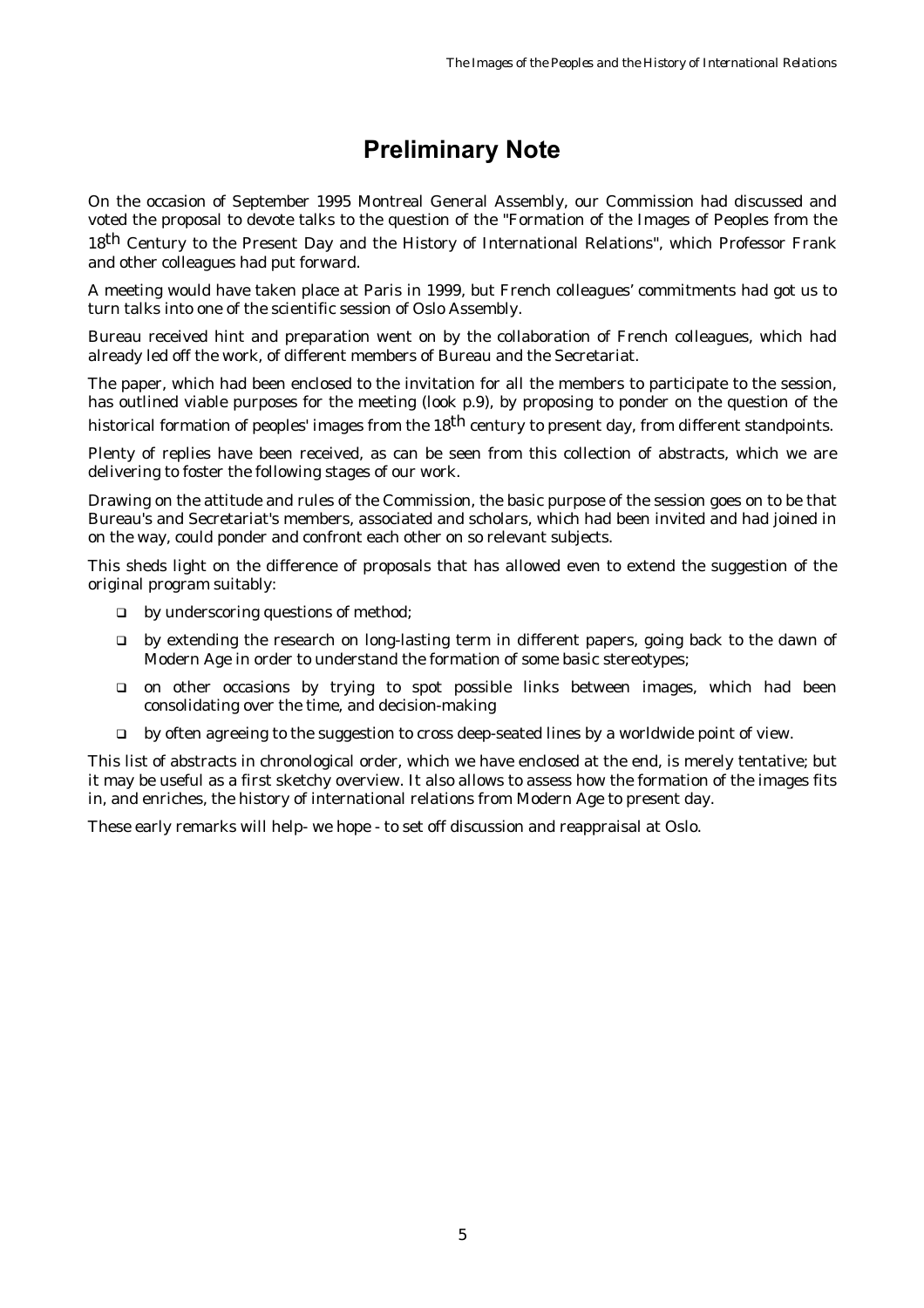# Preliminary Note

On the occasion of September 1995 Montreal General Assembly, our Commission had discussed and voted the proposal to devote talks to the question of the "Formation of the Images of Peoples from the 18th Century to the Present Day and the History of International Relations", which Professor Frank and other colleagues had put forward.

A meeting would have taken place at Paris in 1999, but French colleagues' commitments had got us to turn talks into one of the scientific session of Oslo Assembly.

Bureau received hint and preparation went on by the collaboration of French colleagues, which had already led off the work, of different members of Bureau and the Secretariat.

The paper, which had been enclosed to the invitation for all the members to participate to the session, has outlined viable purposes for the meeting (look p.9), by proposing to ponder on the question of the historical formation of peoples' images from the 18th century to present day, from different standpoints.

Plenty of replies have been received, as can be seen from this collection of abstracts, which we are delivering to foster the following stages of our work.

Drawing on the attitude and rules of the Commission, the basic purpose of the session goes on to be that Bureau's and Secretariat's members, associated and scholars, which had been invited and had joined in on the way, could ponder and confront each other on so relevant subjects.

This sheds light on the difference of proposals that has allowed even to extend the suggestion of the original program suitably:

- by underscoring questions of method;
- by extending the research on long-lasting term in different papers, going back to the dawn of Modern Age in order to understand the formation of some basic stereotypes;
- on other occasions by trying to spot possible links between images, which had been consolidating over the time, and decision-making
- by often agreeing to the suggestion to cross deep-seated lines by a worldwide point of view.

This list of abstracts in chronological order, which we have enclosed at the end, is merely tentative; but it may be useful as a first sketchy overview. It also allows to assess how the formation of the images fits in, and enriches, the history of international relations from Modern Age to present day.

These early remarks will help- we hope - to set off discussion and reappraisal at Oslo.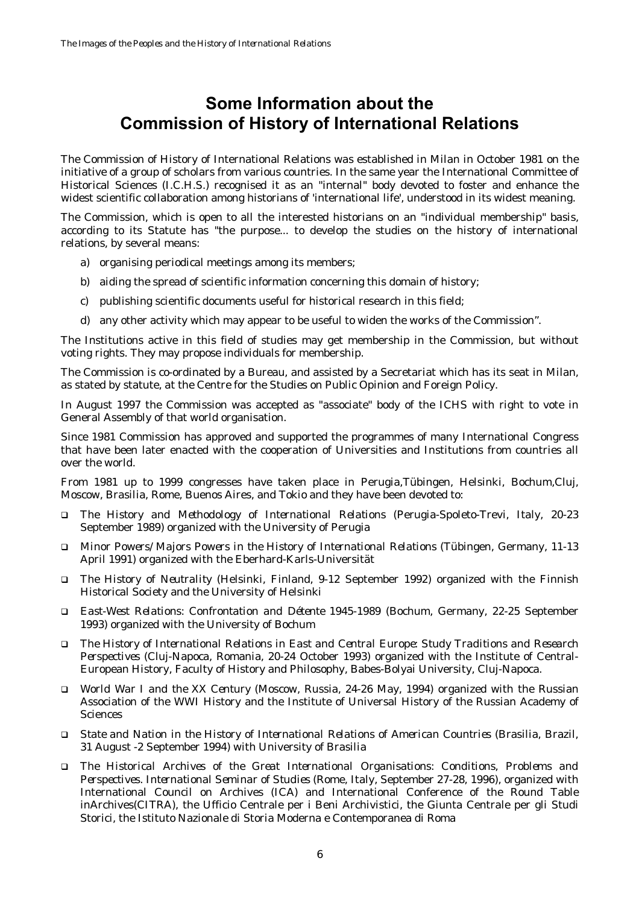# Some Information about the Commission of History of International Relations

The Commission of History of International Relations was established in Milan in October 1981 on the initiative of a group of scholars from various countries. In the same year the International Committee of Historical Sciences (I.C.H.S.) recognised it as an "internal" body devoted to foster and enhance the widest scientific collaboration among historians of 'international life', understood in its widest meaning.

The Commission, which is open to all the interested historians on an "individual membership" basis, according to its Statute has "the purpose... to develop the studies on the history of international relations, by several means:

a) organising periodical meetings among its members;

b) aiding the spread of scientific information concerning this domain of history;

c) publishing scientific documents useful for historical research in this field;

d) any other activity which may appear to be useful to widen the works of the Commission".

The Institutions active in this field of studies may get membership in the Commission, but without voting rights. They may propose individuals for membership.

The Commission is co-ordinated by a Bureau, and assisted by a Secretariat which has its seat in Milan, as stated by statute, at the Centre for the Studies on Public Opinion and Foreign Policy.

In August 1997 the Commission was accepted as "associate" body of the ICHS with right to vote in General Assembly of that world organisation.

Since 1981 Commission has approved and supported the programmes of many International Congress that have been later enacted with the cooperation of Universities and Institutions from countries all over the world.

From 1981 up to 1999 congresses have taken place in Perugia,Tübingen, Helsinki, Bochum,Cluj, Moscow, Brasilia, Rome, Buenos Aires, and Tokio and they have been devoted to:

- *The History and Methodology of International Relations* (Perugia-Spoleto-Trevi, Italy, 20-23 September 1989) organized with the University of Perugia
- *Minor Powers/Majors Powers in the History of International Relations* (Tübingen, Germany, 11-13 April 1991) organized with the Eberhard-Karls-Universität
- *The History of Neutrality* (Helsinki, Finland, 9-12 September 1992) organized with the Finnish Historical Society and the University of Helsinki
- *East-West Relations: Confrontation and Détente 1945-1989* (Bochum, Germany, 22-25 September 1993) organized with the University of Bochum
- *The History of International Relations in East and Central Europe: Study Traditions and Research Perspectives* (Cluj-Napoca, Romania, 20-24 October 1993) organized with the Institute of Central-European History, Faculty of History and Philosophy, Babes-Bolyai University, Cluj-Napoca.
- *World War I and the XX Century* (Moscow, Russia, 24-26 May, 1994) organized with the Russian Association of the WWI History and the Institute of Universal History of the Russian Academy of Sciences
- *State and Nation in the History of International Relations of American Countries* (Brasilia, Brazil, 31 August -2 September 1994) with University of Brasilia
- *The Historical Archives of the Great International Organisations: Conditions, Problems and Perspectives. International Seminar of Studies* (Rome, Italy, September 27-28, 1996), organized with International Council on Archives (ICA) and International Conference of the Round Table inArchives(CITRA), the Ufficio Centrale per i Beni Archivistici, the Giunta Centrale per gli Studi Storici, the Istituto Nazionale di Storia Moderna e Contemporanea di Roma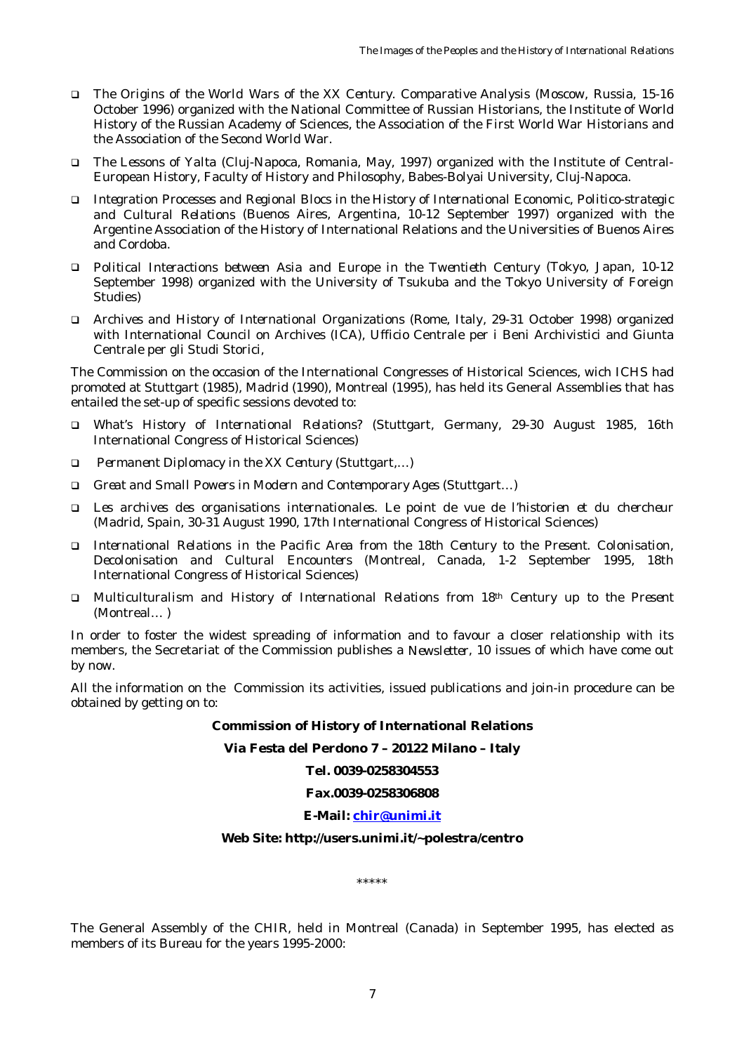- *The Origins of the World Wars of the XX Century. Comparative Analysis* (Moscow, Russia, 15-16 October 1996) organized with the National Committee of Russian Historians, the Institute of World History of the Russian Academy of Sciences, the Association of the First World War Historians and the Association of the Second World War.
- *The Lessons of Yalta* (Cluj-Napoca, Romania, May, 1997) organized with the Institute of Central-European History, Faculty of History and Philosophy, Babes-Bolyai University, Cluj-Napoca.
- *Integration Processes and Regional Blocs in the History of International Economic, Politico-strategic and Cultural Relations* (Buenos Aires, Argentina, 10-12 September 1997) organized with the Argentine Association of the History of International Relations and the Universities of Buenos Aires and Cordoba.
- *Political Interactions between Asia and Europe in the Twentieth Century* (Tokyo, Japan, 10-12 September 1998) organized with the University of Tsukuba and the Tokyo University of Foreign Studies)
- *Archives and History of International Organizations* (Rome, Italy, 29-31 October 1998) organized with International Council on Archives (ICA), Ufficio Centrale per i Beni Archivistici and Giunta Centrale per gli Studi Storici,

The Commission on the occasion of the International Congresses of Historical Sciences, wich ICHS had promoted at Stuttgart (1985), Madrid (1990), Montreal (1995), has held its General Assemblies that has entailed the set-up of specific sessions devoted to:

- *What's History of International Relations?* (Stuttgart, Germany, 29-30 August 1985, 16th International Congress of Historical Sciences)
- *Permanent Diplomacy in the XX Century* (Stuttgart,…)
- *Great and Small Powers in Modern and Contemporary Ages* (Stuttgart…)
- *Les archives des organisations internationales. Le point de vue de l'historien et du chercheur* (Madrid, Spain, 30-31 August 1990, 17th International Congress of Historical Sciences)
- *International Relations in the Pacific Area from the 18th Century to the Present. Colonisation, Decolonisation and Cultural Encounters* (Montreal, Canada, 1-2 September 1995, 18th International Congress of Historical Sciences)
- *Multiculturalism and History of International Relations from 18th Century up to the Present* (Montreal… )

In order to foster the widest spreading of information and to favour a closer relationship with its members, the Secretariat of the Commission publishes a *Newsletter*, 10 issues of which have come out by now.

All the information on the Commission its activities, issued publications and join-in procedure can be obtained by getting on to:

**Commission of History of International Relations**

**Via Festa del Perdono 7 – 20122 Milano – Italy**

**Tel. 0039-0258304553**

**Fax.0039-0258306808**

**E-Mail: chir@unimi.it**

**Web Site: http://users.unimi.it/~polestra/centro**

\*\*\*\*\*

The General Assembly of the CHIR, held in Montreal (Canada) in September 1995, has elected as members of its Bureau for the years 1995-2000: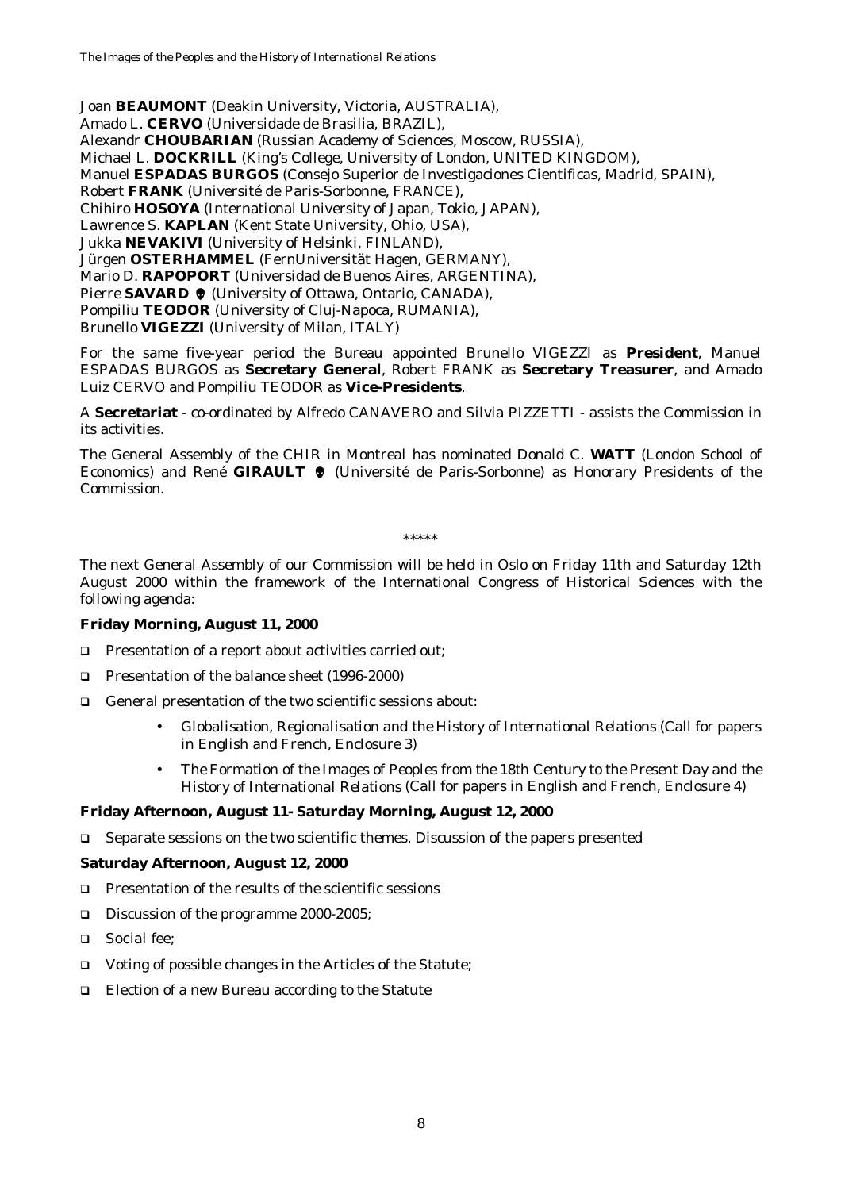Joan **BEAUMONT** (Deakin University, Victoria, AUSTRALIA),
Amado L. **CERVO** (Universidade de Brasilia, BRAZIL),
Alexandr **CHOUBARIAN** (Russian Academy of Sciences, Moscow, RUSSIA),
Michael L. **DOCKRILL** (King's College, University of London, UNITED KINGDOM),
Manuel **ESPADAS BURGOS** (Consejo Superior de Investigaciones Cientificas, Madrid, SPAIN),
Robert **FRANK** (Université de Paris-Sorbonne, FRANCE),
Chihiro **HOSOYA** (International University of Japan, Tokio, JAPAN),
Lawrence S. **KAPLAN** (Kent State University, Ohio, USA),
Jukka **NEVAKIVI** (University of Helsinki, FINLAND),
Jürgen **OSTERHAMMEL** (FernUniversität Hagen, GERMANY),
Mario D. **RAPOPORT** (Universidad de Buenos Aires, ARGENTINA),
Pierre **SAVARD** ✝ (University of Ottawa, Ontario, CANADA),
Pompiliu **TEODOR** (University of Cluj-Napoca, RUMANIA),
Brunello **VIGEZZI** (University of Milan, ITALY)

For the same five-year period the Bureau appointed Brunello VIGEZZI as **President**, Manuel ESPADAS BURGOS as **Secretary General**, Robert FRANK as **Secretary Treasurer**, and Amado Luiz CERVO and Pompiliu TEODOR as **Vice-Presidents**.

A **Secretariat** - co-ordinated by Alfredo CANAVERO and Silvia PIZZETTI - assists the Commission in its activities.

The General Assembly of the CHIR in Montreal has nominated Donald C. **WATT** (London School of Economics) and René **GIRAULT** ✝ (Université de Paris-Sorbonne) as Honorary Presidents of the Commission.

\*\*\*\*\*

The next General Assembly of our Commission will be held in Oslo on Friday 11th and Saturday 12th August 2000 within the framework of the International Congress of Historical Sciences with the following agenda:

**Friday Morning, August 11, 2000**

- Presentation of a report about activities carried out;
- Presentation of the balance sheet (1996-2000)
- General presentation of the two scientific sessions about:
    - *Globalisation, Regionalisation and the History of International Relations* (Call for papers in English and French, Enclosure 3)
    - *The Formation of the Images of Peoples from the 18th Century to the Present Day and the History of International Relations* (Call for papers in English and French, Enclosure 4)

**Friday Afternoon, August 11- Saturday Morning, August 12, 2000**

- Separate sessions on the two scientific themes. Discussion of the papers presented

**Saturday Afternoon, August 12, 2000**

- Presentation of the results of the scientific sessions
- Discussion of the programme 2000-2005;
- Social fee;
- Voting of possible changes in the Articles of the Statute;
- Election of a new Bureau according to the Statute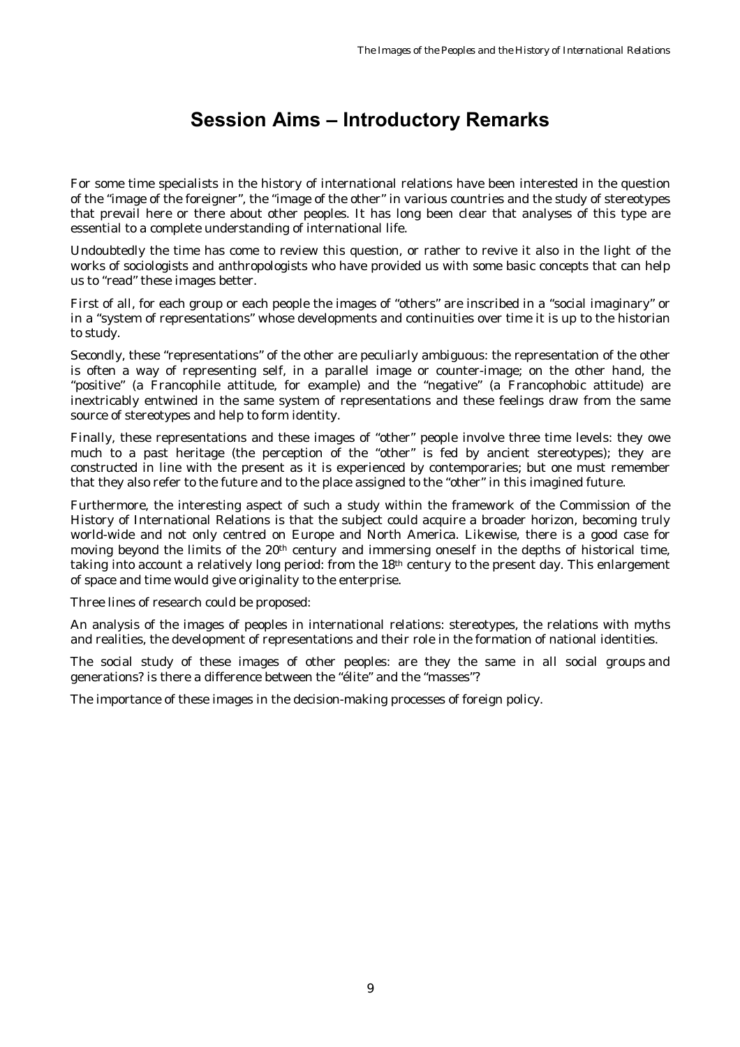# Session Aims – Introductory Remarks

For some time specialists in the history of international relations have been interested in the question of the "image of the foreigner", the "image of the other" in various countries and the study of stereotypes that prevail here or there about other peoples. It has long been clear that analyses of this type are essential to a complete understanding of international life.

Undoubtedly the time has come to review this question, or rather to revive it also in the light of the works of sociologists and anthropologists who have provided us with some basic concepts that can help us to "read" these images better.

First of all, for each group or each people the images of "others" are inscribed in a "social imaginary" or in a "system of representations" whose developments and continuities over time it is up to the historian to study.

Secondly, these "representations" of the other are peculiarly ambiguous: the representation of the other is often a way of representing self, in a parallel image or counter-image; on the other hand, the "positive" (a Francophile attitude, for example) and the "negative" (a Francophobic attitude) are inextricably entwined in the same system of representations and these feelings draw from the same source of stereotypes and help to form identity.

Finally, these representations and these images of "other" people involve three time levels: they owe much to a past heritage (the perception of the "other" is fed by ancient stereotypes); they are constructed in line with the present as it is experienced by contemporaries; but one must remember that they also refer to the future and to the place assigned to the "other" in this imagined future.

Furthermore, the interesting aspect of such a study within the framework of the Commission of the History of International Relations is that the subject could acquire a broader horizon, becoming truly world-wide and not only centred on Europe and North America. Likewise, there is a good case for moving beyond the limits of the 20th century and immersing oneself in the depths of historical time, taking into account a relatively long period: from the 18th century to the present day. This enlargement of space and time would give originality to the enterprise.

Three lines of research could be proposed:

An analysis of the images of peoples in international relations: stereotypes, the relations with myths and realities, the development of representations and their role in the formation of national identities.

The social study of these images of other peoples: are they the same in all social groups and generations? is there a difference between the "élite" and the "masses"?

The importance of these images in the decision-making processes of foreign policy.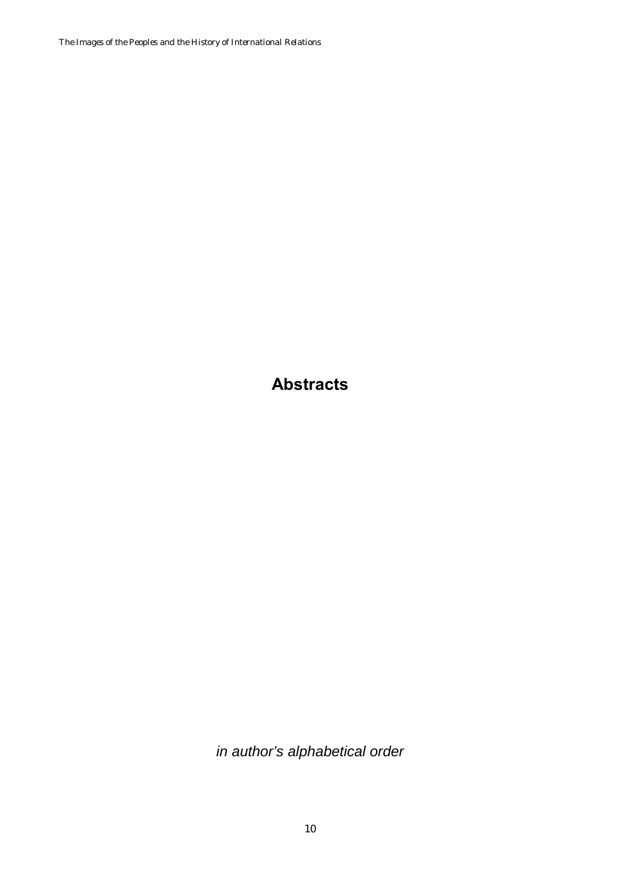# Abstracts

*in author's alphabetical order*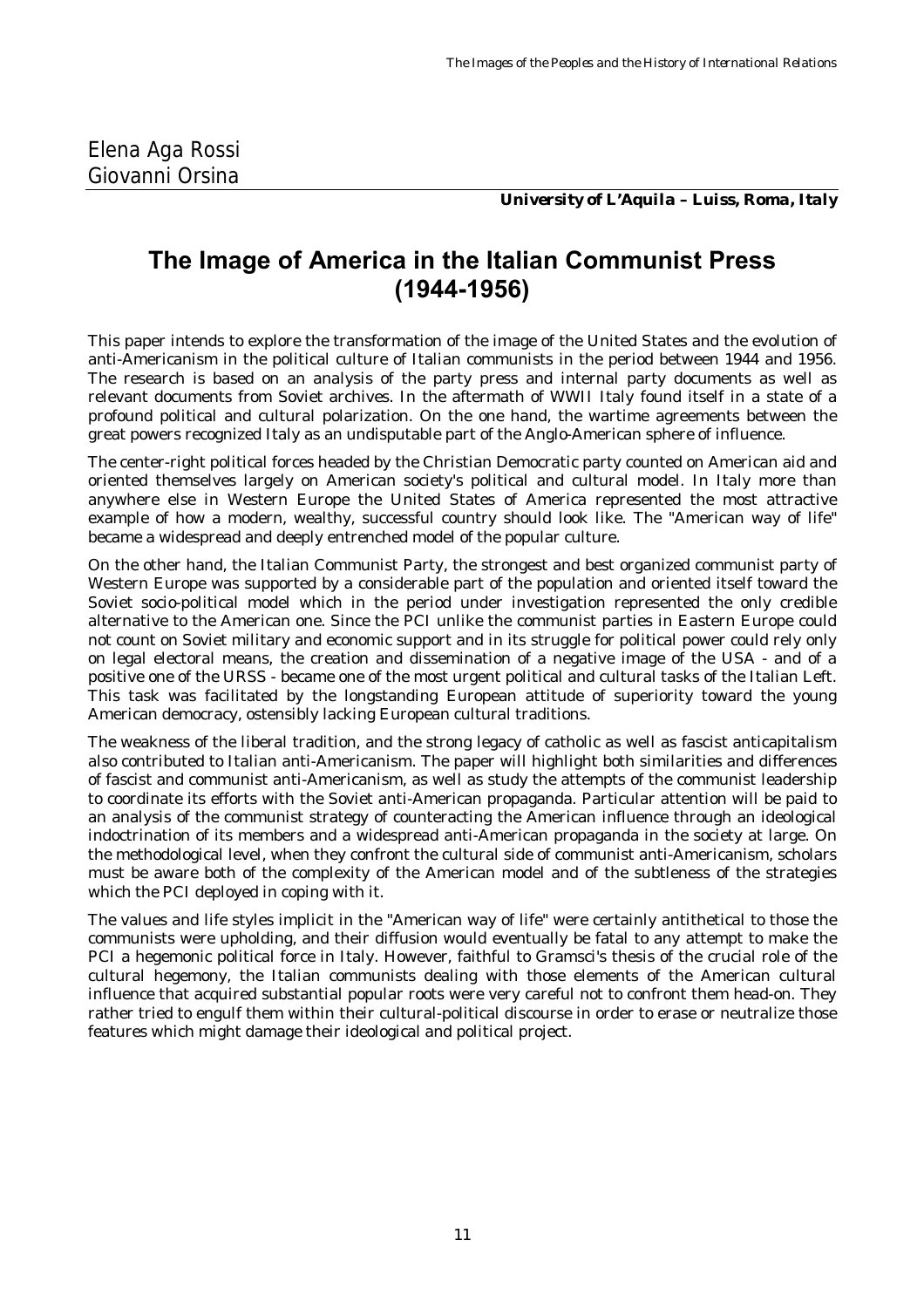Elena Aga Rossi
Giovanni Orsina

***University of L'Aquila – Luiss, Roma, Italy***

# The Image of America in the Italian Communist Press (1944-1956)

This paper intends to explore the transformation of the image of the United States and the evolution of anti-Americanism in the political culture of Italian communists in the period between 1944 and 1956. The research is based on an analysis of the party press and internal party documents as well as relevant documents from Soviet archives. In the aftermath of WWII Italy found itself in a state of a profound political and cultural polarization. On the one hand, the wartime agreements between the great powers recognized Italy as an undisputable part of the Anglo-American sphere of influence.

The center-right political forces headed by the Christian Democratic party counted on American aid and oriented themselves largely on American society's political and cultural model. In Italy more than anywhere else in Western Europe the United States of America represented the most attractive example of how a modern, wealthy, successful country should look like. The "American way of life" became a widespread and deeply entrenched model of the popular culture.

On the other hand, the Italian Communist Party, the strongest and best organized communist party of Western Europe was supported by a considerable part of the population and oriented itself toward the Soviet socio-political model which in the period under investigation represented the only credible alternative to the American one. Since the PCI unlike the communist parties in Eastern Europe could not count on Soviet military and economic support and in its struggle for political power could rely only on legal electoral means, the creation and dissemination of a negative image of the USA - and of a positive one of the URSS - became one of the most urgent political and cultural tasks of the Italian Left. This task was facilitated by the longstanding European attitude of superiority toward the young American democracy, ostensibly lacking European cultural traditions.

The weakness of the liberal tradition, and the strong legacy of catholic as well as fascist anticapitalism also contributed to Italian anti-Americanism. The paper will highlight both similarities and differences of fascist and communist anti-Americanism, as well as study the attempts of the communist leadership to coordinate its efforts with the Soviet anti-American propaganda. Particular attention will be paid to an analysis of the communist strategy of counteracting the American influence through an ideological indoctrination of its members and a widespread anti-American propaganda in the society at large. On the methodological level, when they confront the cultural side of communist anti-Americanism, scholars must be aware both of the complexity of the American model and of the subtleness of the strategies which the PCI deployed in coping with it.

The values and life styles implicit in the "American way of life" were certainly antithetical to those the communists were upholding, and their diffusion would eventually be fatal to any attempt to make the PCI a hegemonic political force in Italy. However, faithful to Gramsci's thesis of the crucial role of the cultural hegemony, the Italian communists dealing with those elements of the American cultural influence that acquired substantial popular roots were very careful not to confront them head-on. They rather tried to engulf them within their cultural-political discourse in order to erase or neutralize those features which might damage their ideological and political project.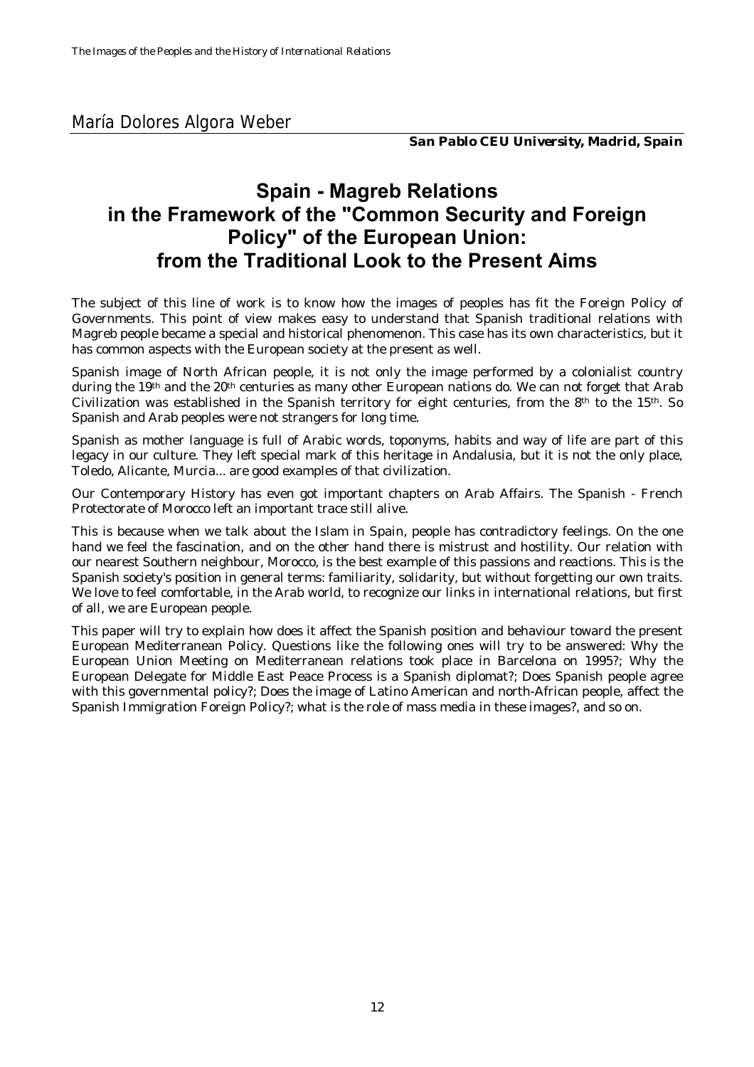María Dolores Algora Weber

**San Pablo CEU University, Madrid, Spain**

# Spain - Magreb Relations in the Framework of the "Common Security and Foreign Policy" of the European Union: from the Traditional Look to the Present Aims

The subject of this line of work is to know how the images of peoples has fit the Foreign Policy of Governments. This point of view makes easy to understand that Spanish traditional relations with Magreb people became a special and historical phenomenon. This case has its own characteristics, but it has common aspects with the European society at the present as well.

Spanish image of North African people, it is not only the image performed by a colonialist country during the 19th and the 20th centuries as many other European nations do. We can not forget that Arab Civilization was established in the Spanish territory for eight centuries, from the 8th to the 15th. So Spanish and Arab peoples were not strangers for long time.

Spanish as mother language is full of Arabic words, toponyms, habits and way of life are part of this legacy in our culture. They left special mark of this heritage in Andalusia, but it is not the only place, Toledo, Alicante, Murcia... are good examples of that civilization.

Our Contemporary History has even got important chapters on Arab Affairs. The Spanish - French Protectorate of Morocco left an important trace still alive.

This is because when we talk about the Islam in Spain, people has contradictory feelings. On the one hand we feel the fascination, and on the other hand there is mistrust and hostility. Our relation with our nearest Southern neighbour, Morocco, is the best example of this passions and reactions. This is the Spanish society's position in general terms: familiarity, solidarity, but without forgetting our own traits. We love to feel comfortable, in the Arab world, to recognize our links in international relations, but first of all, we are European people.

This paper will try to explain how does it affect the Spanish position and behaviour toward the present European Mediterranean Policy. Questions like the following ones will try to be answered: Why the European Union Meeting on Mediterranean relations took place in Barcelona on 1995?; Why the European Delegate for Middle East Peace Process is a Spanish diplomat?; Does Spanish people agree with this governmental policy?; Does the image of Latino American and north-African people, affect the Spanish Immigration Foreign Policy?; what is the role of mass media in these images?, and so on.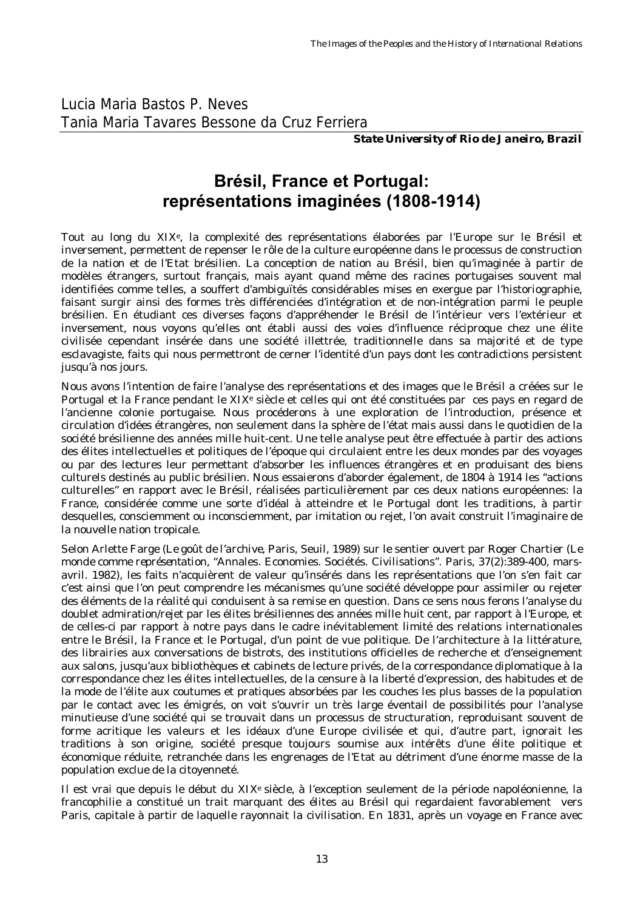Lucia Maria Bastos P. Neves
Tania Maria Tavares Bessone da Cruz Ferriera

***State University of Rio de Janeiro, Brazil***

# Brésil, France et Portugal: représentations imaginées (1808-1914)

Tout au long du XIX[e], la complexité des représentations élaborées par l'Europe sur le Brésil et inversement, permettent de repenser le rôle de la culture européenne dans le processus de construction de la nation et de l'Etat brésilien. La conception de nation au Brésil, bien qu'imaginée à partir de modèles étrangers, surtout français, mais ayant quand même des racines portugaises souvent mal identifiées comme telles, a souffert d'ambiguïtés considérables mises en exergue par l'historiographie, faisant surgir ainsi des formes très différenciées d'intégration et de non-intégration parmi le peuple brésilien. En étudiant ces diverses façons d'appréhender le Brésil de l'intérieur vers l'extérieur et inversement, nous voyons qu'elles ont établi aussi des voies d'influence réciproque chez une élite civilisée cependant insérée dans une société illettrée, traditionnelle dans sa majorité et de type esclavagiste, faits qui nous permettront de cerner l'identité d'un pays dont les contradictions persistent jusqu'à nos jours.

Nous avons l'intention de faire l'analyse des représentations et des images que le Brésil a créées sur le Portugal et la France pendant le XIX[e] siècle et celles qui ont été constituées par ces pays en regard de l'ancienne colonie portugaise. Nous procéderons à une exploration de l'introduction, présence et circulation d'idées étrangères, non seulement dans la sphère de l'état mais aussi dans le quotidien de la société brésilienne des années mille huit-cent. Une telle analyse peut être effectuée à partir des actions des élites intellectuelles et politiques de l'époque qui circulaient entre les deux mondes par des voyages ou par des lectures leur permettant d'absorber les influences étrangères et en produisant des biens culturels destinés au public brésilien. Nous essaierons d'aborder également, de 1804 à 1914 les "actions culturelles" en rapport avec le Brésil, réalisées particulièrement par ces deux nations européennes: la France, considérée comme une sorte d'idéal à atteindre et le Portugal dont les traditions, à partir desquelles, consciemment ou inconsciemment, par imitation ou rejet, l'on avait construit l'imaginaire de la nouvelle nation tropicale.

Selon Arlette Farge (*Le goût de l'archive*, Paris, Seuil, 1989) sur le sentier ouvert par Roger Chartier (*Le monde comme représentation*, "Annales. Economies. Sociétés. Civilisations". Paris, 37(2):389-400, mars-avril. 1982), les faits n'acquièrent de valeur qu'insérés dans les représentations que l'on s'en fait car c'est ainsi que l'on peut comprendre les mécanismes qu'une société développe pour assimiler ou rejeter des éléments de la réalité qui conduisent à sa remise en question. Dans ce sens nous ferons l'analyse du doublet admiration/rejet par les élites brésiliennes des années mille huit cent, par rapport à l'Europe, et de celles-ci par rapport à notre pays dans le cadre inévitablement limité des relations internationales entre le Brésil, la France et le Portugal, d'un point de vue politique. De l'architecture à la littérature, des librairies aux conversations de bistrots, des institutions officielles de recherche et d'enseignement aux salons, jusqu'aux bibliothèques et cabinets de lecture privés, de la correspondance diplomatique à la correspondance chez les élites intellectuelles, de la censure à la liberté d'expression, des habitudes et de la mode de l'élite aux coutumes et pratiques absorbées par les couches les plus basses de la population par le contact avec les émigrés, on voit s'ouvrir un très large éventail de possibilités pour l'analyse minutieuse d'une société qui se trouvait dans un processus de structuration, reproduisant souvent de forme acritique les valeurs et les idéaux d'une Europe civilisée et qui, d'autre part, ignorait les traditions à son origine, société presque toujours soumise aux intérêts d'une élite politique et économique réduite, retranchée dans les engrenages de l'Etat au détriment d'une énorme masse de la population exclue de la citoyenneté.

Il est vrai que depuis le début du XIX[e] siècle, à l'exception seulement de la période napoléonienne, la francophilie a constitué un trait marquant des élites au Brésil qui regardaient favorablement vers Paris, capitale à partir de laquelle rayonnait la civilisation. En 1831, après un voyage en France avec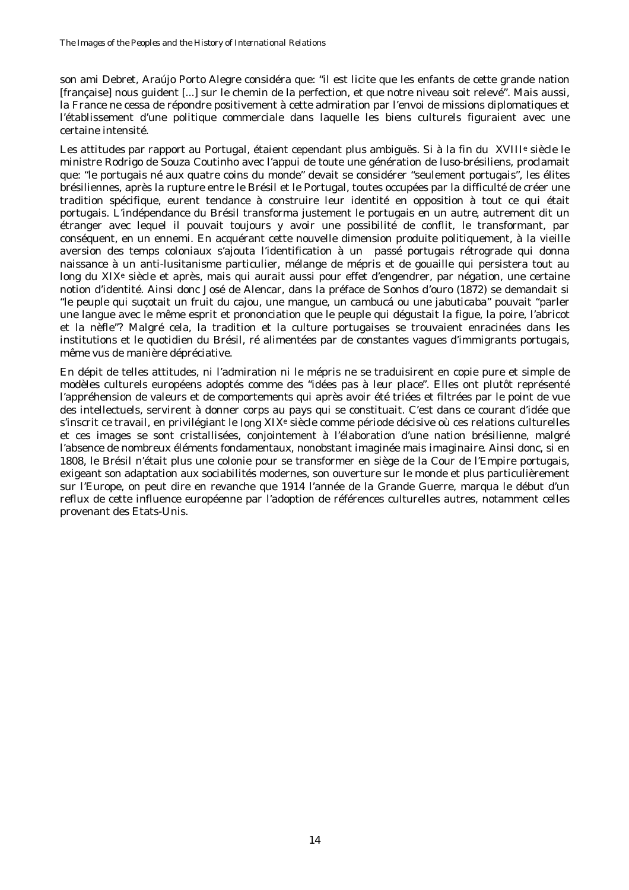son ami Debret, Araújo Porto Alegre considéra que: "il est licite que les enfants de cette grande nation [française] nous guident [...] sur le chemin de la perfection, et que notre niveau soit relevé". Mais aussi, la France ne cessa de répondre positivement à cette admiration par l'envoi de missions diplomatiques et l'établissement d'une politique commerciale dans laquelle les biens culturels figuraient avec une certaine intensité.

Les attitudes par rapport au Portugal, étaient cependant plus ambiguës. Si à la fin du XVIII[e] siècle le ministre Rodrigo de Souza Coutinho avec l'appui de toute une génération de luso-brésiliens, proclamait que: "le portugais né aux quatre coins du monde" devait se considérer "seulement portugais", les élites brésiliennes, après la rupture entre le Brésil et le Portugal, toutes occupées par la difficulté de créer une tradition spécifique, eurent tendance à construire leur identité en opposition à tout ce qui était portugais. L'indépendance du Brésil transforma justement le portugais en un autre, autrement dit un étranger avec lequel il pouvait toujours y avoir une possibilité de conflit, le transformant, par conséquent, en un ennemi. En acquérant cette nouvelle dimension produite politiquement, à la vieille aversion des temps coloniaux s'ajouta l'identification à un passé portugais rétrograde qui donna naissance à un anti-lusitanisme particulier, mélange de mépris et de gouaille qui persistera tout au long du XIX[e] siècle et après, mais qui aurait aussi pour effet d'engendrer, par négation, une certaine notion d'identité. Ainsi donc José de Alencar, dans la préface de Sonhos d'ouro (1872) se demandait si "le peuple qui suçotait un fruit du cajou, une mangue, un cambucá ou une jabuticaba" pouvait "parler une langue avec le même esprit et prononciation que le peuple qui dégustait la figue, la poire, l'abricot et la nèfle"? Malgré cela, la tradition et la culture portugaises se trouvaient enracinées dans les institutions et le quotidien du Brésil, ré alimentées par de constantes vagues d'immigrants portugais, même vus de manière dépréciative.

En dépit de telles attitudes, ni l'admiration ni le mépris ne se traduisirent en copie pure et simple de modèles culturels européens adoptés comme des "idées pas à leur place". Elles ont plutôt représenté l'appréhension de valeurs et de comportements qui après avoir été triées et filtrées par le point de vue des intellectuels, servirent à donner corps au pays qui se constituait. C'est dans ce courant d'idée que s'inscrit ce travail, en privilégiant le long XIX[e] siècle comme période décisive où ces relations culturelles et ces images se sont cristallisées, conjointement à l'élaboration d'une nation brésilienne, malgré l'absence de nombreux éléments fondamentaux, nonobstant imaginée mais imaginaire. Ainsi donc, si en 1808, le Brésil n'était plus une colonie pour se transformer en siège de la Cour de l'Empire portugais, exigeant son adaptation aux sociabilités modernes, son ouverture sur le monde et plus particulièrement sur l'Europe, on peut dire en revanche que 1914 l'année de la Grande Guerre, marqua le début d'un reflux de cette influence européenne par l'adoption de références culturelles autres, notamment celles provenant des Etats-Unis.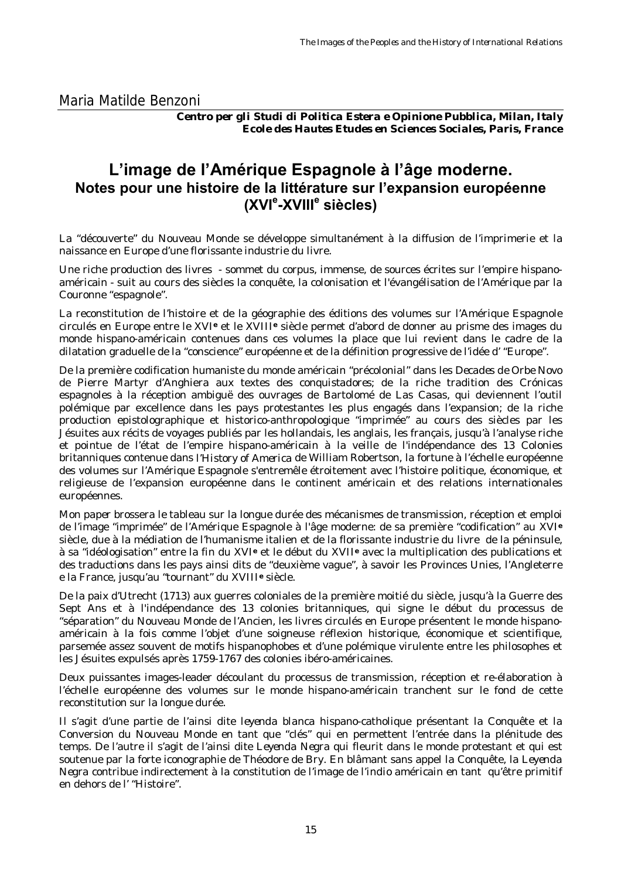Maria Matilde Benzoni

**Centro per gli Studi di Politica Estera e Opinione Pubblica, Milan, Italy**
**Ecole des Hautes Etudes en Sciences Sociales, Paris, France**

# L'image de l'Amérique Espagnole à l'âge moderne.
## Notes pour une histoire de la littérature sur l'expansion européenne (XVI[e]-XVIII[e] siècles)

La "découverte" du Nouveau Monde se développe simultanément à la diffusion de l'imprimerie et la naissance en Europe d'une florissante industrie du livre.

Une riche production des livres - sommet du corpus, immense, de sources écrites sur l'empire hispano-américain - suit au cours des siècles la conquête, la colonisation et l'évangélisation de l'Amérique par la Couronne "espagnole".

La reconstitution de l'histoire et de la géographie des éditions des volumes sur l'Amérique Espagnole circulés en Europe entre le XVI**e** et le XVIII**e** siècle permet d'abord de donner au prisme des images du monde hispano-américain contenues dans ces volumes la place que lui revient dans le cadre de la dilatation graduelle de la "conscience" européenne et de la définition progressive de l'idée d' "Europe".

De la première codification humaniste du monde américain "précolonial" dans les *Decades de Orbe Novo* de Pierre Martyr d'Anghiera aux textes des *conquistadores*; de la riche tradition des *Crónicas* espagnoles à la réception ambiguë des ouvrages de Bartolomé de Las Casas, qui deviennent l'outil polémique par excellence dans les pays protestantes les plus engagés dans l'expansion; de la riche production epistolographique et historico-anthropologique "imprimée" au cours des siècles par les Jésuites aux récits de voyages publiés par les hollandais, les anglais, les français, jusqu'à l'analyse riche et pointue de l'état de l'empire hispano-américain à la veille de l'indépendance des 13 Colonies britanniques contenue dans l'*History of America* de William Robertson, la fortune à l'échelle européenne des volumes sur l'Amérique Espagnole s'entremêle étroitement avec l'histoire politique, économique, et religieuse de l'expansion européenne dans le continent américain et des relations internationales européennes.

Mon paper brossera le tableau sur la longue durée des mécanismes de transmission, réception et emploi de l'image "imprimée" de l'Amérique Espagnole à l'âge moderne: de sa première "codification" au XVI**e** siècle, due à la médiation de l'humanisme italien et de la florissante industrie du livre de la péninsule, à sa "idéologisation" entre la fin du XVI**e** et le début du XVII**e** avec la multiplication des publications et des traductions dans les pays ainsi dits de "deuxième vague", à savoir les Provinces Unies, l'Angleterre e la France, jusqu'au "tournant" du XVIII**e** siècle.

De la paix d'Utrecht (1713) aux guerres coloniales de la première moitié du siècle, jusqu'à la Guerre des Sept Ans et à l'indépendance des 13 colonies britanniques, qui signe le début du processus de "séparation" du Nouveau Monde de l'Ancien, les livres circulés en Europe présentent le monde hispano-américain à la fois comme l'objet d'une soigneuse réflexion historique, économique et scientifique, parsemée assez souvent de motifs hispanophobes et d'une polémique virulente entre les philosophes et les Jésuites expulsés après 1759-1767 des colonies ibéro-américaines.

Deux puissantes images-leader découlant du processus de transmission, réception et re-élaboration à l'échelle européenne des volumes sur le monde hispano-américain tranchent sur le fond de cette reconstitution sur la longue durée.

Il s'agit d'une partie de l'ainsi dite *leyenda blanca* hispano-catholique présentant la Conquête et la Conversion du Nouveau Monde en tant que "clés" qui en permettent l'entrée dans la plénitude des temps. De l'autre il s'agit de l'ainsi dite *Leyenda Negra* qui fleurit dans le monde protestant et qui est soutenue par la forte iconographie de Théodore de Bry. En blâmant sans appel la Conquête, la *Leyenda Negra* contribue indirectement à la constitution de l'image de l'indio américain en tant qu'être primitif en dehors de l' "Histoire".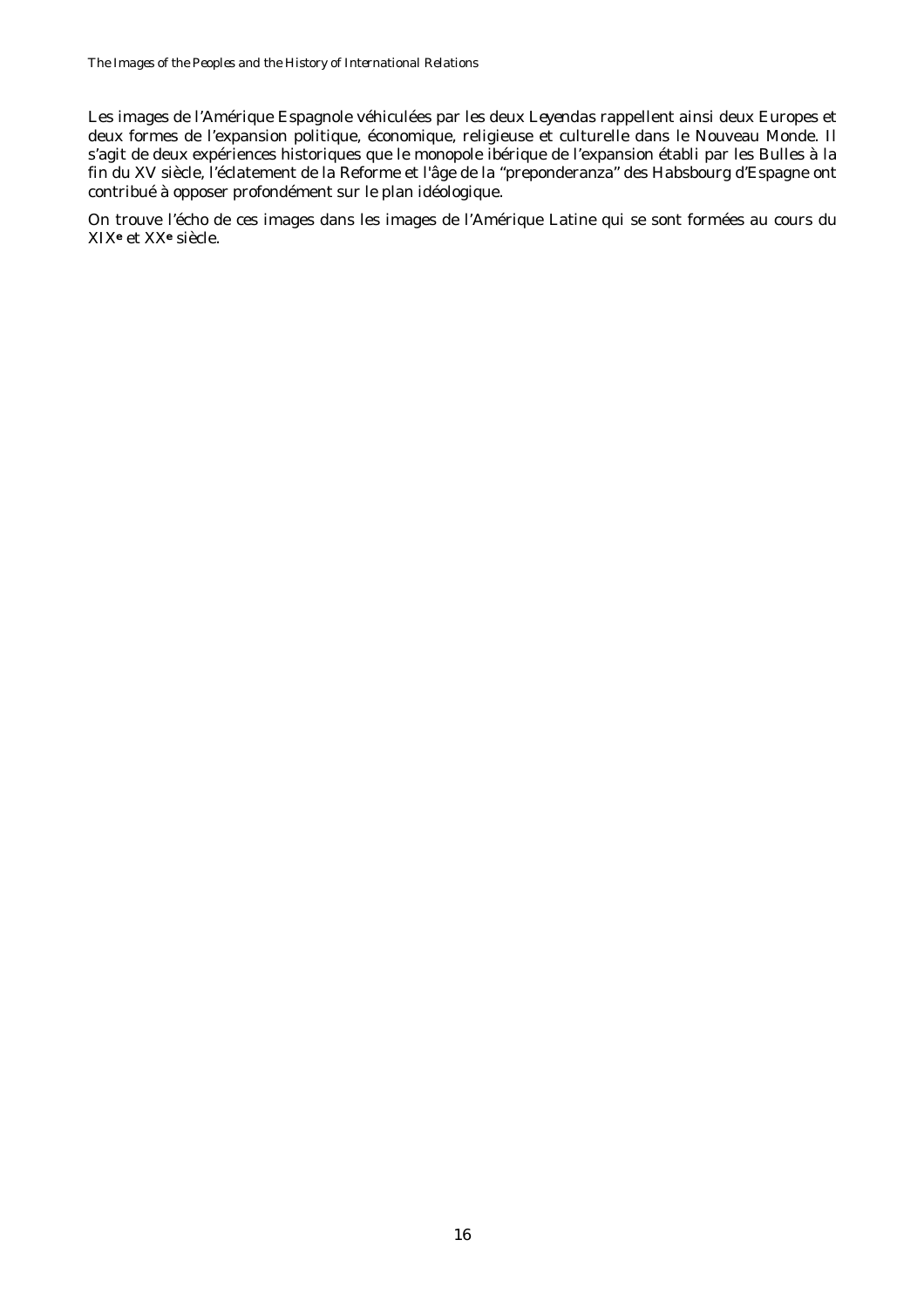Les images de l'Amérique Espagnole véhiculées par les deux *Leyendas* rappellent ainsi deux Europes et deux formes de l'expansion politique, économique, religieuse et culturelle dans le Nouveau Monde. Il s'agit de deux expériences historiques que le monopole ibérique de l'expansion établi par les Bulles à la fin du XV siècle, l'éclatement de la Reforme et l'âge de la "preponderanza" des Habsbourg d'Espagne ont contribué à opposer profondément sur le plan idéologique.

On trouve l'écho de ces images dans les images de l'Amérique Latine qui se sont formées au cours du XIX**e** et XX**e** siècle.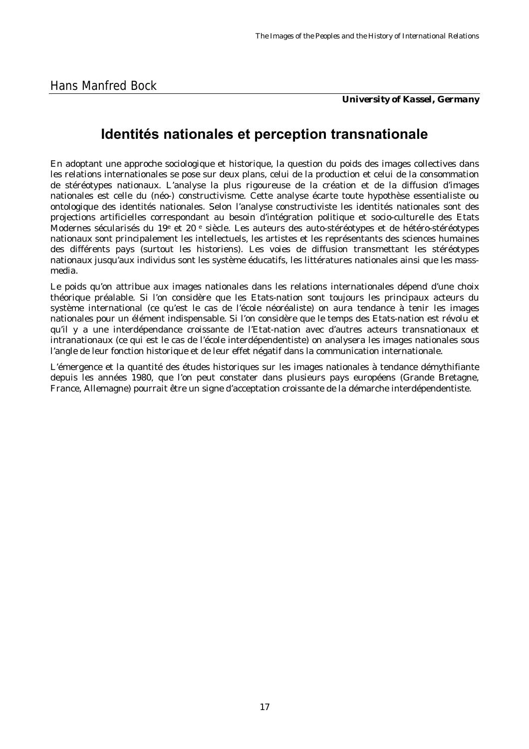Hans Manfred Bock

***University of Kassel, Germany***

# Identités nationales et perception transnationale

En adoptant une approche sociologique et historique, la question du poids des images collectives dans les relations internationales se pose sur deux plans, celui de la production et celui de la consommation de stéréotypes nationaux. L'analyse la plus rigoureuse de la création et de la diffusion d'images nationales est celle du (néo-) constructivisme. Cette analyse écarte toute hypothèse essentialiste ou ontologique des identités nationales. Selon l'analyse constructiviste les identités nationales sont des projections artificielles correspondant au besoin d'intégration politique et socio-culturelle des Etats Modernes sécularisés du 19e et 20 e siècle. Les auteurs des auto-stéréotypes et de hétéro-stéréotypes nationaux sont principalement les intellectuels, les artistes et les représentants des sciences humaines des différents pays (surtout les historiens). Les voies de diffusion transmettant les stéréotypes nationaux jusqu'aux individus sont les système éducatifs, les littératures nationales ainsi que les mass-media.

Le poids qu'on attribue aux images nationales dans les relations internationales dépend d'une choix théorique préalable. Si l'on considère que les Etats-nation sont toujours les principaux acteurs du système international (ce qu'est le cas de l'école néoréaliste) on aura tendance à tenir les images nationales pour un élément indispensable. Si l'on considère que le temps des Etats-nation est révolu et qu'il y a une interdépendance croissante de l'Etat-nation avec d'autres acteurs transnationaux et intranationaux (ce qui est le cas de l'école interdépendentiste) on analysera les images nationales sous l'angle de leur fonction historique et de leur effet négatif dans la communication internationale.

L'émergence et la quantité des études historiques sur les images nationales à tendance démythifiante depuis les années 1980, que l'on peut constater dans plusieurs pays européens (Grande Bretagne, France, Allemagne) pourrait être un signe d'acceptation croissante de la démarche interdépendentiste.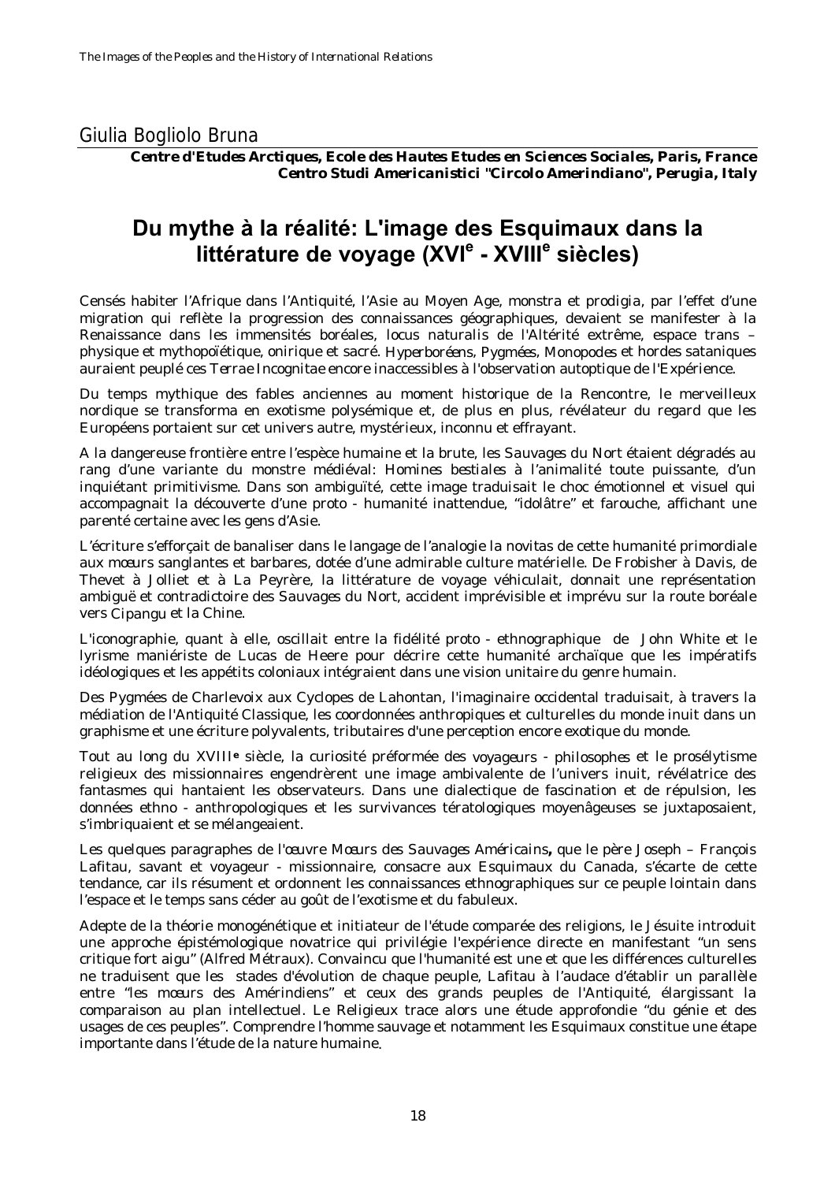## Giulia Bogliolo Bruna

***Centre d'Etudes Arctiques, Ecole des Hautes Etudes en Sciences Sociales, Paris, France***
***Centro Studi Americanistici "Circolo Amerindiano", Perugia, Italy***

# Du mythe à la réalité: L'image des Esquimaux dans la littérature de voyage (XVI$^{e}$ - XVIII$^{e}$ siècles)

Censés habiter l'Afrique dans l'Antiquité, l'Asie au Moyen Age, *monstra* et *prodigia*, par l'effet d'une migration qui reflète la progression des connaissances géographiques, devaient se manifester à la Renaissance dans les immensités boréales, *locus naturalis* de l'Altérité extrême, espace trans – physique et mythopoïétique, onirique et sacré. *Hyperboréens*, *Pygmées*, *Monopodes* et *hordes sataniques* auraient peuplé ces *Terrae Incognitae* encore inaccessibles à l'observation autoptique de l'Expérience.

Du temps mythique des fables anciennes au moment historique de la Rencontre, le merveilleux nordique se transforma en exotisme polysémique et, de plus en plus, révélateur du regard que les Européens portaient sur cet univers autre, mystérieux, inconnu et effrayant.

A la dangereuse frontière entre l'espèce humaine et la brute, les *Sauvages du Nort* étaient dégradés au rang d'une variante du monstre médiéval: *Homines bestiales* à l'animalité toute puissante, d'un inquiétant primitivisme. Dans son ambiguïté, cette image traduisait le choc émotionnel et visuel qui accompagnait la découverte d'une proto - humanité inattendue, "idolâtre" et farouche, affichant une parenté certaine avec les gens d'Asie.

L'écriture s'efforçait de banaliser dans le langage de l'analogie la *novitas* de cette humanité primordiale aux mœurs sanglantes et barbares, dotée d'une admirable culture matérielle. De Frobisher à Davis, de Thevet à Jolliet et à La Peyrère, la littérature de voyage véhiculait, donnait une représentation ambiguë et contradictoire des *Sauvages du Nort*, accident imprévisible et imprévu sur la route boréale vers *Cipangu* et la Chine.

L'iconographie, quant à elle, oscillait entre la fidélité proto - ethnographique de John White et le lyrisme maniériste de Lucas de Heere pour décrire cette humanité archaïque que les impératifs idéologiques et les appétits coloniaux intégraient dans une vision unitaire du genre humain.

Des Pygmées de Charlevoix aux Cyclopes de Lahontan, l'imaginaire occidental traduisait, à travers la médiation de l'Antiquité Classique, les coordonnées anthropiques et culturelles du monde inuit dans un graphisme et une écriture polyvalents, tributaires d'une perception encore exotique du monde.

Tout au long du XVIII**e** siècle, la curiosité préformée des *voyageurs - philosophes* et le prosélytisme religieux des missionnaires engendrèrent une image ambivalente de l'univers inuit, révélatrice des fantasmes qui hantaient les observateurs. Dans une dialectique de fascination et de répulsion, les données ethno - anthropologiques et les survivances tératologiques moyenâgeuses se juxtaposaient, s'imbriquaient et se mélangeaient.

Les quelques paragraphes de l'œuvre *Mœurs des Sauvages Américains***,** que le père Joseph – François Lafitau, savant et voyageur - missionnaire, consacre aux Esquimaux du Canada, s'écarte de cette tendance, car ils résument et ordonnent les connaissances ethnographiques sur ce peuple lointain dans l'espace et le temps sans céder au goût de l'exotisme et du fabuleux.

Adepte de la théorie monogénétique et initiateur de l'étude comparée des religions, le Jésuite introduit une approche épistémologique novatrice qui privilégie l'expérience directe en manifestant "un sens critique fort aigu" (Alfred Métraux). Convaincu que l'humanité est une et que les différences culturelles ne traduisent que les stades d'évolution de chaque peuple, Lafitau à l'audace d'établir un parallèle entre "les mœurs des Amérindiens" et ceux des grands peuples de l'Antiquité, élargissant la comparaison au plan intellectuel. Le Religieux trace alors une étude approfondie "du génie et des usages de ces peuples". Comprendre l'homme sauvage et notamment les Esquimaux constitue une étape importante dans l'étude de la nature humaine.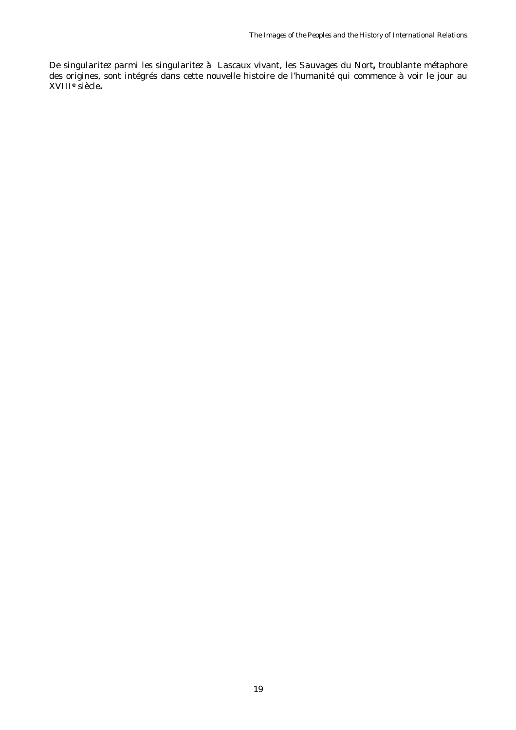De singularitez parmi les singularitez à Lascaux vivant, les Sauvages du Nort**,** troublante métaphore des origines, sont intégrés dans cette nouvelle histoire de l'humanité qui commence à voir le jour au XVIII**e** siècle**.**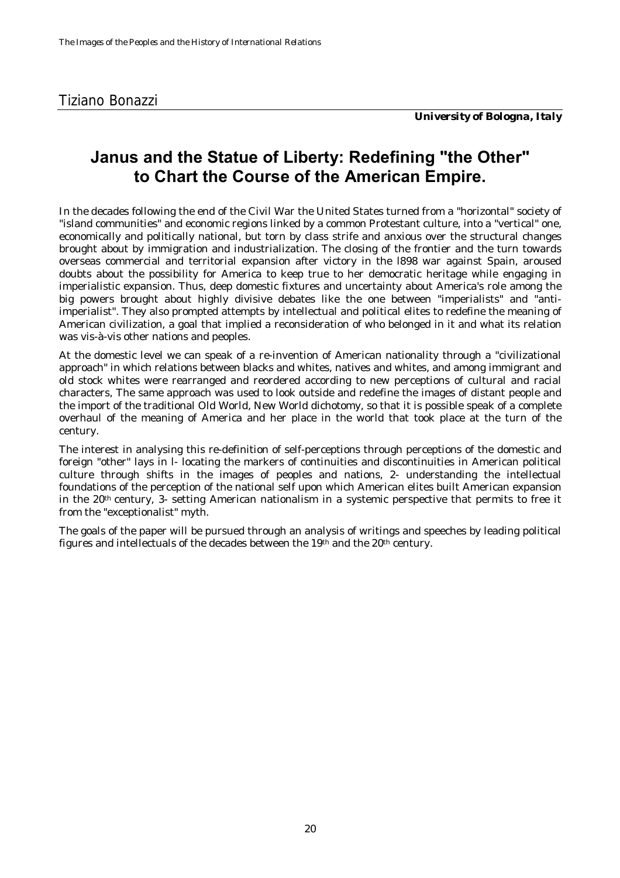Tiziano Bonazzi

***University of Bologna, Italy***

# Janus and the Statue of Liberty: Redefining "the Other" to Chart the Course of the American Empire.

In the decades following the end of the Civil War the United States turned from a "horizontal" society of "island communities" and economic regions linked by a common Protestant culture, into a "vertical" one, economically and politically national, but torn by class strife and anxious over the structural changes brought about by immigration and industrialization. The closing of the frontier and the turn towards overseas commercial and territorial expansion after victory in the l898 war against Spain, aroused doubts about the possibility for America to keep true to her democratic heritage while engaging in imperialistic expansion. Thus, deep domestic fixtures and uncertainty about America's role among the big powers brought about highly divisive debates like the one between "imperialists" and "anti-imperialist". They also prompted attempts by intellectual and political elites to redefine the meaning of American civilization, a goal that implied a reconsideration of who belonged in it and what its relation was vis-à-vis other nations and peoples.

At the domestic level we can speak of a re-invention of American nationality through a "civilizational approach" in which relations between blacks and whites, natives and whites, and among immigrant and old stock whites were rearranged and reordered according to new perceptions of cultural and racial characters, The same approach was used to look outside and redefine the images of distant people and the import of the traditional Old World, New World dichotomy, so that it is possible speak of a complete overhaul of the meaning of America and her place in the world that took place at the turn of the century.

The interest in analysing this re-definition of self-perceptions through perceptions of the domestic and foreign "other" lays in l- locating the markers of continuities and discontinuities in American political culture through shifts in the images of peoples and nations, 2- understanding the intellectual foundations of the perception of the national self upon which American elites built American expansion in the 20th century, 3- setting American nationalism in a systemic perspective that permits to free it from the "exceptionalist" myth.

The goals of the paper will be pursued through an analysis of writings and speeches by leading political figures and intellectuals of the decades between the 19th and the 20th century.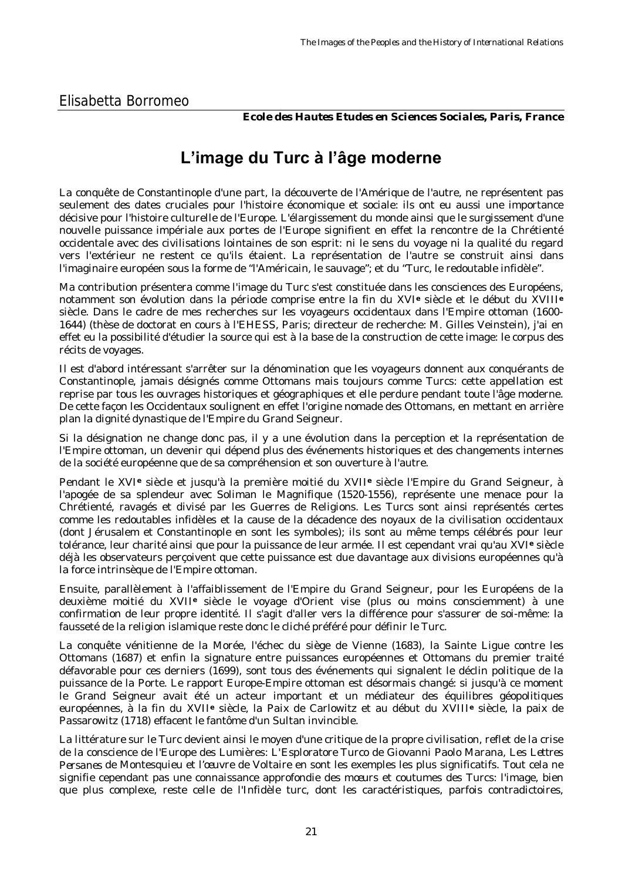Elisabetta Borromeo

**Ecole des Hautes Etudes en Sciences Sociales, Paris, France**

# L'image du Turc à l'âge moderne

La conquête de Constantinople d'une part, la découverte de l'Amérique de l'autre, ne représentent pas seulement des dates cruciales pour l'histoire économique et sociale: ils ont eu aussi une importance décisive pour l'histoire culturelle de l'Europe. L'élargissement du monde ainsi que le surgissement d'une nouvelle puissance impériale aux portes de l'Europe signifient en effet la rencontre de la Chrétienté occidentale avec des civilisations lointaines de son esprit: ni le sens du voyage ni la qualité du regard vers l'extérieur ne restent ce qu'ils étaient. La représentation de l'autre se construit ainsi dans l'imaginaire européen sous la forme de "l'Américain, le sauvage"; et du "Turc, le redoutable infidèle".

Ma contribution présentera comme l'image du Turc s'est constituée dans les consciences des Européens, notamment son évolution dans la période comprise entre la fin du XVI**e** siècle et le début du XVIII**e** siècle. Dans le cadre de mes recherches sur les voyageurs occidentaux dans l'Empire ottoman (1600-1644) (thèse de doctorat en cours à l'EHESS, Paris; directeur de recherche: M. Gilles Veinstein), j'ai en effet eu la possibilité d'étudier la source qui est à la base de la construction de cette image: le corpus des récits de voyages.

Il est d'abord intéressant s'arrêter sur la dénomination que les voyageurs donnent aux conquérants de Constantinople, jamais désignés comme Ottomans mais toujours comme Turcs: cette appellation est reprise par tous les ouvrages historiques et géographiques et elle perdure pendant toute l'âge moderne. De cette façon les Occidentaux soulignent en effet l'origine nomade des Ottomans, en mettant en arrière plan la dignité dynastique de l'Empire du Grand Seigneur.

Si la désignation ne change donc pas, il y a une évolution dans la perception et la représentation de l'Empire ottoman, un devenir qui dépend plus des événements historiques et des changements internes de la société européenne que de sa compréhension et son ouverture à l'autre.

Pendant le XVI**e** siècle et jusqu'à la première moitié du XVII**e** siècle l'Empire du Grand Seigneur, à l'apogée de sa splendeur avec Soliman le Magnifique (1520-1556), représente une menace pour la Chrétienté, ravagés et divisé par les Guerres de Religions. Les Turcs sont ainsi représentés certes comme les redoutables infidèles et la cause de la décadence des noyaux de la civilisation occidentaux (dont Jérusalem et Constantinople en sont les symboles); ils sont au même temps célébrés pour leur tolérance, leur charité ainsi que pour la puissance de leur armée. Il est cependant vrai qu'au XVI**e** siècle déjà les observateurs perçoivent que cette puissance est due davantage aux divisions européennes qu'à la force intrinsèque de l'Empire ottoman.

Ensuite, parallèlement à l'affaiblissement de l'Empire du Grand Seigneur, pour les Européens de la deuxième moitié du XVII**e** siècle le voyage d'Orient vise (plus ou moins consciemment) à une confirmation de leur propre identité. Il s'agit d'aller vers la différence pour s'assurer de soi-même: la fausseté de la religion islamique reste donc le cliché préféré pour définir le Turc.

La conquête vénitienne de la Morée, l'échec du siège de Vienne (1683), la Sainte Ligue contre les Ottomans (1687) et enfin la signature entre puissances européennes et Ottomans du premier traité défavorable pour ces derniers (1699), sont tous des événements qui signalent le déclin politique de la puissance de la Porte. Le rapport Europe-Empire ottoman est désormais changé: si jusqu'à ce moment le Grand Seigneur avait été un acteur important et un médiateur des équilibres géopolitiques européennes, à la fin du XVII**e** siècle, la Paix de Carlowitz et au début du XVIII**e** siècle, la paix de Passarowitz (1718) effacent le fantôme d'un Sultan invincible.

La littérature sur le Turc devient ainsi le moyen d'une critique de la propre civilisation, reflet de la crise de la conscience de l'Europe des Lumières: *L'Esploratore Turco* de Giovanni Paolo Marana, *Les Lettres Persanes* de Montesquieu et l'œuvre de Voltaire en sont les exemples les plus significatifs. Tout cela ne signifie cependant pas une connaissance approfondie des mœurs et coutumes des Turcs: l'image, bien que plus complexe, reste celle de l'Infidèle turc, dont les caractéristiques, parfois contradictoires,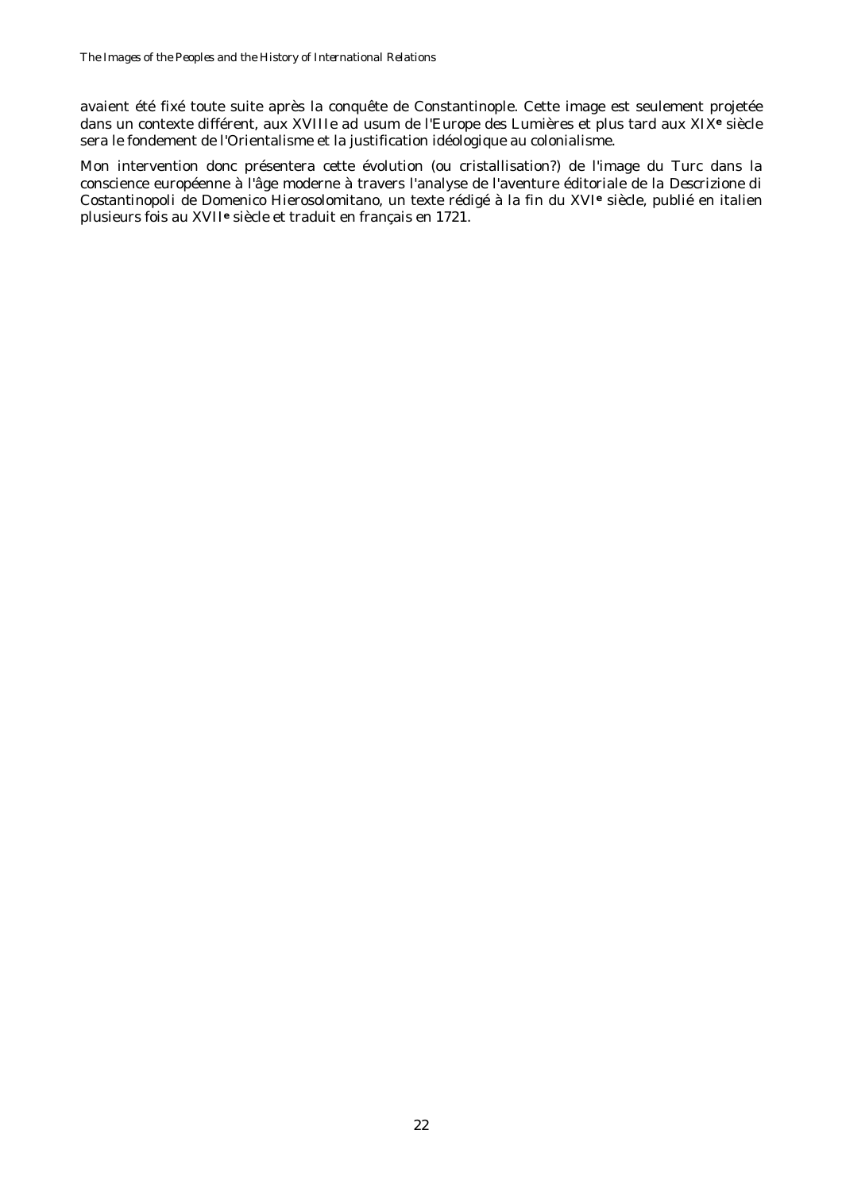avaient été fixé toute suite après la conquête de Constantinople. Cette image est seulement projetée dans un contexte différent, aux XVIIIe ad usum de l'Europe des Lumières et plus tard aux XIX**e** siècle sera le fondement de l'Orientalisme et la justification idéologique au colonialisme.

Mon intervention donc présentera cette évolution (ou cristallisation?) de l'image du Turc dans la conscience européenne à l'âge moderne à travers l'analyse de l'aventure éditoriale de la Descrizione di Costantinopoli de Domenico Hierosolomitano, un texte rédigé à la fin du XVI**e** siècle, publié en italien plusieurs fois au XVII**e** siècle et traduit en français en 1721.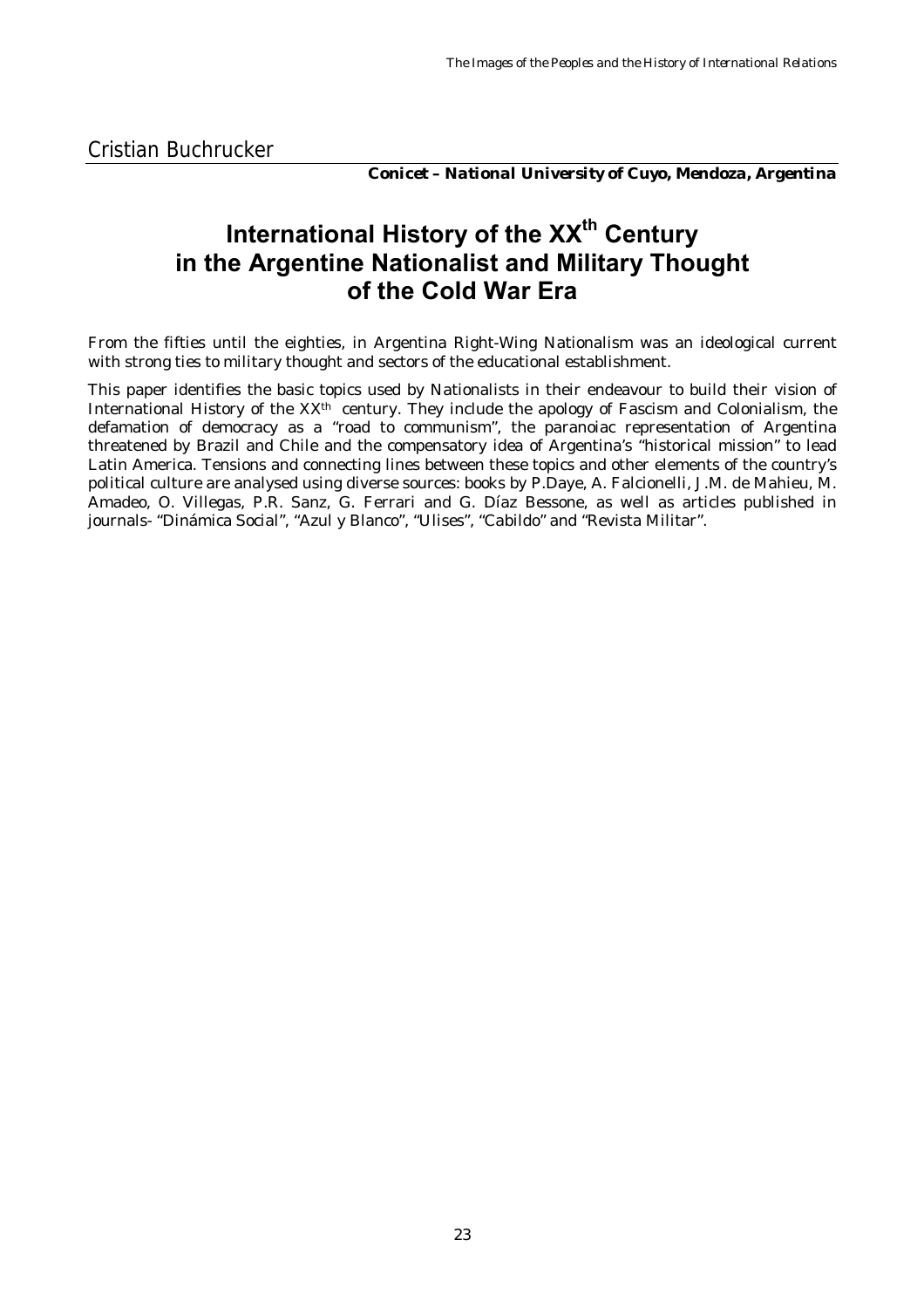Cristian Buchrucker

***Conicet – National University of Cuyo, Mendoza, Argentina***

# International History of the XX$^{th}$ Century in the Argentine Nationalist and Military Thought of the Cold War Era

From the fifties until the eighties, in Argentina Right-Wing Nationalism was an ideological current with strong ties to military thought and sectors of the educational establishment.

This paper identifies the basic topics used by Nationalists in their endeavour to build their vision of International History of the XX$^{th}$ century. They include the apology of Fascism and Colonialism, the defamation of democracy as a "road to communism", the paranoiac representation of Argentina threatened by Brazil and Chile and the compensatory idea of Argentina's "historical mission" to lead Latin America. Tensions and connecting lines between these topics and other elements of the country's political culture are analysed using diverse sources: books by P.Daye, A. Falcionelli, J.M. de Mahieu, M. Amadeo, O. Villegas, P.R. Sanz, G. Ferrari and G. Díaz Bessone, as well as articles published in journals- "Dinámica Social", "Azul y Blanco", "Ulises", "Cabildo" and "Revista Militar".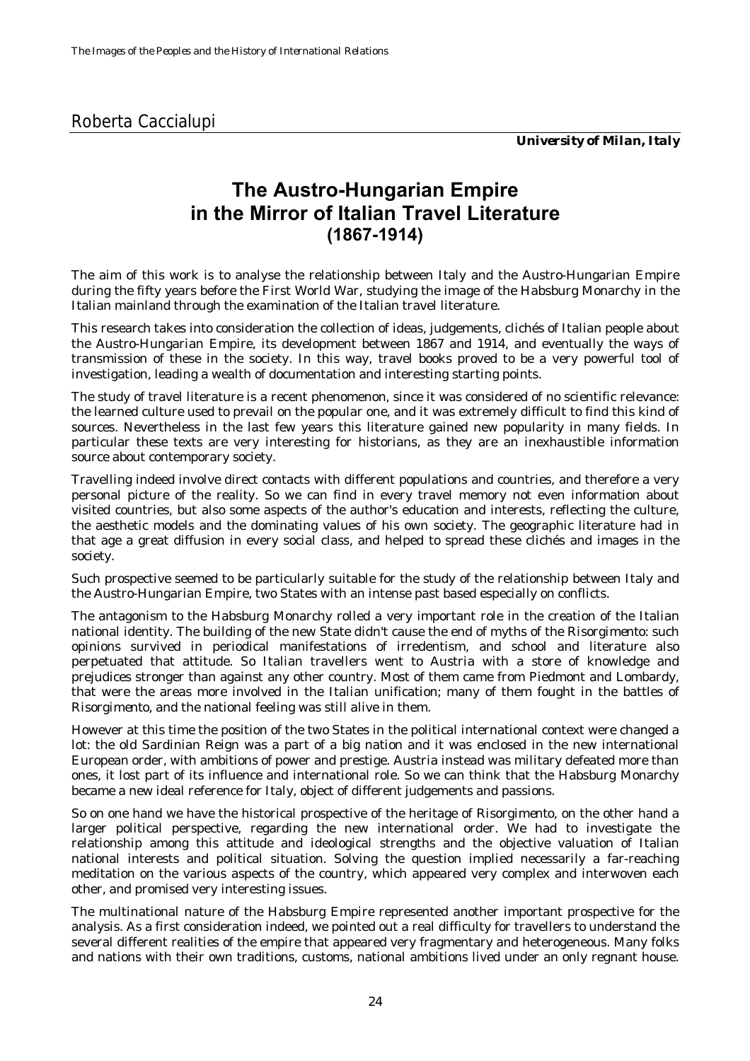Roberta Caccialupi

***University of Milan, Italy***

# The Austro-Hungarian Empire in the Mirror of Italian Travel Literature (1867-1914)

The aim of this work is to analyse the relationship between Italy and the Austro-Hungarian Empire during the fifty years before the First World War, studying the image of the Habsburg Monarchy in the Italian mainland through the examination of the Italian travel literature.

This research takes into consideration the collection of ideas, judgements, clichés of Italian people about the Austro-Hungarian Empire, its development between 1867 and 1914, and eventually the ways of transmission of these in the society. In this way, travel books proved to be a very powerful tool of investigation, leading a wealth of documentation and interesting starting points.

The study of travel literature is a recent phenomenon, since it was considered of no scientific relevance: the learned culture used to prevail on the popular one, and it was extremely difficult to find this kind of sources. Nevertheless in the last few years this literature gained new popularity in many fields. In particular these texts are very interesting for historians, as they are an inexhaustible information source about contemporary society.

Travelling indeed involve direct contacts with different populations and countries, and therefore a very personal picture of the reality. So we can find in every travel memory not even information about visited countries, but also some aspects of the author's education and interests, reflecting the culture, the aesthetic models and the dominating values of his own society. The geographic literature had in that age a great diffusion in every social class, and helped to spread these clichés and images in the society.

Such prospective seemed to be particularly suitable for the study of the relationship between Italy and the Austro-Hungarian Empire, two States with an intense past based especially on conflicts.

The antagonism to the Habsburg Monarchy rolled a very important role in the creation of the Italian national identity. The building of the new State didn't cause the end of myths of the *Risorgimento*: such opinions survived in periodical manifestations of irredentism, and school and literature also perpetuated that attitude. So Italian travellers went to Austria with a store of knowledge and prejudices stronger than against any other country. Most of them came from Piedmont and Lombardy, that were the areas more involved in the Italian unification; many of them fought in the battles of *Risorgimento*, and the national feeling was still alive in them.

However at this time the position of the two States in the political international context were changed a lot: the old Sardinian Reign was a part of a big nation and it was enclosed in the new international European order, with ambitions of power and prestige. Austria instead was military defeated more than ones, it lost part of its influence and international role. So we can think that the Habsburg Monarchy became a new ideal reference for Italy, object of different judgements and passions.

So on one hand we have the historical prospective of the heritage of *Risorgimento*, on the other hand a larger political perspective, regarding the new international order. We had to investigate the relationship among this attitude and ideological strengths and the objective valuation of Italian national interests and political situation. Solving the question implied necessarily a far-reaching meditation on the various aspects of the country, which appeared very complex and interwoven each other, and promised very interesting issues.

The multinational nature of the Habsburg Empire represented another important prospective for the analysis. As a first consideration indeed, we pointed out a real difficulty for travellers to understand the several different realities of the empire that appeared very fragmentary and heterogeneous. Many folks and nations with their own traditions, customs, national ambitions lived under an only regnant house.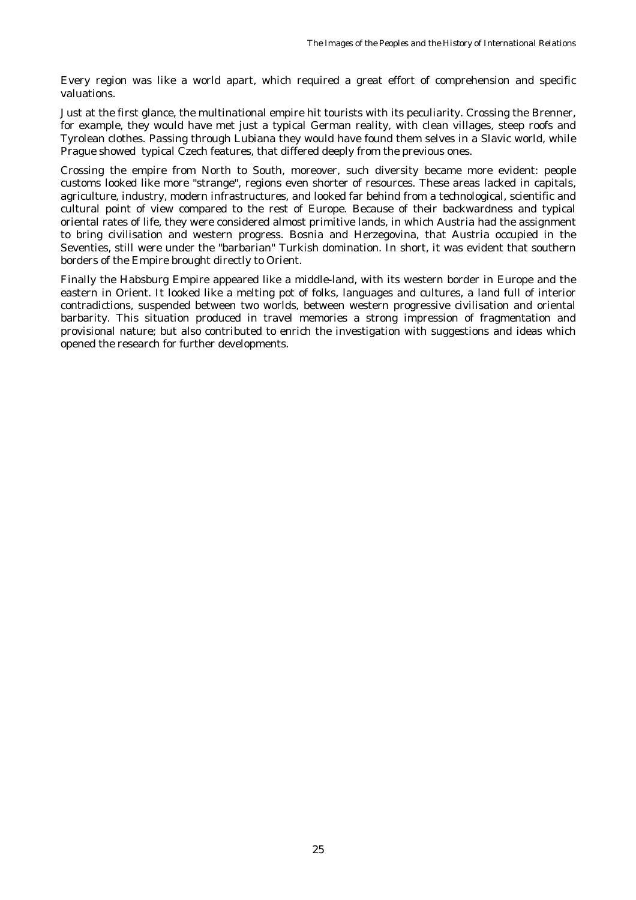Every region was like a world apart, which required a great effort of comprehension and specific valuations.

Just at the first glance, the multinational empire hit tourists with its peculiarity. Crossing the Brenner, for example, they would have met just a typical German reality, with clean villages, steep roofs and Tyrolean clothes. Passing through Lubiana they would have found them selves in a Slavic world, while Prague showed typical Czech features, that differed deeply from the previous ones.

Crossing the empire from North to South, moreover, such diversity became more evident: people customs looked like more "strange", regions even shorter of resources. These areas lacked in capitals, agriculture, industry, modern infrastructures, and looked far behind from a technological, scientific and cultural point of view compared to the rest of Europe. Because of their backwardness and typical oriental rates of life, they were considered almost primitive lands, in which Austria had the assignment to bring civilisation and western progress. Bosnia and Herzegovina, that Austria occupied in the Seventies, still were under the "barbarian" Turkish domination. In short, it was evident that southern borders of the Empire brought directly to Orient.

Finally the Habsburg Empire appeared like a middle-land, with its western border in Europe and the eastern in Orient. It looked like a melting pot of folks, languages and cultures, a land full of interior contradictions, suspended between two worlds, between western progressive civilisation and oriental barbarity. This situation produced in travel memories a strong impression of fragmentation and provisional nature; but also contributed to enrich the investigation with suggestions and ideas which opened the research for further developments.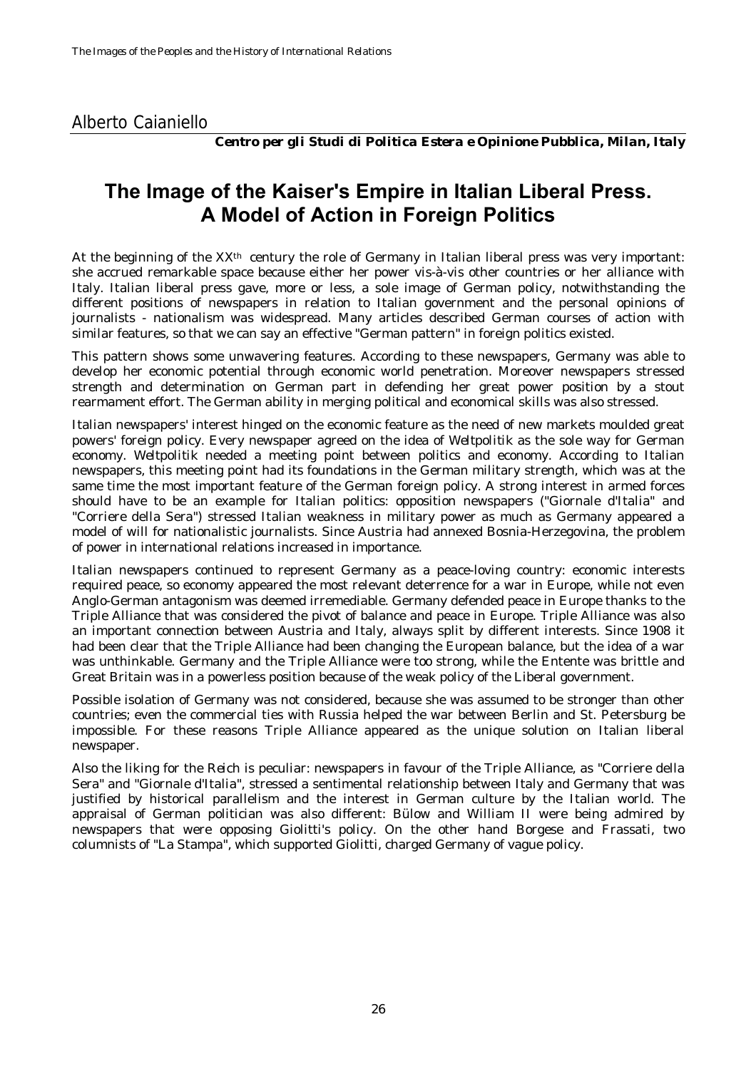Alberto Caianiello

***Centro per gli Studi di Politica Estera e Opinione Pubblica, Milan, Italy***

# The Image of the Kaiser's Empire in Italian Liberal Press. A Model of Action in Foreign Politics

At the beginning of the XX[th] century the role of Germany in Italian liberal press was very important: she accrued remarkable space because either her power vis-à-vis other countries or her alliance with Italy. Italian liberal press gave, more or less, a sole image of German policy, notwithstanding the different positions of newspapers in relation to Italian government and the personal opinions of journalists - nationalism was widespread. Many articles described German courses of action with similar features, so that we can say an effective "German pattern" in foreign politics existed.

This pattern shows some unwavering features. According to these newspapers, Germany was able to develop her economic potential through economic world penetration. Moreover newspapers stressed strength and determination on German part in defending her great power position by a stout rearmament effort. The German ability in merging political and economical skills was also stressed.

Italian newspapers' interest hinged on the economic feature as the need of new markets moulded great powers' foreign policy. Every newspaper agreed on the idea of *Weltpolitik* as the sole way for German economy. *Weltpolitik* needed a meeting point between politics and economy. According to Italian newspapers, this meeting point had its foundations in the German military strength, which was at the same time the most important feature of the German foreign policy. A strong interest in armed forces should have to be an example for Italian politics: opposition newspapers ("Giornale d'Italia" and "Corriere della Sera") stressed Italian weakness in military power as much as Germany appeared a model of will for nationalistic journalists. Since Austria had annexed Bosnia-Herzegovina, the problem of power in international relations increased in importance.

Italian newspapers continued to represent Germany as a peace-loving country: economic interests required peace, so economy appeared the most relevant deterrence for a war in Europe, while not even Anglo-German antagonism was deemed irremediable. Germany defended peace in Europe thanks to the Triple Alliance that was considered the pivot of balance and peace in Europe. Triple Alliance was also an important connection between Austria and Italy, always split by different interests. Since 1908 it had been clear that the Triple Alliance had been changing the European balance, but the idea of a war was unthinkable. Germany and the Triple Alliance were too strong, while the Entente was brittle and Great Britain was in a powerless position because of the weak policy of the Liberal government.

Possible isolation of Germany was not considered, because she was assumed to be stronger than other countries; even the commercial ties with Russia helped the war between Berlin and St. Petersburg be impossible. For these reasons Triple Alliance appeared as the unique solution on Italian liberal newspaper.

Also the liking for the *Reich* is peculiar: newspapers in favour of the Triple Alliance, as "Corriere della Sera" and "Giornale d'Italia", stressed a sentimental relationship between Italy and Germany that was justified by historical parallelism and the interest in German culture by the Italian world. The appraisal of German politician was also different: Bülow and William II were being admired by newspapers that were opposing Giolitti's policy. On the other hand Borgese and Frassati, two columnists of "La Stampa", which supported Giolitti, charged Germany of vague policy.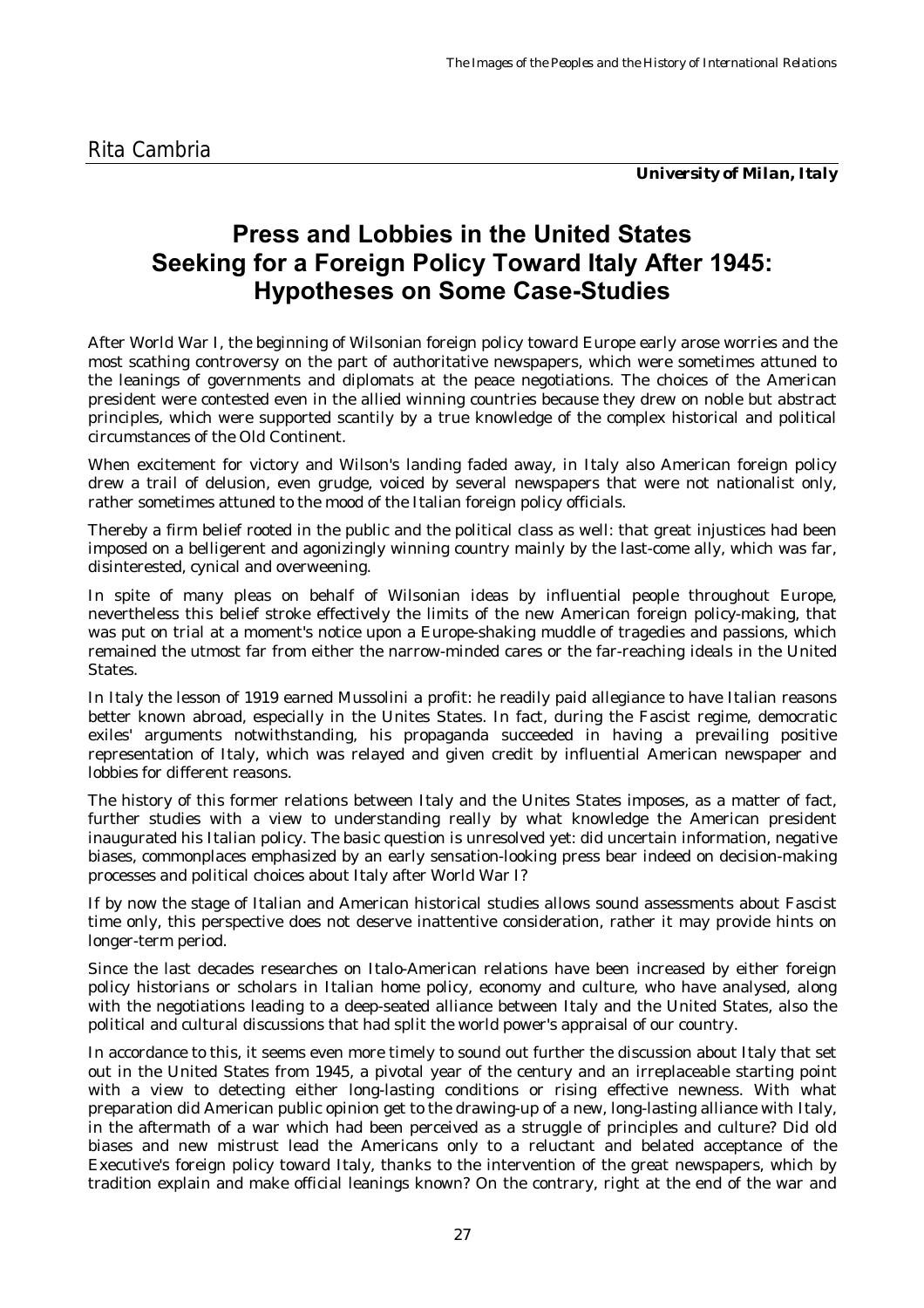Rita Cambria

***University of Milan, Italy***

# Press and Lobbies in the United States Seeking for a Foreign Policy Toward Italy After 1945: Hypotheses on Some Case-Studies

After World War I, the beginning of Wilsonian foreign policy toward Europe early arose worries and the most scathing controversy on the part of authoritative newspapers, which were sometimes attuned to the leanings of governments and diplomats at the peace negotiations. The choices of the American president were contested even in the allied winning countries because they drew on noble but abstract principles, which were supported scantily by a true knowledge of the complex historical and political circumstances of the Old Continent.

When excitement for victory and Wilson's landing faded away, in Italy also American foreign policy drew a trail of delusion, even grudge, voiced by several newspapers that were not nationalist only, rather sometimes attuned to the mood of the Italian foreign policy officials.

Thereby a firm belief rooted in the public and the political class as well: that great injustices had been imposed on a belligerent and agonizingly winning country mainly by the last-come ally, which was far, disinterested, cynical and overweening.

In spite of many pleas on behalf of Wilsonian ideas by influential people throughout Europe, nevertheless this belief stroke effectively the limits of the new American foreign policy-making, that was put on trial at a moment's notice upon a Europe-shaking muddle of tragedies and passions, which remained the utmost far from either the narrow-minded cares or the far-reaching ideals in the United States.

In Italy the lesson of 1919 earned Mussolini a profit: he readily paid allegiance to have Italian reasons better known abroad, especially in the Unites States. In fact, during the Fascist regime, democratic exiles' arguments notwithstanding, his propaganda succeeded in having a prevailing positive representation of Italy, which was relayed and given credit by influential American newspaper and lobbies for different reasons.

The history of this former relations between Italy and the Unites States imposes, as a matter of fact, further studies with a view to understanding really by what knowledge the American president inaugurated his Italian policy. The basic question is unresolved yet: did uncertain information, negative biases, commonplaces emphasized by an early sensation-looking press bear indeed on decision-making processes and political choices about Italy after World War I?

If by now the stage of Italian and American historical studies allows sound assessments about Fascist time only, this perspective does not deserve inattentive consideration, rather it may provide hints on longer-term period.

Since the last decades researches on Italo-American relations have been increased by either foreign policy historians or scholars in Italian home policy, economy and culture, who have analysed, along with the negotiations leading to a deep-seated alliance between Italy and the United States, also the political and cultural discussions that had split the world power's appraisal of our country.

In accordance to this, it seems even more timely to sound out further the discussion about Italy that set out in the United States from 1945, a pivotal year of the century and an irreplaceable starting point with a view to detecting either long-lasting conditions or rising effective newness. With what preparation did American public opinion get to the drawing-up of a new, long-lasting alliance with Italy, in the aftermath of a war which had been perceived as a struggle of principles and culture? Did old biases and new mistrust lead the Americans only to a reluctant and belated acceptance of the Executive's foreign policy toward Italy, thanks to the intervention of the great newspapers, which by tradition explain and make official leanings known? On the contrary, right at the end of the war and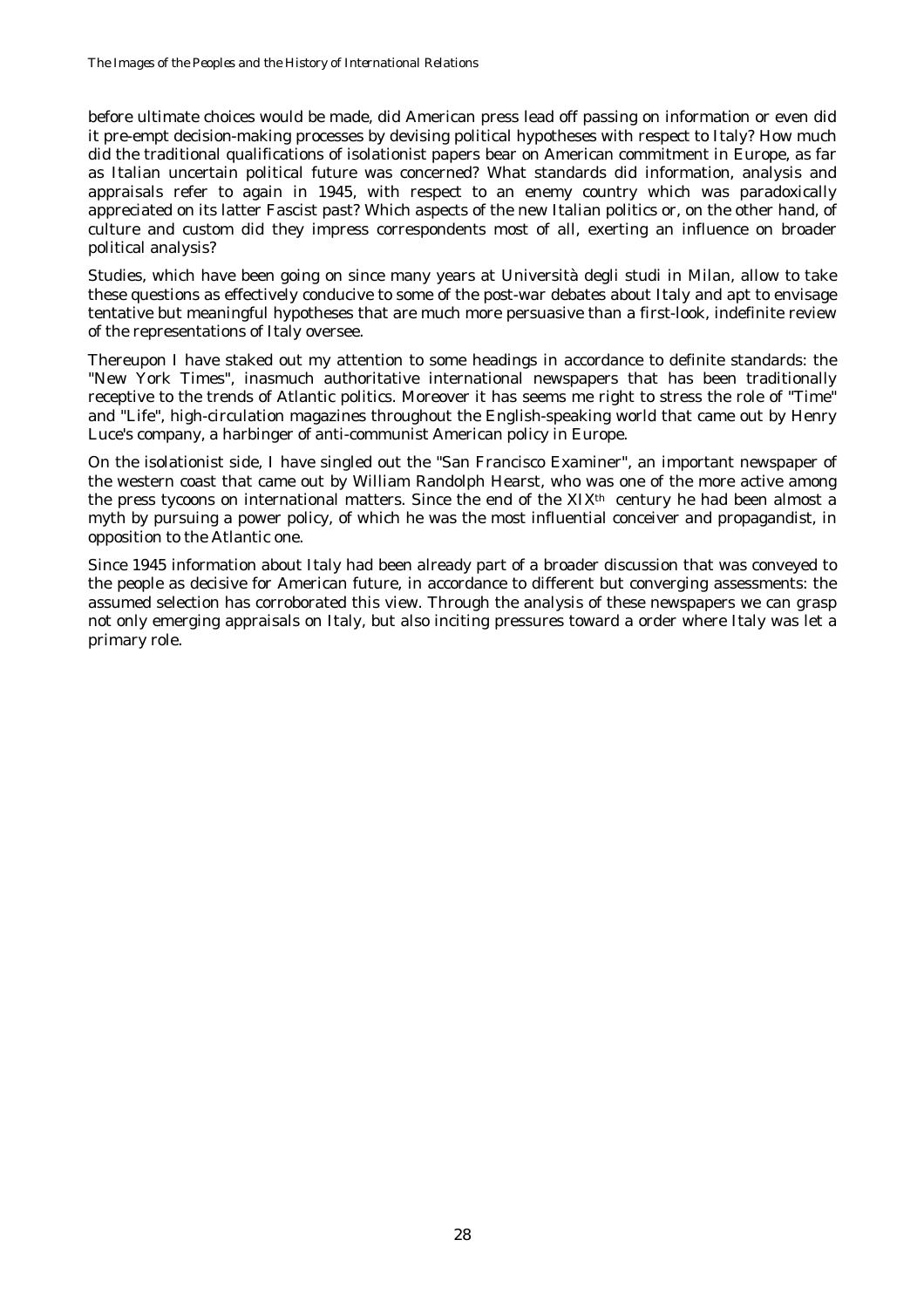before ultimate choices would be made, did American press lead off passing on information or even did it pre-empt decision-making processes by devising political hypotheses with respect to Italy? How much did the traditional qualifications of isolationist papers bear on American commitment in Europe, as far as Italian uncertain political future was concerned? What standards did information, analysis and appraisals refer to again in 1945, with respect to an enemy country which was paradoxically appreciated on its latter Fascist past? Which aspects of the new Italian politics or, on the other hand, of culture and custom did they impress correspondents most of all, exerting an influence on broader political analysis?

Studies, which have been going on since many years at Università degli studi in Milan, allow to take these questions as effectively conducive to some of the post-war debates about Italy and apt to envisage tentative but meaningful hypotheses that are much more persuasive than a first-look, indefinite review of the representations of Italy oversee.

Thereupon I have staked out my attention to some headings in accordance to definite standards: the "New York Times", inasmuch authoritative international newspapers that has been traditionally receptive to the trends of Atlantic politics. Moreover it has seems me right to stress the role of "Time" and "Life", high-circulation magazines throughout the English-speaking world that came out by Henry Luce's company, a harbinger of anti-communist American policy in Europe.

On the isolationist side, I have singled out the "San Francisco Examiner", an important newspaper of the western coast that came out by William Randolph Hearst, who was one of the more active among the press tycoons on international matters. Since the end of the XIX[th] century he had been almost a myth by pursuing a power policy, of which he was the most influential conceiver and propagandist, in opposition to the Atlantic one.

Since 1945 information about Italy had been already part of a broader discussion that was conveyed to the people as decisive for American future, in accordance to different but converging assessments: the assumed selection has corroborated this view. Through the analysis of these newspapers we can grasp not only emerging appraisals on Italy, but also inciting pressures toward a order where Italy was let a primary role.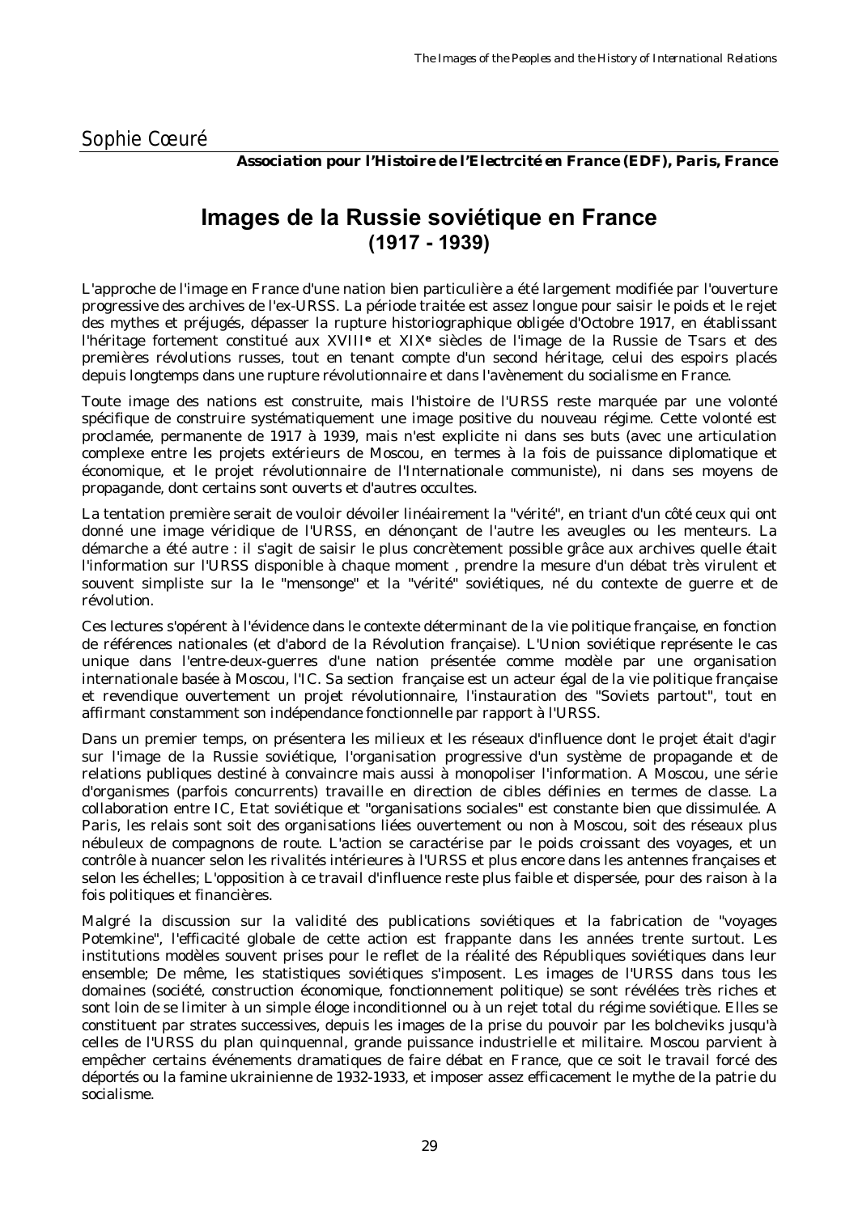Sophie Cœuré

**Association pour l'Histoire de l'Electrcité en France (EDF), Paris, France**

# Images de la Russie soviétique en France (1917 - 1939)

L'approche de l'image en France d'une nation bien particulière a été largement modifiée par l'ouverture progressive des archives de l'ex-URSS. La période traitée est assez longue pour saisir le poids et le rejet des mythes et préjugés, dépasser la rupture historiographique obligée d'Octobre 1917, en établissant l'héritage fortement constitué aux XVIII**e** et XIX**e** siècles de l'image de la Russie de Tsars et des premières révolutions russes, tout en tenant compte d'un second héritage, celui des espoirs placés depuis longtemps dans une rupture révolutionnaire et dans l'avènement du socialisme en France.

Toute image des nations est construite, mais l'histoire de l'URSS reste marquée par une volonté spécifique de construire systématiquement une image positive du nouveau régime. Cette volonté est proclamée, permanente de 1917 à 1939, mais n'est explicite ni dans ses buts (avec une articulation complexe entre les projets extérieurs de Moscou, en termes à la fois de puissance diplomatique et économique, et le projet révolutionnaire de l'Internationale communiste), ni dans ses moyens de propagande, dont certains sont ouverts et d'autres occultes.

La tentation première serait de vouloir dévoiler linéairement la "vérité", en triant d'un côté ceux qui ont donné une image véridique de l'URSS, en dénonçant de l'autre les aveugles ou les menteurs. La démarche a été autre : il s'agit de saisir le plus concrètement possible grâce aux archives quelle était l'information sur l'URSS disponible à chaque moment , prendre la mesure d'un débat très virulent et souvent simpliste sur la le "mensonge" et la "vérité" soviétiques, né du contexte de guerre et de révolution.

Ces lectures s'opèrent à l'évidence dans le contexte déterminant de la vie politique française, en fonction de références nationales (et d'abord de la Révolution française). L'Union soviétique représente le cas unique dans l'entre-deux-guerres d'une nation présentée comme modèle par une organisation internationale basée à Moscou, l'IC. Sa section française est un acteur égal de la vie politique française et revendique ouvertement un projet révolutionnaire, l'instauration des "Soviets partout", tout en affirmant constamment son indépendance fonctionnelle par rapport à l'URSS.

Dans un premier temps, on présentera les milieux et les réseaux d'influence dont le projet était d'agir sur l'image de la Russie soviétique, l'organisation progressive d'un système de propagande et de relations publiques destiné à convaincre mais aussi à monopoliser l'information. A Moscou, une série d'organismes (parfois concurrents) travaille en direction de cibles définies en termes de classe. La collaboration entre IC, Etat soviétique et "organisations sociales" est constante bien que dissimulée. A Paris, les relais sont soit des organisations liées ouvertement ou non à Moscou, soit des réseaux plus nébuleux de compagnons de route. L'action se caractérise par le poids croissant des voyages, et un contrôle à nuancer selon les rivalités intérieures à l'URSS et plus encore dans les antennes françaises et selon les échelles; L'opposition à ce travail d'influence reste plus faible et dispersée, pour des raison à la fois politiques et financières.

Malgré la discussion sur la validité des publications soviétiques et la fabrication de "voyages Potemkine", l'efficacité globale de cette action est frappante dans les années trente surtout. Les institutions modèles souvent prises pour le reflet de la réalité des Républiques soviétiques dans leur ensemble; De même, les statistiques soviétiques s'imposent. Les images de l'URSS dans tous les domaines (société, construction économique, fonctionnement politique) se sont révélées très riches et sont loin de se limiter à un simple éloge inconditionnel ou à un rejet total du régime soviétique. Elles se constituent par strates successives, depuis les images de la prise du pouvoir par les bolcheviks jusqu'à celles de l'URSS du plan quinquennal, grande puissance industrielle et militaire. Moscou parvient à empêcher certains événements dramatiques de faire débat en France, que ce soit le travail forcé des déportés ou la famine ukrainienne de 1932-1933, et imposer assez efficacement le mythe de la patrie du socialisme.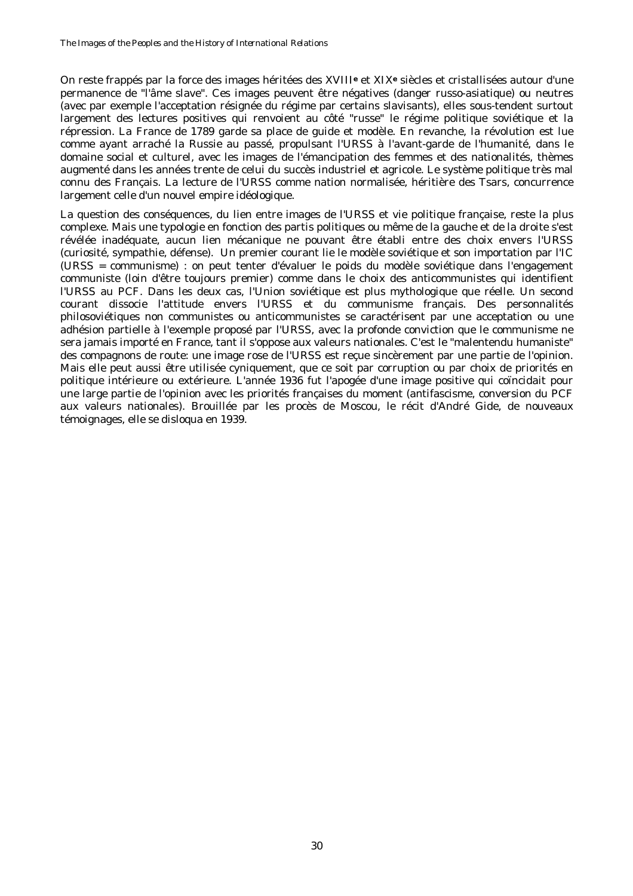On reste frappés par la force des images héritées des XVIII[e] et XIX[e] siècles et cristallisées autour d'une permanence de "l'âme slave". Ces images peuvent être négatives (danger russo-asiatique) ou neutres (avec par exemple l'acceptation résignée du régime par certains slavisants), elles sous-tendent surtout largement des lectures positives qui renvoient au côté "russe" le régime politique soviétique et la répression. La France de 1789 garde sa place de guide et modèle. En revanche, la révolution est lue comme ayant arraché la Russie au passé, propulsant l'URSS à l'avant-garde de l'humanité, dans le domaine social et culturel, avec les images de l'émancipation des femmes et des nationalités, thèmes augmenté dans les années trente de celui du succès industriel et agricole. Le système politique très mal connu des Français. La lecture de l'URSS comme nation normalisée, héritière des Tsars, concurrence largement celle d'un nouvel empire idéologique.

La question des conséquences, du lien entre images de l'URSS et vie politique française, reste la plus complexe. Mais une typologie en fonction des partis politiques ou même de la gauche et de la droite s'est révélée inadéquate, aucun lien mécanique ne pouvant être établi entre des choix envers l'URSS (curiosité, sympathie, défense). Un premier courant lie le modèle soviétique et son importation par l'IC (URSS = communisme) : on peut tenter d'évaluer le poids du modèle soviétique dans l'engagement communiste (loin d'être toujours premier) comme dans le choix des anticommunistes qui identifient l'URSS au PCF. Dans les deux cas, l'Union soviétique est plus mythologique que réelle. Un second courant dissocie l'attitude envers l'URSS et du communisme français. Des personnalités philosoviétiques non communistes ou anticommunistes se caractérisent par une acceptation ou une adhésion partielle à l'exemple proposé par l'URSS, avec la profonde conviction que le communisme ne sera jamais importé en France, tant il s'oppose aux valeurs nationales. C'est le "malentendu humaniste" des compagnons de route: une image rose de l'URSS est reçue sincèrement par une partie de l'opinion. Mais elle peut aussi être utilisée cyniquement, que ce soit par corruption ou par choix de priorités en politique intérieure ou extérieure. L'année 1936 fut l'apogée d'une image positive qui coïncidait pour une large partie de l'opinion avec les priorités françaises du moment (antifascisme, conversion du PCF aux valeurs nationales). Brouillée par les procès de Moscou, le récit d'André Gide, de nouveaux témoignages, elle se disloqua en 1939.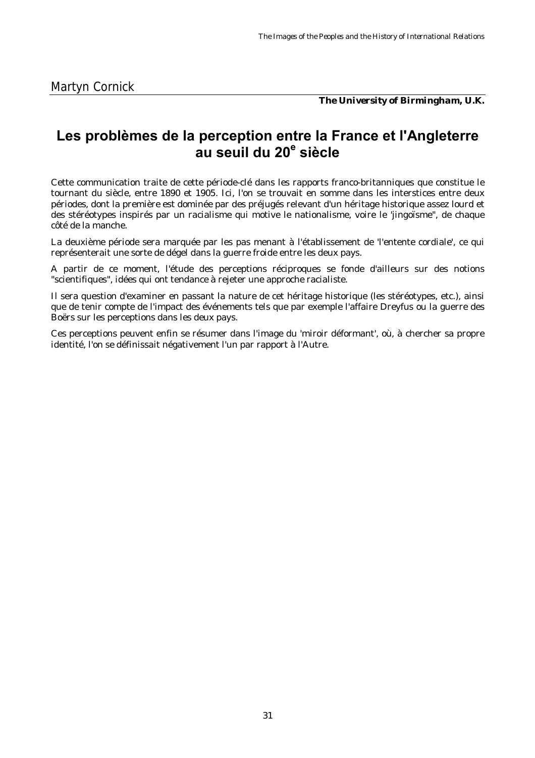Martyn Cornick

***The University of Birmingham, U.K.***

# Les problèmes de la perception entre la France et l'Angleterre au seuil du 20e siècle

Cette communication traite de cette période-clé dans les rapports franco-britanniques que constitue le tournant du siècle, entre 1890 et 1905. Ici, l'on se trouvait en somme dans les interstices entre deux périodes, dont la première est dominée par des préjugés relevant d'un héritage historique assez lourd et des stéréotypes inspirés par un racialisme qui motive le nationalisme, voire le 'jingoïsme'', de chaque côté de la manche.

La deuxième période sera marquée par les pas menant à l'établissement de 'l'entente cordiale', ce qui représenterait une sorte de dégel dans la guerre froide entre les deux pays.

A partir de ce moment, l'étude des perceptions réciproques se fonde d'ailleurs sur des notions "scientifiques", idées qui ont tendance à rejeter une approche racialiste.

Il sera question d'examiner en passant la nature de cet héritage historique (les stéréotypes, etc.), ainsi que de tenir compte de l'impact des événements tels que par exemple l'affaire Dreyfus ou la guerre des Boërs sur les perceptions dans les deux pays.

Ces perceptions peuvent enfin se résumer dans l'image du 'miroir déformant', où, à chercher sa propre identité, l'on se définissait négativement l'un par rapport à l'Autre.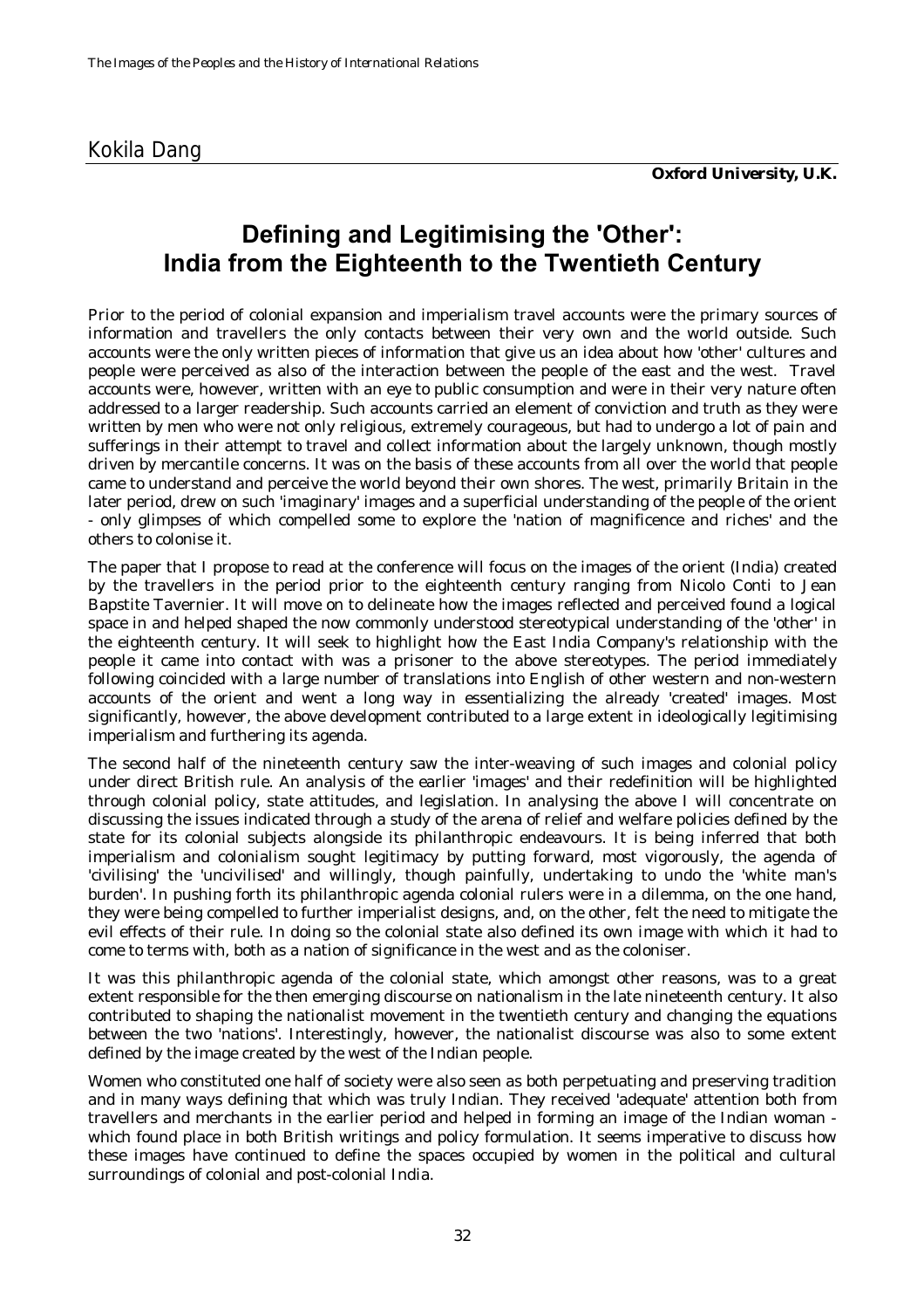Kokila Dang

**Oxford University, U.K.**

# Defining and Legitimising the 'Other': India from the Eighteenth to the Twentieth Century

Prior to the period of colonial expansion and imperialism travel accounts were the primary sources of information and travellers the only contacts between their very own and the world outside. Such accounts were the only written pieces of information that give us an idea about how 'other' cultures and people were perceived as also of the interaction between the people of the east and the west. Travel accounts were, however, written with an eye to public consumption and were in their very nature often addressed to a larger readership. Such accounts carried an element of conviction and truth as they were written by men who were not only religious, extremely courageous, but had to undergo a lot of pain and sufferings in their attempt to travel and collect information about the largely unknown, though mostly driven by mercantile concerns. It was on the basis of these accounts from all over the world that people came to understand and perceive the world beyond their own shores. The west, primarily Britain in the later period, drew on such 'imaginary' images and a superficial understanding of the people of the orient - only glimpses of which compelled some to explore the 'nation of magnificence and riches' and the others to colonise it.

The paper that I propose to read at the conference will focus on the images of the orient (India) created by the travellers in the period prior to the eighteenth century ranging from Nicolo Conti to Jean Bapstite Tavernier. It will move on to delineate how the images reflected and perceived found a logical space in and helped shaped the now commonly understood stereotypical understanding of the 'other' in the eighteenth century. It will seek to highlight how the East India Company's relationship with the people it came into contact with was a prisoner to the above stereotypes. The period immediately following coincided with a large number of translations into English of other western and non-western accounts of the orient and went a long way in essentializing the already 'created' images. Most significantly, however, the above development contributed to a large extent in ideologically legitimising imperialism and furthering its agenda.

The second half of the nineteenth century saw the inter-weaving of such images and colonial policy under direct British rule. An analysis of the earlier 'images' and their redefinition will be highlighted through colonial policy, state attitudes, and legislation. In analysing the above I will concentrate on discussing the issues indicated through a study of the arena of relief and welfare policies defined by the state for its colonial subjects alongside its philanthropic endeavours. It is being inferred that both imperialism and colonialism sought legitimacy by putting forward, most vigorously, the agenda of 'civilising' the 'uncivilised' and willingly, though painfully, undertaking to undo the 'white man's burden'. In pushing forth its philanthropic agenda colonial rulers were in a dilemma, on the one hand, they were being compelled to further imperialist designs, and, on the other, felt the need to mitigate the evil effects of their rule. In doing so the colonial state also defined its own image with which it had to come to terms with, both as a nation of significance in the west and as the coloniser.

It was this philanthropic agenda of the colonial state, which amongst other reasons, was to a great extent responsible for the then emerging discourse on nationalism in the late nineteenth century. It also contributed to shaping the nationalist movement in the twentieth century and changing the equations between the two 'nations'. Interestingly, however, the nationalist discourse was also to some extent defined by the image created by the west of the Indian people.

Women who constituted one half of society were also seen as both perpetuating and preserving tradition and in many ways defining that which was truly Indian. They received 'adequate' attention both from travellers and merchants in the earlier period and helped in forming an image of the Indian woman - which found place in both British writings and policy formulation. It seems imperative to discuss how these images have continued to define the spaces occupied by women in the political and cultural surroundings of colonial and post-colonial India.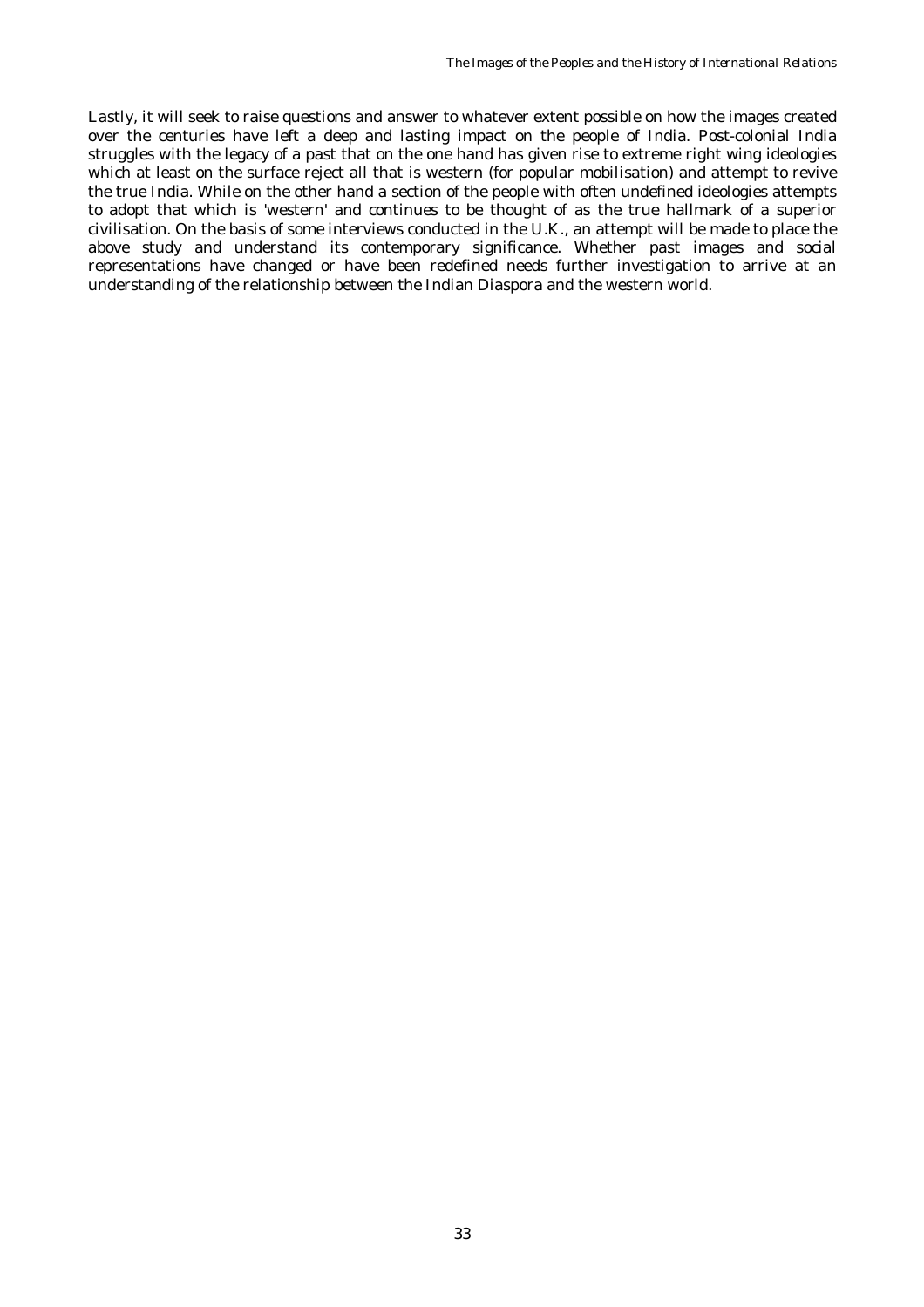Lastly, it will seek to raise questions and answer to whatever extent possible on how the images created over the centuries have left a deep and lasting impact on the people of India. Post-colonial India struggles with the legacy of a past that on the one hand has given rise to extreme right wing ideologies which at least on the surface reject all that is western (for popular mobilisation) and attempt to revive the true India. While on the other hand a section of the people with often undefined ideologies attempts to adopt that which is 'western' and continues to be thought of as the true hallmark of a superior civilisation. On the basis of some interviews conducted in the U.K., an attempt will be made to place the above study and understand its contemporary significance. Whether past images and social representations have changed or have been redefined needs further investigation to arrive at an understanding of the relationship between the Indian Diaspora and the western world.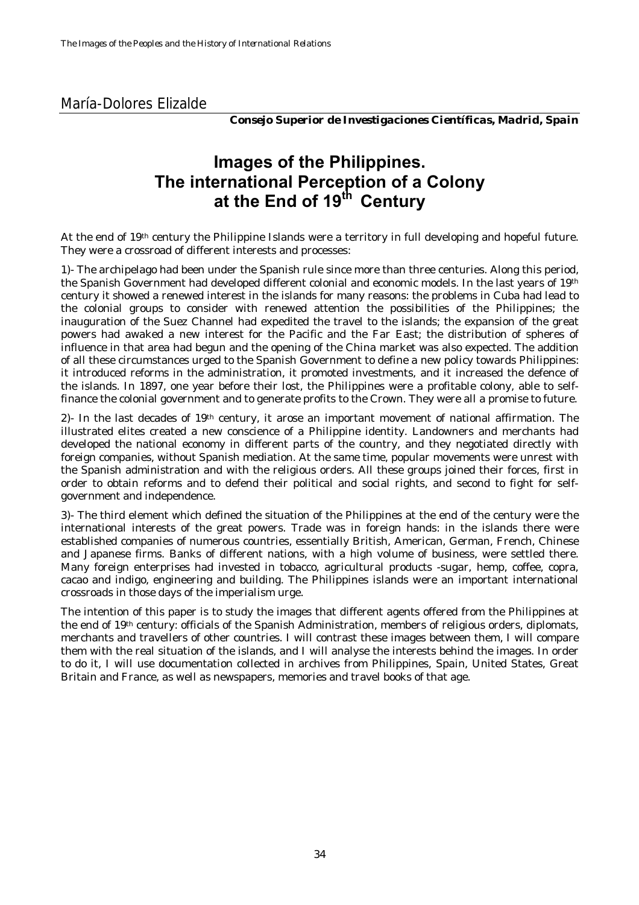María-Dolores Elizalde

***Consejo Superior de Investigaciones Científicas, Madrid, Spain***

# Images of the Philippines. The international Perception of a Colony at the End of 19th Century

At the end of 19th century the Philippine Islands were a territory in full developing and hopeful future. They were a crossroad of different interests and processes:

1)- The archipelago had been under the Spanish rule since more than three centuries. Along this period, the Spanish Government had developed different colonial and economic models. In the last years of 19th century it showed a renewed interest in the islands for many reasons: the problems in Cuba had lead to the colonial groups to consider with renewed attention the possibilities of the Philippines; the inauguration of the Suez Channel had expedited the travel to the islands; the expansion of the great powers had awaked a new interest for the Pacific and the Far East; the distribution of spheres of influence in that area had begun and the opening of the China market was also expected. The addition of all these circumstances urged to the Spanish Government to define a new policy towards Philippines: it introduced reforms in the administration, it promoted investments, and it increased the defence of the islands. In 1897, one year before their lost, the Philippines were a profitable colony, able to self-finance the colonial government and to generate profits to the Crown. They were all a promise to future.

2)- In the last decades of 19th century, it arose an important movement of national affirmation. The illustrated elites created a new conscience of a Philippine identity. Landowners and merchants had developed the national economy in different parts of the country, and they negotiated directly with foreign companies, without Spanish mediation. At the same time, popular movements were unrest with the Spanish administration and with the religious orders. All these groups joined their forces, first in order to obtain reforms and to defend their political and social rights, and second to fight for self-government and independence.

3)- The third element which defined the situation of the Philippines at the end of the century were the international interests of the great powers. Trade was in foreign hands: in the islands there were established companies of numerous countries, essentially British, American, German, French, Chinese and Japanese firms. Banks of different nations, with a high volume of business, were settled there. Many foreign enterprises had invested in tobacco, agricultural products -sugar, hemp, coffee, copra, cacao and indigo, engineering and building. The Philippines islands were an important international crossroads in those days of the imperialism urge.

The intention of this paper is to study the images that different agents offered from the Philippines at the end of 19th century: officials of the Spanish Administration, members of religious orders, diplomats, merchants and travellers of other countries. I will contrast these images between them, I will compare them with the real situation of the islands, and I will analyse the interests behind the images. In order to do it, I will use documentation collected in archives from Philippines, Spain, United States, Great Britain and France, as well as newspapers, memories and travel books of that age.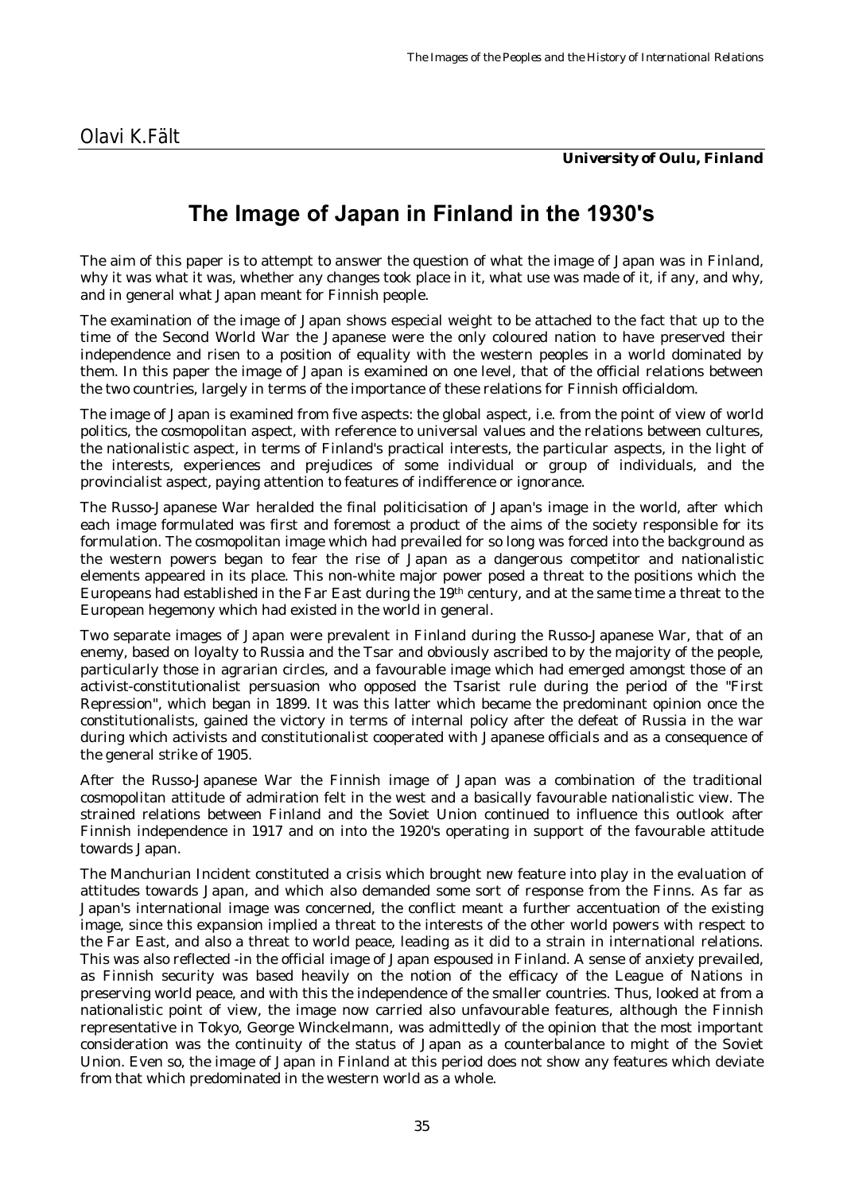Olavi K.Fält

***University of Oulu, Finland***

# The Image of Japan in Finland in the 1930's

The aim of this paper is to attempt to answer the question of what the image of Japan was in Finland, why it was what it was, whether any changes took place in it, what use was made of it, if any, and why, and in general what Japan meant for Finnish people.

The examination of the image of Japan shows especial weight to be attached to the fact that up to the time of the Second World War the Japanese were the only coloured nation to have preserved their independence and risen to a position of equality with the western peoples in a world dominated by them. In this paper the image of Japan is examined on one level, that of the official relations between the two countries, largely in terms of the importance of these relations for Finnish officialdom.

The image of Japan is examined from five aspects: the global aspect, i.e. from the point of view of world politics, the cosmopolitan aspect, with reference to universal values and the relations between cultures, the nationalistic aspect, in terms of Finland's practical interests, the particular aspects, in the light of the interests, experiences and prejudices of some individual or group of individuals, and the provincialist aspect, paying attention to features of indifference or ignorance.

The Russo-Japanese War heralded the final politicisation of Japan's image in the world, after which each image formulated was first and foremost a product of the aims of the society responsible for its formulation. The cosmopolitan image which had prevailed for so long was forced into the background as the western powers began to fear the rise of Japan as a dangerous competitor and nationalistic elements appeared in its place. This non-white major power posed a threat to the positions which the Europeans had established in the Far East during the 19th century, and at the same time a threat to the European hegemony which had existed in the world in general.

Two separate images of Japan were prevalent in Finland during the Russo-Japanese War, that of an enemy, based on loyalty to Russia and the Tsar and obviously ascribed to by the majority of the people, particularly those in agrarian circles, and a favourable image which had emerged amongst those of an activist-constitutionalist persuasion who opposed the Tsarist rule during the period of the "First Repression", which began in 1899. It was this latter which became the predominant opinion once the constitutionalists, gained the victory in terms of internal policy after the defeat of Russia in the war during which activists and constitutionalist cooperated with Japanese officials and as a consequence of the general strike of 1905.

After the Russo-Japanese War the Finnish image of Japan was a combination of the traditional cosmopolitan attitude of admiration felt in the west and a basically favourable nationalistic view. The strained relations between Finland and the Soviet Union continued to influence this outlook after Finnish independence in 1917 and on into the 1920's operating in support of the favourable attitude towards Japan.

The Manchurian Incident constituted a crisis which brought new feature into play in the evaluation of attitudes towards Japan, and which also demanded some sort of response from the Finns. As far as Japan's international image was concerned, the conflict meant a further accentuation of the existing image, since this expansion implied a threat to the interests of the other world powers with respect to the Far East, and also a threat to world peace, leading as it did to a strain in international relations. This was also reflected -in the official image of Japan espoused in Finland. A sense of anxiety prevailed, as Finnish security was based heavily on the notion of the efficacy of the League of Nations in preserving world peace, and with this the independence of the smaller countries. Thus, looked at from a nationalistic point of view, the image now carried also unfavourable features, although the Finnish representative in Tokyo, George Winckelmann, was admittedly of the opinion that the most important consideration was the continuity of the status of Japan as a counterbalance to might of the Soviet Union. Even so, the image of Japan in Finland at this period does not show any features which deviate from that which predominated in the western world as a whole.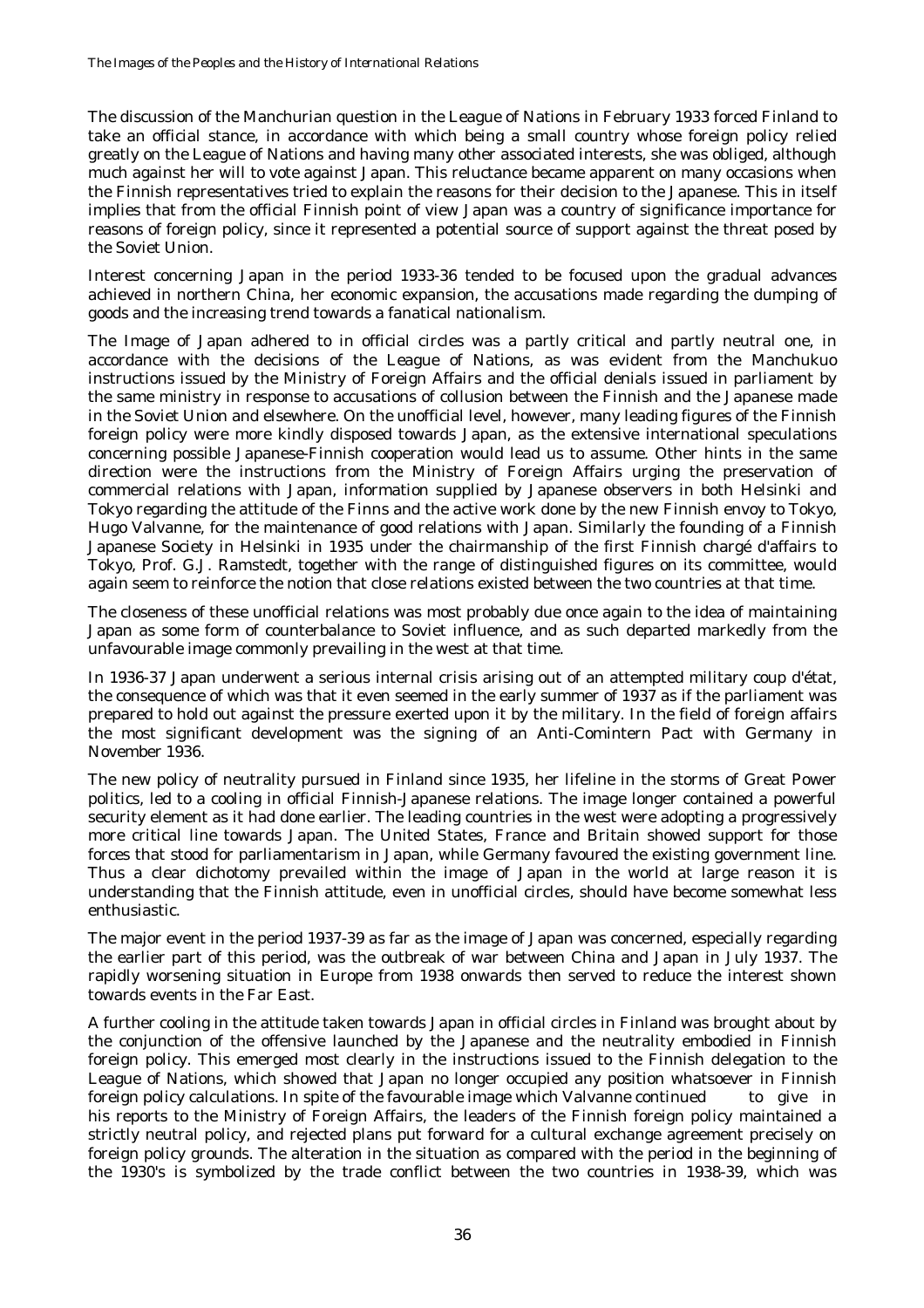The discussion of the Manchurian question in the League of Nations in February 1933 forced Finland to take an official stance, in accordance with which being a small country whose foreign policy relied greatly on the League of Nations and having many other associated interests, she was obliged, although much against her will to vote against Japan. This reluctance became apparent on many occasions when the Finnish representatives tried to explain the reasons for their decision to the Japanese. This in itself implies that from the official Finnish point of view Japan was a country of significance importance for reasons of foreign policy, since it represented a potential source of support against the threat posed by the Soviet Union.

Interest concerning Japan in the period 1933-36 tended to be focused upon the gradual advances achieved in northern China, her economic expansion, the accusations made regarding the dumping of goods and the increasing trend towards a fanatical nationalism.

The Image of Japan adhered to in official circles was a partly critical and partly neutral one, in accordance with the decisions of the League of Nations, as was evident from the Manchukuo instructions issued by the Ministry of Foreign Affairs and the official denials issued in parliament by the same ministry in response to accusations of collusion between the Finnish and the Japanese made in the Soviet Union and elsewhere. On the unofficial level, however, many leading figures of the Finnish foreign policy were more kindly disposed towards Japan, as the extensive international speculations concerning possible Japanese-Finnish cooperation would lead us to assume. Other hints in the same direction were the instructions from the Ministry of Foreign Affairs urging the preservation of commercial relations with Japan, information supplied by Japanese observers in both Helsinki and Tokyo regarding the attitude of the Finns and the active work done by the new Finnish envoy to Tokyo, Hugo Valvanne, for the maintenance of good relations with Japan. Similarly the founding of a Finnish Japanese Society in Helsinki in 1935 under the chairmanship of the first Finnish chargé d'affairs to Tokyo, Prof. G.J. Ramstedt, together with the range of distinguished figures on its committee, would again seem to reinforce the notion that close relations existed between the two countries at that time.

The closeness of these unofficial relations was most probably due once again to the idea of maintaining Japan as some form of counterbalance to Soviet influence, and as such departed markedly from the unfavourable image commonly prevailing in the west at that time.

In 1936-37 Japan underwent a serious internal crisis arising out of an attempted military coup d'état, the consequence of which was that it even seemed in the early summer of 1937 as if the parliament was prepared to hold out against the pressure exerted upon it by the military. In the field of foreign affairs the most significant development was the signing of an Anti-Comintern Pact with Germany in November 1936.

The new policy of neutrality pursued in Finland since 1935, her lifeline in the storms of Great Power politics, led to a cooling in official Finnish-Japanese relations. The image longer contained a powerful security element as it had done earlier. The leading countries in the west were adopting a progressively more critical line towards Japan. The United States, France and Britain showed support for those forces that stood for parliamentarism in Japan, while Germany favoured the existing government line. Thus a clear dichotomy prevailed within the image of Japan in the world at large reason it is understanding that the Finnish attitude, even in unofficial circles, should have become somewhat less enthusiastic.

The major event in the period 1937-39 as far as the image of Japan was concerned, especially regarding the earlier part of this period, was the outbreak of war between China and Japan in July 1937. The rapidly worsening situation in Europe from 1938 onwards then served to reduce the interest shown towards events in the Far East.

A further cooling in the attitude taken towards Japan in official circles in Finland was brought about by the conjunction of the offensive launched by the Japanese and the neutrality embodied in Finnish foreign policy. This emerged most clearly in the instructions issued to the Finnish delegation to the League of Nations, which showed that Japan no longer occupied any position whatsoever in Finnish foreign policy calculations. In spite of the favourable image which Valvanne continued to give in his reports to the Ministry of Foreign Affairs, the leaders of the Finnish foreign policy maintained a strictly neutral policy, and rejected plans put forward for a cultural exchange agreement precisely on foreign policy grounds. The alteration in the situation as compared with the period in the beginning of the 1930's is symbolized by the trade conflict between the two countries in 1938-39, which was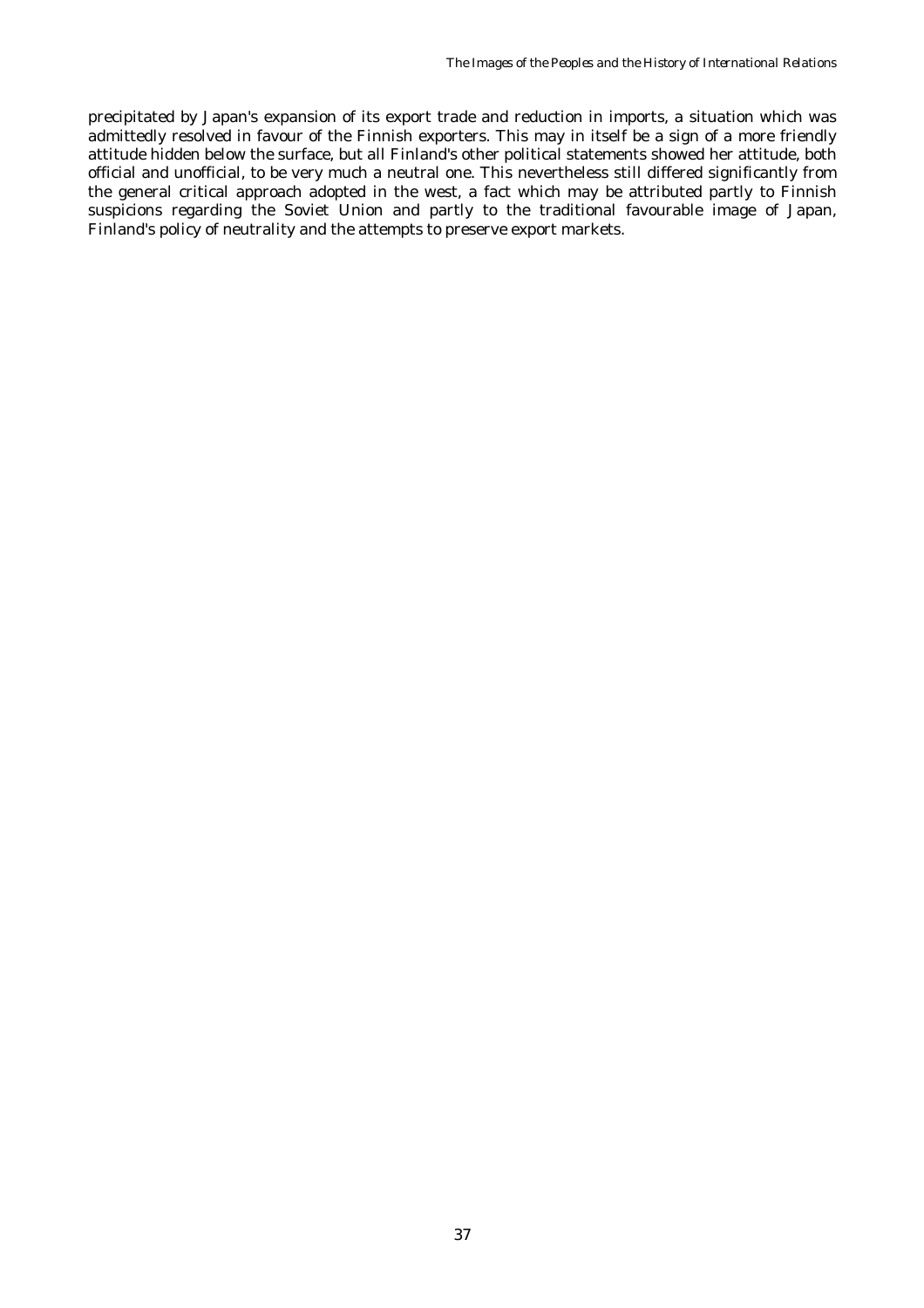precipitated by Japan's expansion of its export trade and reduction in imports, a situation which was admittedly resolved in favour of the Finnish exporters. This may in itself be a sign of a more friendly attitude hidden below the surface, but all Finland's other political statements showed her attitude, both official and unofficial, to be very much a neutral one. This nevertheless still differed significantly from the general critical approach adopted in the west, a fact which may be attributed partly to Finnish suspicions regarding the Soviet Union and partly to the traditional favourable image of Japan, Finland's policy of neutrality and the attempts to preserve export markets.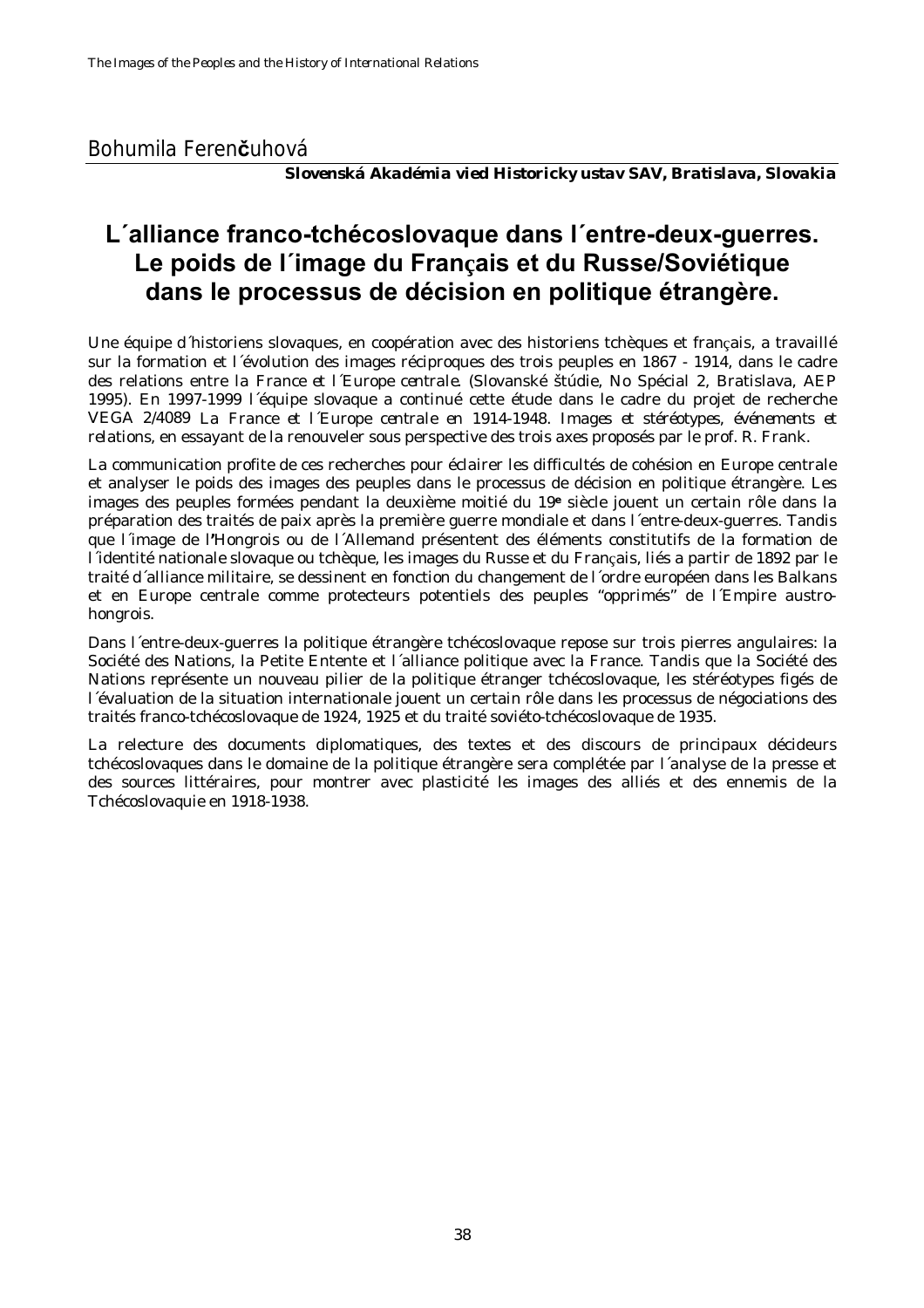Bohumila Ferenčuhová

**Slovenská Akadémia vied Historicky ustav SAV, Bratislava, Slovakia**

# L´alliance franco-tchécoslovaque dans l´entre-deux-guerres. Le poids de l´image du Français et du Russe/Soviétique dans le processus de décision en politique étrangère.

Une équipe d´historiens slovaques, en coopération avec des historiens tchèques et français, a travaillé sur la formation et l´évolution des images réciproques des trois peuples en 1867 - 1914, dans le cadre des relations entre la France et l´Europe centrale. (Slovanské štúdie, No Spécial 2, Bratislava, AEP 1995). En 1997-1999 l´équipe slovaque a continué cette étude dans le cadre du projet de recherche VEGA 2/4089 *La France et l´Europe centrale en 1914-1948. Images et stéréotypes, événements et relations*, en essayant de la renouveler sous perspective des trois axes proposés par le prof. R. Frank.

La communication profite de ces recherches pour éclairer les difficultés de cohésion en Europe centrale et analyser le poids des images des peuples dans le processus de décision en politique étrangère. Les images des peuples formées pendant la deuxième moitié du 19e siècle jouent un certain rôle dans la préparation des traités de paix après la première guerre mondiale et dans l´entre-deux-guerres. Tandis que l´image de l'Hongrois ou de l´Allemand présentent des éléments constitutifs de la formation de l´identité nationale slovaque ou tchèque, les images du Russe et du Français, liés a partir de 1892 par le traité d´alliance militaire, se dessinent en fonction du changement de l´ordre européen dans les Balkans et en Europe centrale comme protecteurs potentiels des peuples "opprimés" de l´Empire austro-hongrois.

Dans l´entre-deux-guerres la politique étrangère tchécoslovaque repose sur trois pierres angulaires: la Société des Nations, la Petite Entente et l´alliance politique avec la France. Tandis que la Société des Nations représente un nouveau pilier de la politique étranger tchécoslovaque, les stéréotypes figés de l´évaluation de la situation internationale jouent un certain rôle dans les processus de négociations des traités franco-tchécoslovaque de 1924, 1925 et du traité soviéto-tchécoslovaque de 1935.

La relecture des documents diplomatiques, des textes et des discours de principaux décideurs tchécoslovaques dans le domaine de la politique étrangère sera complétée par l´analyse de la presse et des sources littéraires, pour montrer avec plasticité les images des alliés et des ennemis de la Tchécoslovaquie en 1918-1938.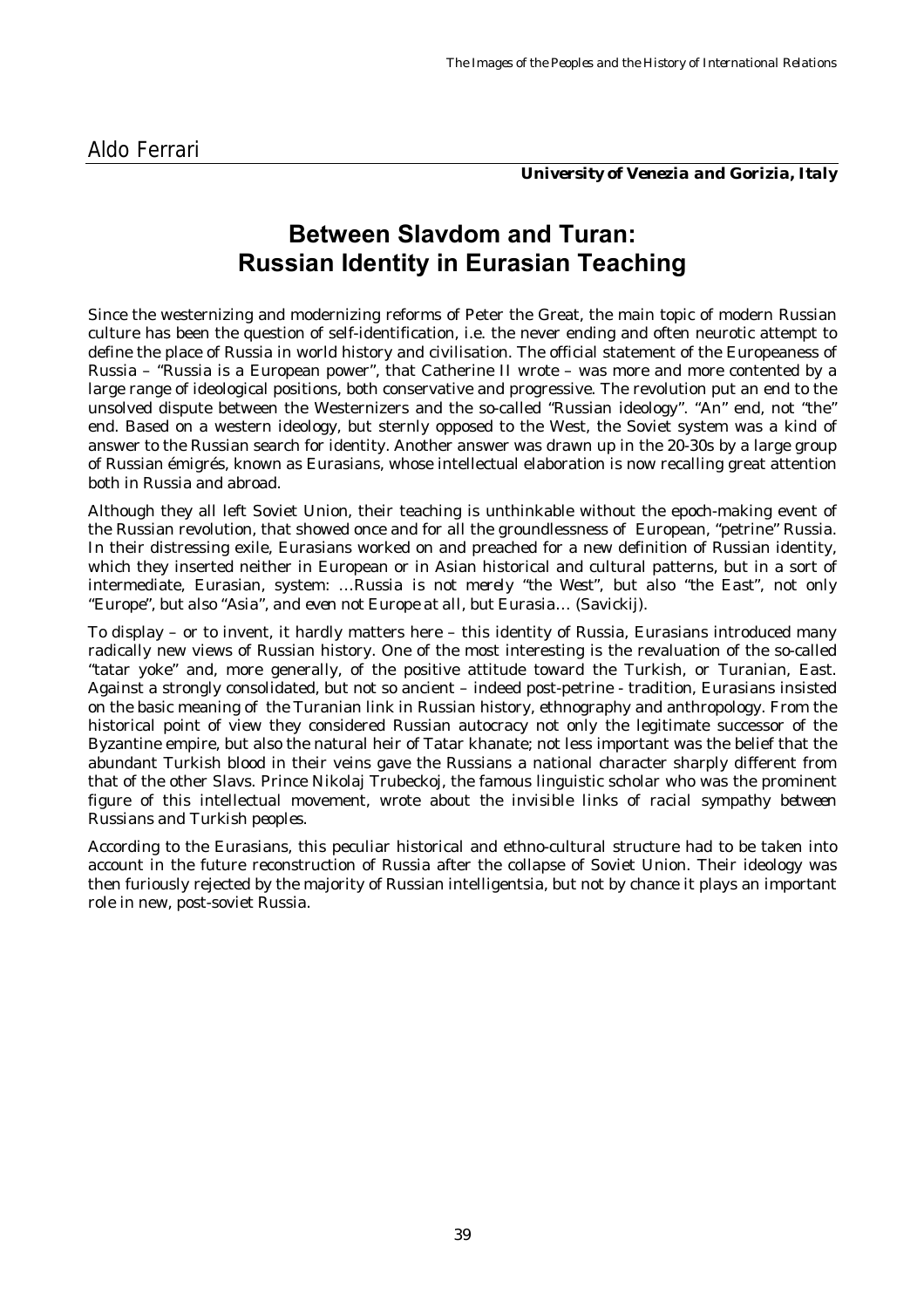Aldo Ferrari

***University of Venezia and Gorizia, Italy***

# Between Slavdom and Turan: Russian Identity in Eurasian Teaching

Since the westernizing and modernizing reforms of Peter the Great, the main topic of modern Russian culture has been the question of self-identification, i.e. the never ending and often neurotic attempt to define the place of Russia in world history and civilisation. The official statement of the Europeaness of Russia – "Russia is a European power", that Catherine II wrote – was more and more contented by a large range of ideological positions, both conservative and progressive. The revolution put an end to the unsolved dispute between the Westernizers and the so-called "Russian ideology". "An" end, not "the" end. Based on a western ideology, but sternly opposed to the West, the Soviet system was a kind of answer to the Russian search for identity. Another answer was drawn up in the 20-30s by a large group of Russian émigrés, known as Eurasians, whose intellectual elaboration is now recalling great attention both in Russia and abroad.

Although they all left Soviet Union, their teaching is unthinkable without the epoch-making event of the Russian revolution, that showed once and for all the groundlessness of European, "petrine" Russia. In their distressing exile, Eurasians worked on and preached for a new definition of Russian identity, which they inserted neither in European or in Asian historical and cultural patterns, but in a sort of intermediate, Eurasian, system: *…Russia is not merely "the West", but also "the East", not only "Europe", but also "Asia", and even not Europe at all, but Eurasia…* (Savickij).

To display – or to invent, it hardly matters here – this identity of Russia, Eurasians introduced many radically new views of Russian history. One of the most interesting is the revaluation of the so-called "tatar yoke" and, more generally, of the positive attitude toward the Turkish, or Turanian, East. Against a strongly consolidated, but not so ancient – indeed post-petrine - tradition, Eurasians insisted on the basic meaning of the Turanian link in Russian history, ethnography and anthropology. From the historical point of view they considered Russian autocracy not only the legitimate successor of the Byzantine empire, but also the natural heir of Tatar khanate; not less important was the belief that the abundant Turkish blood in their veins gave the Russians a national character sharply different from that of the other Slavs. Prince Nikolaj Trubeckoj, the famous linguistic scholar who was the prominent figure of this intellectual movement, wrote about the invisible links of *racial sympathy between Russians and Turkish peoples*.

According to the Eurasians, this peculiar historical and ethno-cultural structure had to be taken into account in the future reconstruction of Russia after the collapse of Soviet Union. Their ideology was then furiously rejected by the majority of Russian intelligentsia, but not by chance it plays an important role in new, post-soviet Russia.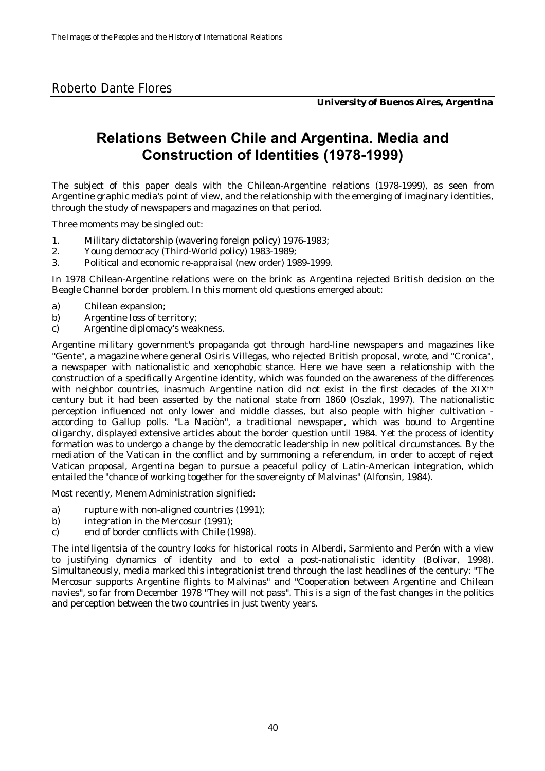Roberto Dante Flores

***University of Buenos Aires, Argentina***

# Relations Between Chile and Argentina. Media and Construction of Identities (1978-1999)

The subject of this paper deals with the Chilean-Argentine relations (1978-1999), as seen from Argentine graphic media's point of view, and the relationship with the emerging of imaginary identities, through the study of newspapers and magazines on that period.

Three moments may be singled out:

1. Military dictatorship (wavering foreign policy) 1976-1983;
2. Young democracy (Third-World policy) 1983-1989;
3. Political and economic re-appraisal (new order) 1989-1999.

In 1978 Chilean-Argentine relations were on the brink as Argentina rejected British decision on the Beagle Channel border problem. In this moment old questions emerged about:

a) Chilean expansion;
b) Argentine loss of territory;
c) Argentine diplomacy's weakness.

Argentine military government's propaganda got through hard-line newspapers and magazines like "Gente", a magazine where general Osiris Villegas, who rejected British proposal, wrote, and "Cronica", a newspaper with nationalistic and xenophobic stance. Here we have seen a relationship with the construction of a specifically Argentine identity, which was founded on the awareness of the differences with neighbor countries, inasmuch Argentine nation did not exist in the first decades of the XIX[th] century but it had been asserted by the national state from 1860 (Oszlak, 1997). The nationalistic perception influenced not only lower and middle classes, but also people with higher cultivation - according to Gallup polls. "La Naciòn", a traditional newspaper, which was bound to Argentine oligarchy, displayed extensive articles about the border question until 1984. Yet the process of identity formation was to undergo a change by the democratic leadership in new political circumstances. By the mediation of the Vatican in the conflict and by summoning a referendum, in order to accept of reject Vatican proposal, Argentina began to pursue a peaceful policy of Latin-American integration, which entailed the "chance of working together for the sovereignty of Malvinas" (Alfonsìn, 1984).

Most recently, Menem Administration signified:

a) rupture with non-aligned countries (1991);
b) integration in the Mercosur (1991);
c) end of border conflicts with Chile (1998).

The intelligentsia of the country looks for historical roots in Alberdi, Sarmiento and Perón with a view to justifying dynamics of identity and to extol a post-nationalistic identity (Bolivar, 1998). Simultaneously, media marked this integrationist trend through the last headlines of the century: "The Mercosur supports Argentine flights to Malvinas" and "Cooperation between Argentine and Chilean navies", so far from December 1978 "They will not pass". This is a sign of the fast changes in the politics and perception between the two countries in just twenty years.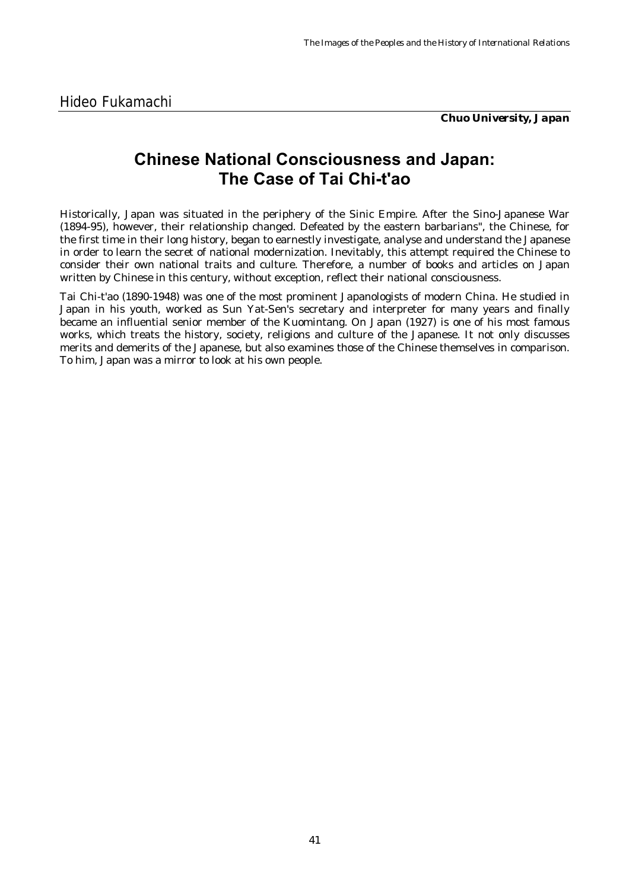Hideo Fukamachi

***Chuo University, Japan***

# Chinese National Consciousness and Japan: The Case of Tai Chi-t'ao

Historically, Japan was situated in the periphery of the Sinic Empire. After the Sino-Japanese War (1894-95), however, their relationship changed. Defeated by the eastern barbarians", the Chinese, for the first time in their long history, began to earnestly investigate, analyse and understand the Japanese in order to learn the secret of national modernization. Inevitably, this attempt required the Chinese to consider their own national traits and culture. Therefore, a number of books and articles on Japan written by Chinese in this century, without exception, reflect their national consciousness.

Tai Chi-t'ao (1890-1948) was one of the most prominent Japanologists of modern China. He studied in Japan in his youth, worked as Sun Yat-Sen's secretary and interpreter for many years and finally became an influential senior member of the Kuomintang. On Japan (1927) is one of his most famous works, which treats the history, society, religions and culture of the Japanese. It not only discusses merits and demerits of the Japanese, but also examines those of the Chinese themselves in comparison. To him, Japan was a mirror to look at his own people.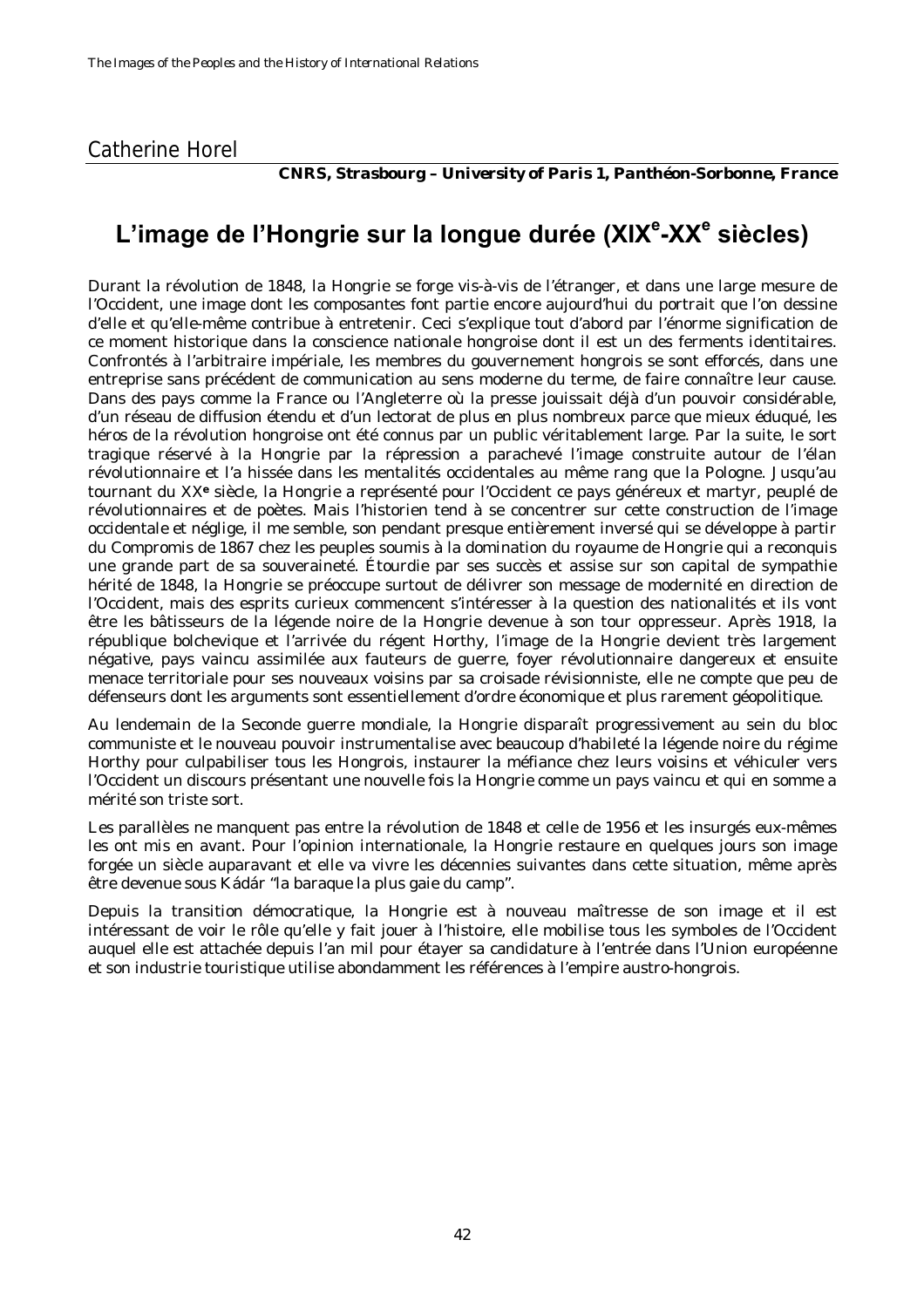Catherine Horel

**CNRS, Strasbourg – University of Paris 1, Panthéon-Sorbonne, France**

# L'image de l'Hongrie sur la longue durée (XIX^e-XX^e siècles)

Durant la révolution de 1848, la Hongrie se forge vis-à-vis de l'étranger, et dans une large mesure de l'Occident, une image dont les composantes font partie encore aujourd'hui du portrait que l'on dessine d'elle et qu'elle-même contribue à entretenir. Ceci s'explique tout d'abord par l'énorme signification de ce moment historique dans la conscience nationale hongroise dont il est un des ferments identitaires. Confrontés à l'arbitraire impériale, les membres du gouvernement hongrois se sont efforcés, dans une entreprise sans précédent de communication au sens moderne du terme, de faire connaître leur cause. Dans des pays comme la France ou l'Angleterre où la presse jouissait déjà d'un pouvoir considérable, d'un réseau de diffusion étendu et d'un lectorat de plus en plus nombreux parce que mieux éduqué, les héros de la révolution hongroise ont été connus par un public véritablement large. Par la suite, le sort tragique réservé à la Hongrie par la répression a parachevé l'image construite autour de l'élan révolutionnaire et l'a hissée dans les mentalités occidentales au même rang que la Pologne. Jusqu'au tournant du XX**e** siècle, la Hongrie a représenté pour l'Occident ce pays généreux et martyr, peuplé de révolutionnaires et de poètes. Mais l'historien tend à se concentrer sur cette construction de l'image occidentale et néglige, il me semble, son pendant presque entièrement inversé qui se développe à partir du Compromis de 1867 chez les peuples soumis à la domination du royaume de Hongrie qui a reconquis une grande part de sa souveraineté. Étourdie par ses succès et assise sur son capital de sympathie hérité de 1848, la Hongrie se préoccupe surtout de délivrer son message de modernité en direction de l'Occident, mais des esprits curieux commencent s'intéresser à la question des nationalités et ils vont être les bâtisseurs de la légende noire de la Hongrie devenue à son tour oppresseur. Après 1918, la république bolchevique et l'arrivée du régent Horthy, l'image de la Hongrie devient très largement négative, pays vaincu assimilée aux fauteurs de guerre, foyer révolutionnaire dangereux et ensuite menace territoriale pour ses nouveaux voisins par sa croisade révisionniste, elle ne compte que peu de défenseurs dont les arguments sont essentiellement d'ordre économique et plus rarement géopolitique.

Au lendemain de la Seconde guerre mondiale, la Hongrie disparaît progressivement au sein du bloc communiste et le nouveau pouvoir instrumentalise avec beaucoup d'habileté la légende noire du régime Horthy pour culpabiliser tous les Hongrois, instaurer la méfiance chez leurs voisins et véhiculer vers l'Occident un discours présentant une nouvelle fois la Hongrie comme un pays vaincu et qui en somme a mérité son triste sort.

Les parallèles ne manquent pas entre la révolution de 1848 et celle de 1956 et les insurgés eux-mêmes les ont mis en avant. Pour l'opinion internationale, la Hongrie restaure en quelques jours son image forgée un siècle auparavant et elle va vivre les décennies suivantes dans cette situation, même après être devenue sous Kádár "la baraque la plus gaie du camp".

Depuis la transition démocratique, la Hongrie est à nouveau maîtresse de son image et il est intéressant de voir le rôle qu'elle y fait jouer à l'histoire, elle mobilise tous les symboles de l'Occident auquel elle est attachée depuis l'an mil pour étayer sa candidature à l'entrée dans l'Union européenne et son industrie touristique utilise abondamment les références à l'empire austro-hongrois.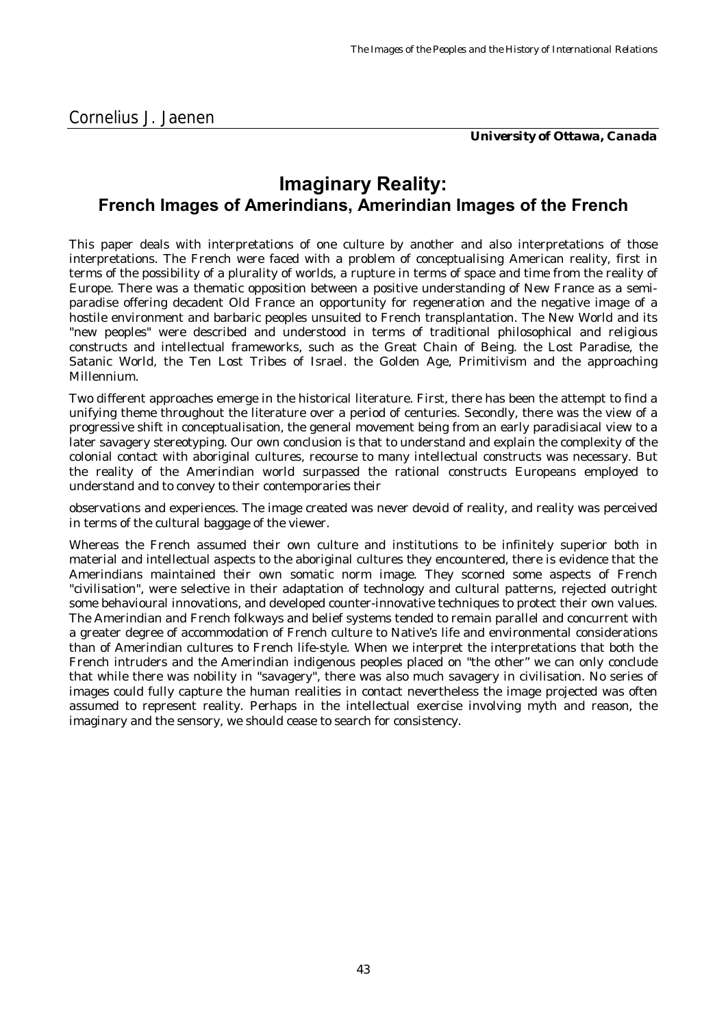Cornelius J. Jaenen

***University of Ottawa, Canada***

# Imaginary Reality:
## French Images of Amerindians, Amerindian Images of the French

This paper deals with interpretations of one culture by another and also interpretations of those interpretations. The French were faced with a problem of conceptualising American reality, first in terms of the possibility of a plurality of worlds, a rupture in terms of space and time from the reality of Europe. There was a thematic opposition between a positive understanding of New France as a semi-paradise offering decadent Old France an opportunity for regeneration and the negative image of a hostile environment and barbaric peoples unsuited to French transplantation. The New World and its "new peoples" were described and understood in terms of traditional philosophical and religious constructs and intellectual frameworks, such as the Great Chain of Being. the Lost Paradise, the Satanic World, the Ten Lost Tribes of Israel. the Golden Age, Primitivism and the approaching Millennium.

Two different approaches emerge in the historical literature. First, there has been the attempt to find a unifying theme throughout the literature over a period of centuries. Secondly, there was the view of a progressive shift in conceptualisation, the general movement being from an early paradisiacal view to a later savagery stereotyping. Our own conclusion is that to understand and explain the complexity of the colonial contact with aboriginal cultures, recourse to many intellectual constructs was necessary. But the reality of the Amerindian world surpassed the rational constructs Europeans employed to understand and to convey to their contemporaries their

observations and experiences. The image created was never devoid of reality, and reality was perceived in terms of the cultural baggage of the viewer.

Whereas the French assumed their own culture and institutions to be infinitely superior both in material and intellectual aspects to the aboriginal cultures they encountered, there is evidence that the Amerindians maintained their own somatic norm image. They scorned some aspects of French "civilisation", were selective in their adaptation of technology and cultural patterns, rejected outright some behavioural innovations, and developed counter-innovative techniques to protect their own values. The Amerindian and French folkways and belief systems tended to remain parallel and concurrent with a greater degree of accommodation of French culture to Native's life and environmental considerations than of Amerindian cultures to French life-style. When we interpret the interpretations that both the French intruders and the Amerindian indigenous peoples placed on "the other" we can only conclude that while there was nobility in "savagery", there was also much savagery in civilisation. No series of images could fully capture the human realities in contact nevertheless the image projected was often assumed to represent reality. Perhaps in the intellectual exercise involving myth and reason, the imaginary and the sensory, we should cease to search for consistency.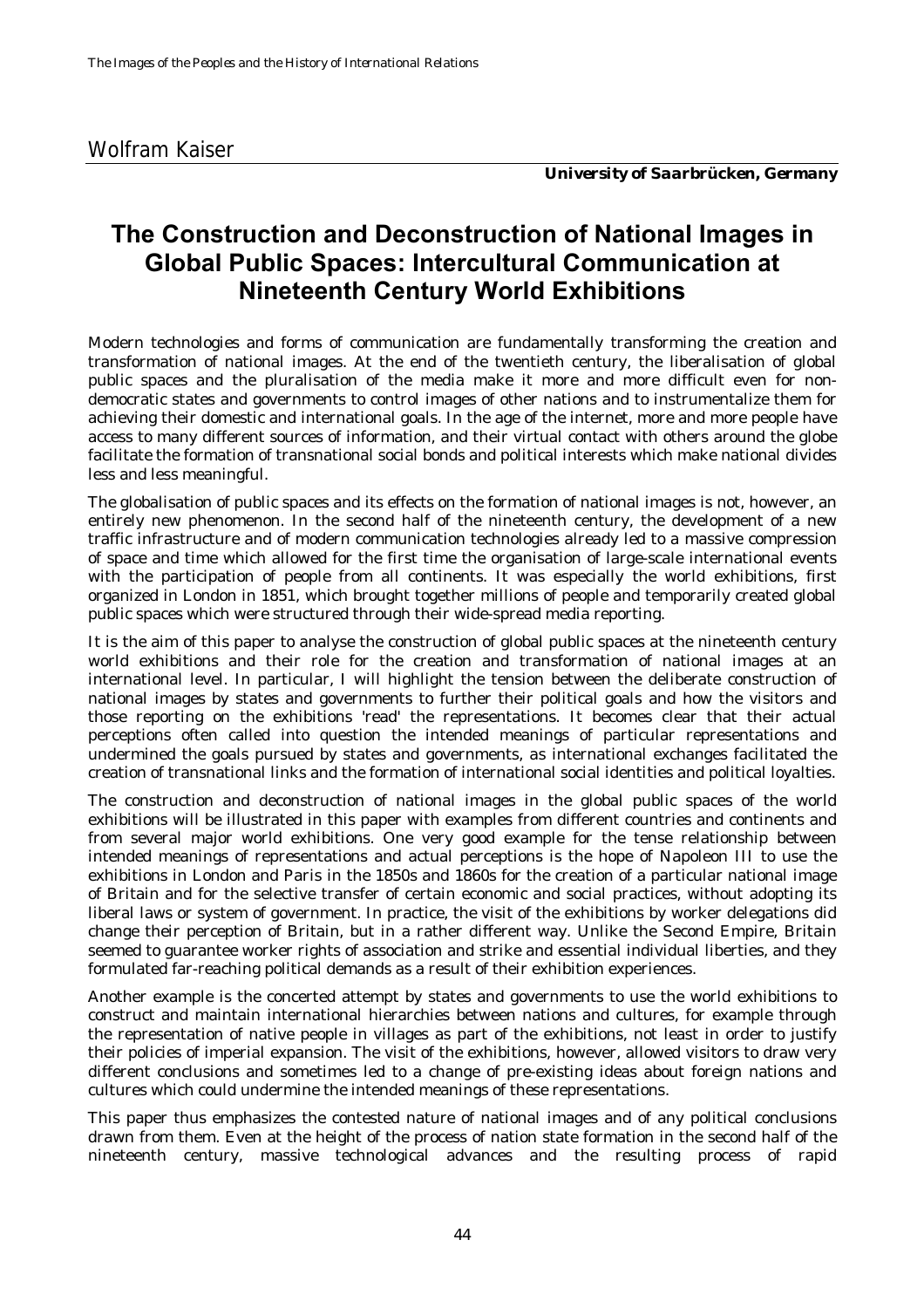Wolfram Kaiser

***University of Saarbrücken, Germany***

# The Construction and Deconstruction of National Images in Global Public Spaces: Intercultural Communication at Nineteenth Century World Exhibitions

Modern technologies and forms of communication are fundamentally transforming the creation and transformation of national images. At the end of the twentieth century, the liberalisation of global public spaces and the pluralisation of the media make it more and more difficult even for non-democratic states and governments to control images of other nations and to instrumentalize them for achieving their domestic and international goals. In the age of the internet, more and more people have access to many different sources of information, and their virtual contact with others around the globe facilitate the formation of transnational social bonds and political interests which make national divides less and less meaningful.

The globalisation of public spaces and its effects on the formation of national images is not, however, an entirely new phenomenon. In the second half of the nineteenth century, the development of a new traffic infrastructure and of modern communication technologies already led to a massive compression of space and time which allowed for the first time the organisation of large-scale international events with the participation of people from all continents. It was especially the world exhibitions, first organized in London in 1851, which brought together millions of people and temporarily created global public spaces which were structured through their wide-spread media reporting.

It is the aim of this paper to analyse the construction of global public spaces at the nineteenth century world exhibitions and their role for the creation and transformation of national images at an international level. In particular, I will highlight the tension between the deliberate construction of national images by states and governments to further their political goals and how the visitors and those reporting on the exhibitions 'read' the representations. It becomes clear that their actual perceptions often called into question the intended meanings of particular representations and undermined the goals pursued by states and governments, as international exchanges facilitated the creation of transnational links and the formation of international social identities and political loyalties.

The construction and deconstruction of national images in the global public spaces of the world exhibitions will be illustrated in this paper with examples from different countries and continents and from several major world exhibitions. One very good example for the tense relationship between intended meanings of representations and actual perceptions is the hope of Napoleon III to use the exhibitions in London and Paris in the 1850s and 1860s for the creation of a particular national image of Britain and for the selective transfer of certain economic and social practices, without adopting its liberal laws or system of government. In practice, the visit of the exhibitions by worker delegations did change their perception of Britain, but in a rather different way. Unlike the Second Empire, Britain seemed to guarantee worker rights of association and strike and essential individual liberties, and they formulated far-reaching political demands as a result of their exhibition experiences.

Another example is the concerted attempt by states and governments to use the world exhibitions to construct and maintain international hierarchies between nations and cultures, for example through the representation of native people in villages as part of the exhibitions, not least in order to justify their policies of imperial expansion. The visit of the exhibitions, however, allowed visitors to draw very different conclusions and sometimes led to a change of pre-existing ideas about foreign nations and cultures which could undermine the intended meanings of these representations.

This paper thus emphasizes the contested nature of national images and of any political conclusions drawn from them. Even at the height of the process of nation state formation in the second half of the nineteenth century, massive technological advances and the resulting process of rapid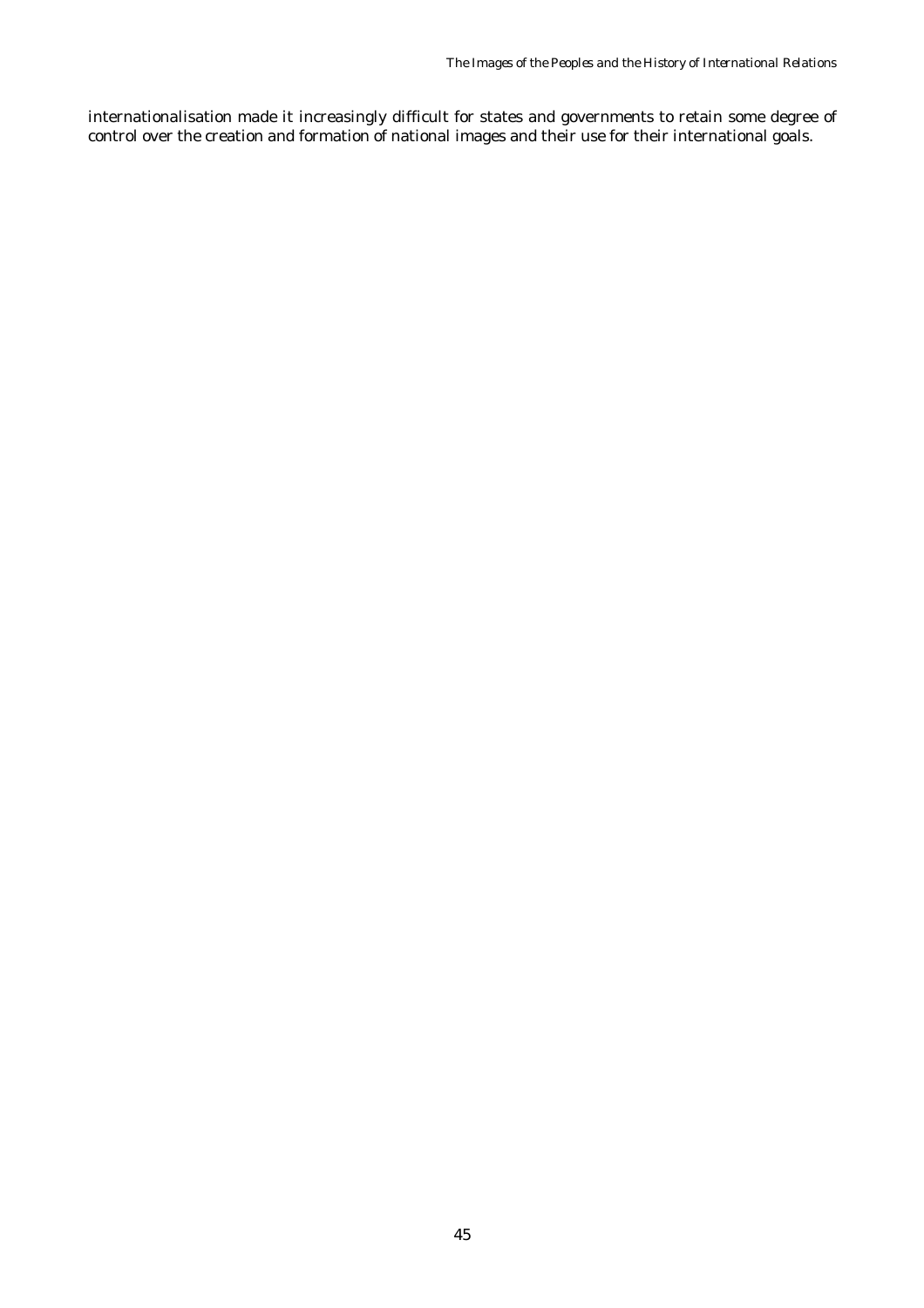internationalisation made it increasingly difficult for states and governments to retain some degree of control over the creation and formation of national images and their use for their international goals.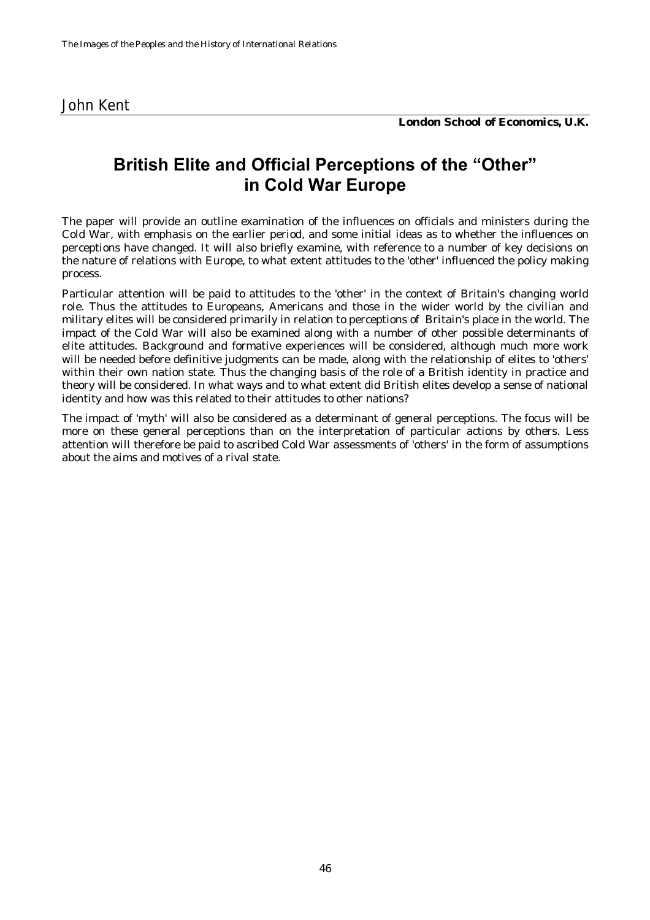John Kent

**London School of Economics, U.K.**

# British Elite and Official Perceptions of the "Other" in Cold War Europe

The paper will provide an outline examination of the influences on officials and ministers during the Cold War, with emphasis on the earlier period, and some initial ideas as to whether the influences on perceptions have changed. It will also briefly examine, with reference to a number of key decisions on the nature of relations with Europe, to what extent attitudes to the 'other' influenced the policy making process.

Particular attention will be paid to attitudes to the 'other' in the context of Britain's changing world role. Thus the attitudes to Europeans, Americans and those in the wider world by the civilian and military elites will be considered primarily in relation to perceptions of Britain's place in the world. The impact of the Cold War will also be examined along with a number of other possible determinants of elite attitudes. Background and formative experiences will be considered, although much more work will be needed before definitive judgments can be made, along with the relationship of elites to 'others' within their own nation state. Thus the changing basis of the role of a British identity in practice and theory will be considered. In what ways and to what extent did British elites develop a sense of national identity and how was this related to their attitudes to other nations?

The impact of 'myth' will also be considered as a determinant of general perceptions. The focus will be more on these general perceptions than on the interpretation of particular actions by others. Less attention will therefore be paid to ascribed Cold War assessments of 'others' in the form of assumptions about the aims and motives of a rival state.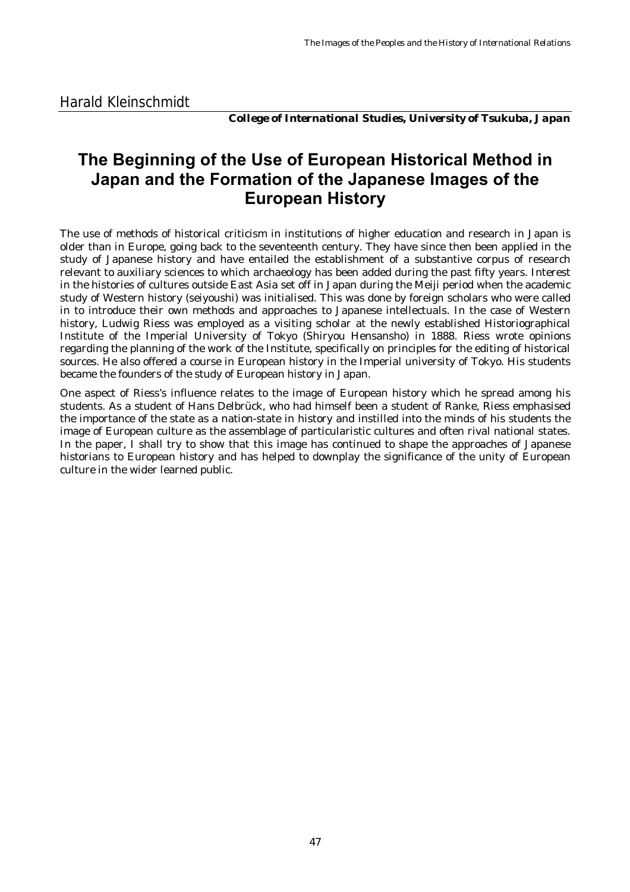Harald Kleinschmidt

***College of International Studies, University of Tsukuba, Japan***

# The Beginning of the Use of European Historical Method in Japan and the Formation of the Japanese Images of the European History

The use of methods of historical criticism in institutions of higher education and research in Japan is older than in Europe, going back to the seventeenth century. They have since then been applied in the study of Japanese history and have entailed the establishment of a substantive corpus of research relevant to auxiliary sciences to which archaeology has been added during the past fifty years. Interest in the histories of cultures outside East Asia set off in Japan during the Meiji period when the academic study of Western history (seiyoushi) was initialised. This was done by foreign scholars who were called in to introduce their own methods and approaches to Japanese intellectuals. In the case of Western history, Ludwig Riess was employed as a visiting scholar at the newly established Historiographical Institute of the Imperial University of Tokyo (Shiryou Hensansho) in 1888. Riess wrote opinions regarding the planning of the work of the Institute, specifically on principles for the editing of historical sources. He also offered a course in European history in the Imperial university of Tokyo. His students became the founders of the study of European history in Japan.

One aspect of Riess's influence relates to the image of European history which he spread among his students. As a student of Hans Delbrück, who had himself been a student of Ranke, Riess emphasised the importance of the state as a nation-state in history and instilled into the minds of his students the image of European culture as the assemblage of particularistic cultures and often rival national states. In the paper, I shall try to show that this image has continued to shape the approaches of Japanese historians to European history and has helped to downplay the significance of the unity of European culture in the wider learned public.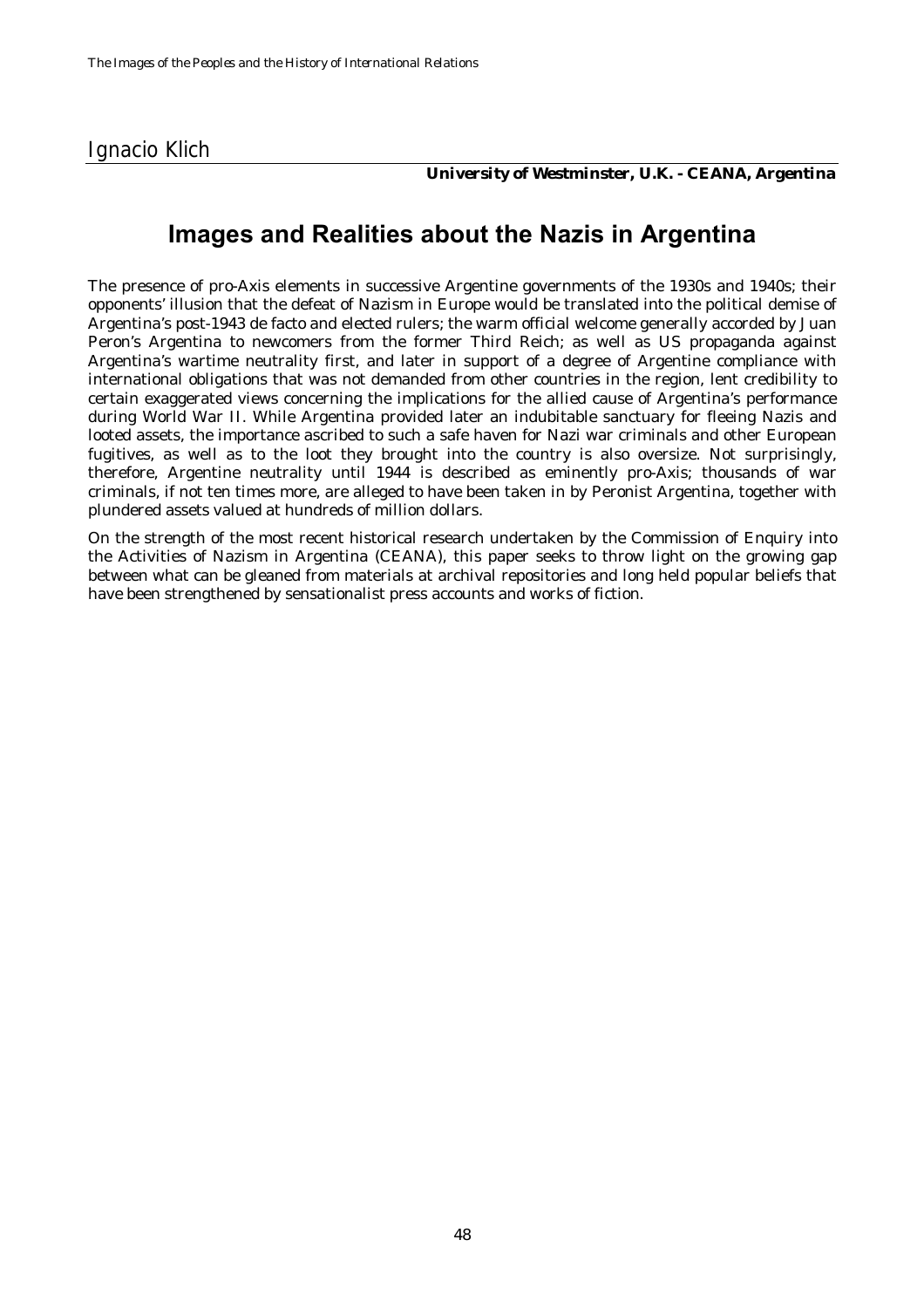Ignacio Klich

**University of Westminster, U.K. - CEANA, Argentina**

# Images and Realities about the Nazis in Argentina

The presence of pro-Axis elements in successive Argentine governments of the 1930s and 1940s; their opponents' illusion that the defeat of Nazism in Europe would be translated into the political demise of Argentina's post-1943 de facto and elected rulers; the warm official welcome generally accorded by Juan Peron's Argentina to newcomers from the former Third Reich; as well as US propaganda against Argentina's wartime neutrality first, and later in support of a degree of Argentine compliance with international obligations that was not demanded from other countries in the region, lent credibility to certain exaggerated views concerning the implications for the allied cause of Argentina's performance during World War II. While Argentina provided later an indubitable sanctuary for fleeing Nazis and looted assets, the importance ascribed to such a safe haven for Nazi war criminals and other European fugitives, as well as to the loot they brought into the country is also oversize. Not surprisingly, therefore, Argentine neutrality until 1944 is described as eminently pro-Axis; thousands of war criminals, if not ten times more, are alleged to have been taken in by Peronist Argentina, together with plundered assets valued at hundreds of million dollars.

On the strength of the most recent historical research undertaken by the Commission of Enquiry into the Activities of Nazism in Argentina (CEANA), this paper seeks to throw light on the growing gap between what can be gleaned from materials at archival repositories and long held popular beliefs that have been strengthened by sensationalist press accounts and works of fiction.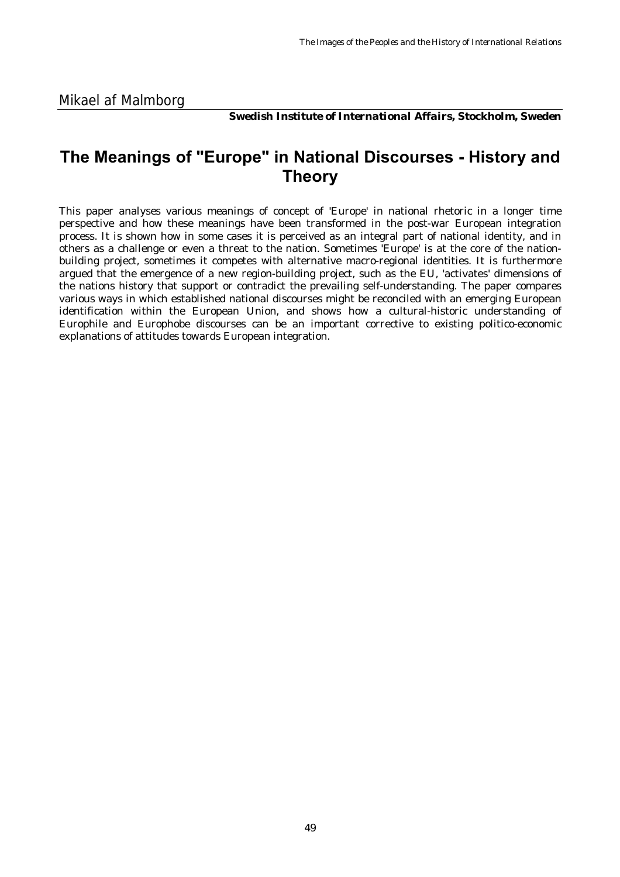Mikael af Malmborg

***Swedish Institute of International Affairs, Stockholm, Sweden***

# The Meanings of "Europe" in National Discourses - History and Theory

This paper analyses various meanings of concept of 'Europe' in national rhetoric in a longer time perspective and how these meanings have been transformed in the post-war European integration process. It is shown how in some cases it is perceived as an integral part of national identity, and in others as a challenge or even a threat to the nation. Sometimes 'Europe' is at the core of the nation-building project, sometimes it competes with alternative macro-regional identities. It is furthermore argued that the emergence of a new region-building project, such as the EU, 'activates' dimensions of the nations history that support or contradict the prevailing self-understanding. The paper compares various ways in which established national discourses might be reconciled with an emerging European identification within the European Union, and shows how a cultural-historic understanding of Europhile and Europhobe discourses can be an important corrective to existing politico-economic explanations of attitudes towards European integration.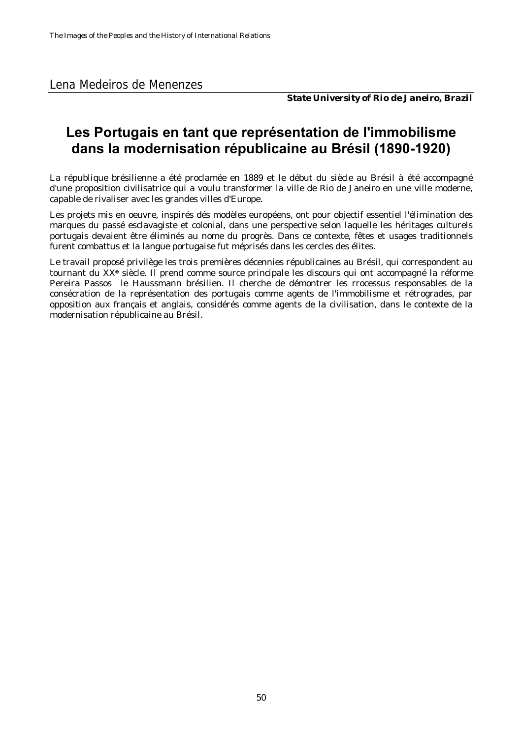Lena Medeiros de Menenzes

***State University of Rio de Janeiro, Brazil***

# Les Portugais en tant que représentation de l'immobilisme dans la modernisation républicaine au Brésil (1890-1920)

La république brésilienne a été proclamée en 1889 et le début du siècle au Brésil à été accompagné d'une proposition civilisatrice qui a voulu transformer la ville de Rio de Janeiro en une ville moderne, capable de rivaliser avec les grandes villes d'Europe.

Les projets mis en oeuvre, inspirés dés modèles européens, ont pour objectif essentiel l'élimination des marques du passé esclavagiste et colonial, dans une perspective selon laquelle les héritages culturels portugais devaient être éliminés au nome du progrès. Dans ce contexte, fêtes et usages traditionnels furent combattus et la langue portugaise fut méprisés dans les cercles des élites.

Le travail proposé privilège les trois premières décennies républicaines au Brésil, qui correspondent au tournant du XX**e** siècle. Il prend comme source principale les discours qui ont accompagné la réforme Pereira Passos le Haussmann brésilien. Il cherche de démontrer les rrocessus responsables de la consécration de la représentation des portugais comme agents de l'immobilisme et rétrogrades, par opposition aux français et anglais, considérés comme agents de la civilisation, dans le contexte de la modernisation républicaine au Brésil.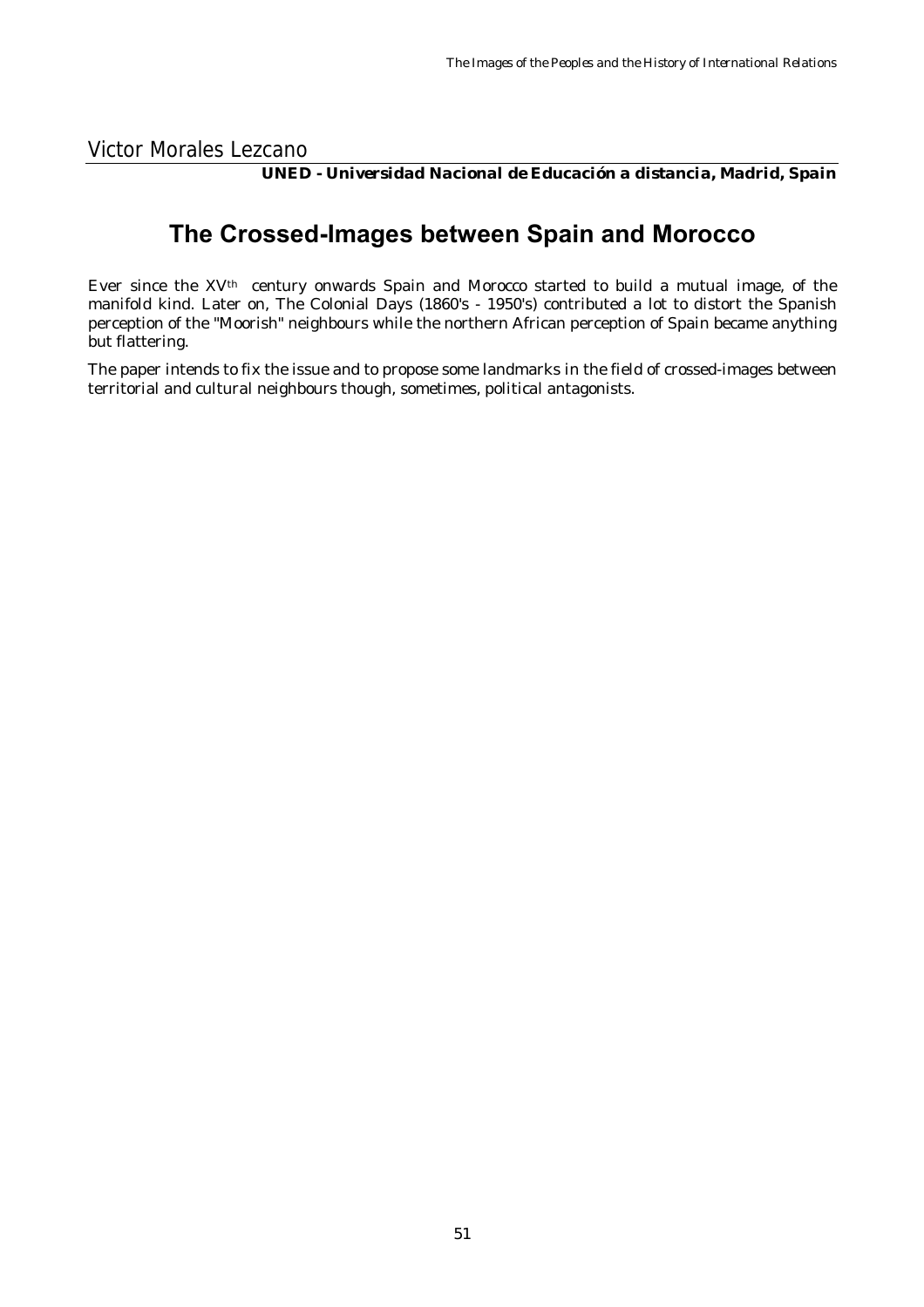Victor Morales Lezcano

**UNED - Universidad Nacional de Educación a distancia, Madrid, Spain**

# The Crossed-Images between Spain and Morocco

Ever since the XV$^{th}$ century onwards Spain and Morocco started to build a mutual image, of the manifold kind. Later on, The Colonial Days (1860's - 1950's) contributed a lot to distort the Spanish perception of the "Moorish" neighbours while the northern African perception of Spain became anything but flattering.

The paper intends to fix the issue and to propose some landmarks in the field of crossed-images between territorial and cultural neighbours though, sometimes, political antagonists.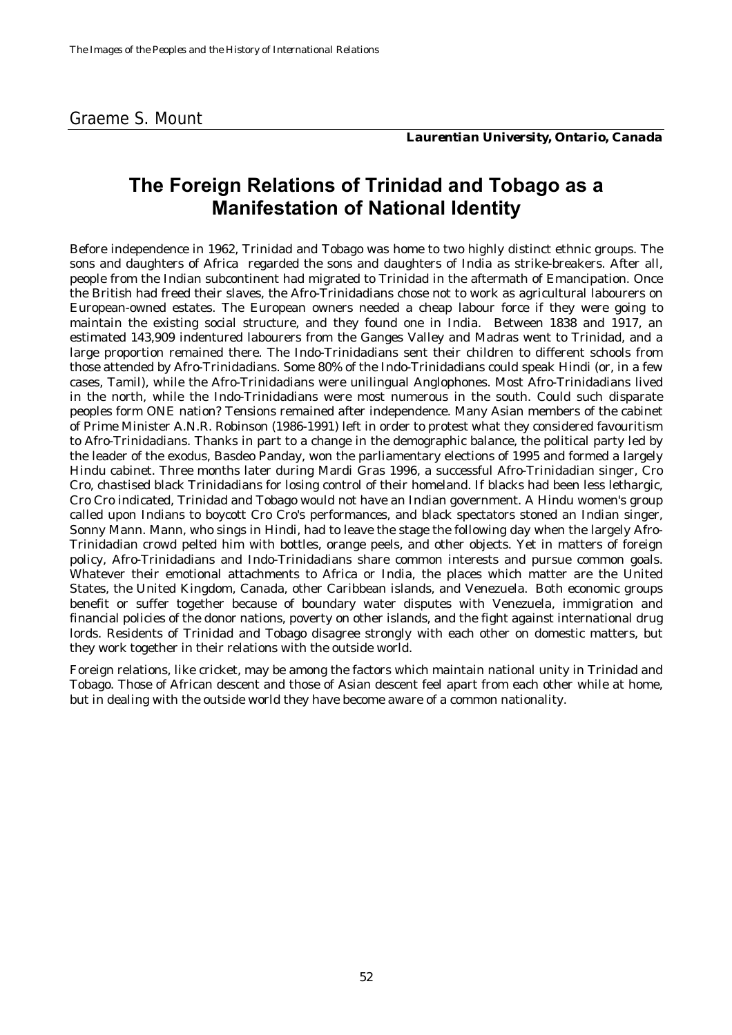Graeme S. Mount

***Laurentian University, Ontario, Canada***

# The Foreign Relations of Trinidad and Tobago as a Manifestation of National Identity

Before independence in 1962, Trinidad and Tobago was home to two highly distinct ethnic groups. The sons and daughters of Africa regarded the sons and daughters of India as strike-breakers. After all, people from the Indian subcontinent had migrated to Trinidad in the aftermath of Emancipation. Once the British had freed their slaves, the Afro-Trinidadians chose not to work as agricultural labourers on European-owned estates. The European owners needed a cheap labour force if they were going to maintain the existing social structure, and they found one in India. Between 1838 and 1917, an estimated 143,909 indentured labourers from the Ganges Valley and Madras went to Trinidad, and a large proportion remained there. The Indo-Trinidadians sent their children to different schools from those attended by Afro-Trinidadians. Some 80% of the Indo-Trinidadians could speak Hindi (or, in a few cases, Tamil), while the Afro-Trinidadians were unilingual Anglophones. Most Afro-Trinidadians lived in the north, while the Indo-Trinidadians were most numerous in the south. Could such disparate peoples form ONE nation? Tensions remained after independence. Many Asian members of the cabinet of Prime Minister A.N.R. Robinson (1986-1991) left in order to protest what they considered favouritism to Afro-Trinidadians. Thanks in part to a change in the demographic balance, the political party led by the leader of the exodus, Basdeo Panday, won the parliamentary elections of 1995 and formed a largely Hindu cabinet. Three months later during Mardi Gras 1996, a successful Afro-Trinidadian singer, Cro Cro, chastised black Trinidadians for losing control of their homeland. If blacks had been less lethargic, Cro Cro indicated, Trinidad and Tobago would not have an Indian government. A Hindu women's group called upon Indians to boycott Cro Cro's performances, and black spectators stoned an Indian singer, Sonny Mann. Mann, who sings in Hindi, had to leave the stage the following day when the largely Afro-Trinidadian crowd pelted him with bottles, orange peels, and other objects. Yet in matters of foreign policy, Afro-Trinidadians and Indo-Trinidadians share common interests and pursue common goals. Whatever their emotional attachments to Africa or India, the places which matter are the United States, the United Kingdom, Canada, other Caribbean islands, and Venezuela. Both economic groups benefit or suffer together because of boundary water disputes with Venezuela, immigration and financial policies of the donor nations, poverty on other islands, and the fight against international drug lords. Residents of Trinidad and Tobago disagree strongly with each other on domestic matters, but they work together in their relations with the outside world.

Foreign relations, like cricket, may be among the factors which maintain national unity in Trinidad and Tobago. Those of African descent and those of Asian descent feel apart from each other while at home, but in dealing with the outside world they have become aware of a common nationality.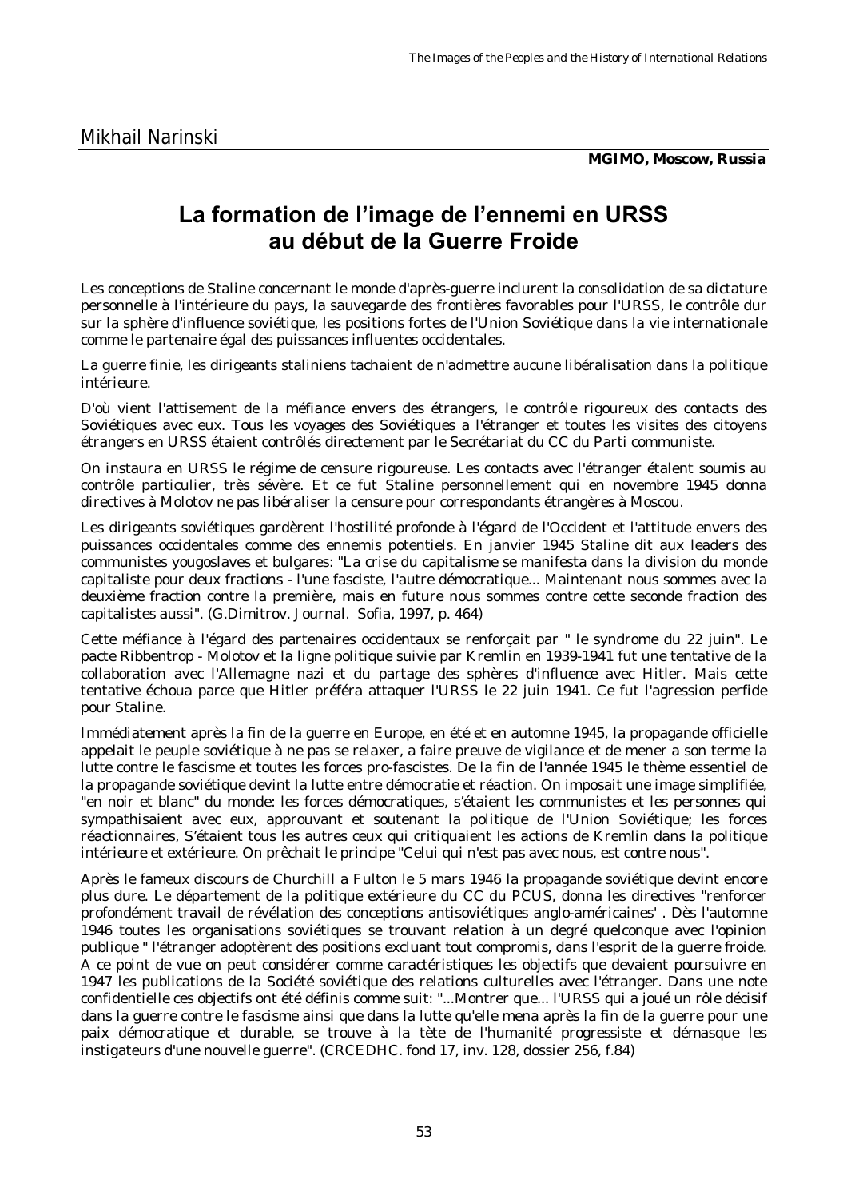Mikhail Narinski

**MGIMO, Moscow, Russia**

# La formation de l'image de l'ennemi en URSS au début de la Guerre Froide

Les conceptions de Staline concernant le monde d'après-guerre inclurent la consolidation de sa dictature personnelle à l'intérieure du pays, la sauvegarde des frontières favorables pour l'URSS, le contrôle dur sur la sphère d'influence soviétique, les positions fortes de l'Union Soviétique dans la vie internationale comme le partenaire égal des puissances influentes occidentales.

La guerre finie, les dirigeants staliniens tachaient de n'admettre aucune libéralisation dans la politique intérieure.

D'où vient l'attisement de la méfiance envers des étrangers, le contrôle rigoureux des contacts des Soviétiques avec eux. Tous les voyages des Soviétiques a l'étranger et toutes les visites des citoyens étrangers en URSS étaient contrôlés directement par le Secrétariat du CC du Parti communiste.

On instaura en URSS le régime de censure rigoureuse. Les contacts avec l'étranger étalent soumis au contrôle particulier, très sévère. Et ce fut Staline personnellement qui en novembre 1945 donna directives à Molotov ne pas libéraliser la censure pour correspondants étrangères à Moscou.

Les dirigeants soviétiques gardèrent l'hostilité profonde à l'égard de l'Occident et l'attitude envers des puissances occidentales comme des ennemis potentiels. En janvier 1945 Staline dit aux leaders des communistes yougoslaves et bulgares: "La crise du capitalisme se manifesta dans la division du monde capitaliste pour deux fractions - l'une fasciste, l'autre démocratique... Maintenant nous sommes avec la deuxième fraction contre la première, mais en future nous sommes contre cette seconde fraction des capitalistes aussi". (G.Dimitrov. Journal. Sofia, 1997, p. 464)

Cette méfiance à l'égard des partenaires occidentaux se renforçait par " le syndrome du 22 juin". Le pacte Ribbentrop - Molotov et la ligne politique suivie par Kremlin en 1939-1941 fut une tentative de la collaboration avec l'Allemagne nazi et du partage des sphères d'influence avec Hitler. Mais cette tentative échoua parce que Hitler préféra attaquer l'URSS le 22 juin 1941. Ce fut l'agression perfide pour Staline.

Immédiatement après la fin de la guerre en Europe, en été et en automne 1945, la propagande officielle appelait le peuple soviétique à ne pas se relaxer, a faire preuve de vigilance et de mener a son terme la lutte contre le fascisme et toutes les forces pro-fascistes. De la fin de l'année 1945 le thème essentiel de la propagande soviétique devint la lutte entre démocratie et réaction. On imposait une image simplifiée, "en noir et blanc" du monde: les forces démocratiques, s'étaient les communistes et les personnes qui sympathisaient avec eux, approuvant et soutenant la politique de l'Union Soviétique; les forces réactionnaires, S'étaient tous les autres ceux qui critiquaient les actions de Kremlin dans la politique intérieure et extérieure. On prêchait le principe "Celui qui n'est pas avec nous, est contre nous".

Après le fameux discours de Churchill a Fulton le 5 mars 1946 la propagande soviétique devint encore plus dure. Le département de la politique extérieure du CC du PCUS, donna les directives "renforcer profondément travail de révélation des conceptions antisoviétiques anglo-américaines' . Dès l'automne 1946 toutes les organisations soviétiques se trouvant relation à un degré quelconque avec l'opinion publique " l'étranger adoptèrent des positions excluant tout compromis, dans l'esprit de la guerre froide. A ce point de vue on peut considérer comme caractéristiques les objectifs que devaient poursuivre en 1947 les publications de la Société soviétique des relations culturelles avec l'étranger. Dans une note confidentielle ces objectifs ont été définis comme suit: "...Montrer que... l'URSS qui a joué un rôle décisif dans la guerre contre le fascisme ainsi que dans la lutte qu'elle mena après la fin de la guerre pour une paix démocratique et durable, se trouve à la tète de l'humanité progressiste et démasque les instigateurs d'une nouvelle guerre". (CRCEDHC. fond 17, inv. 128, dossier 256, f.84)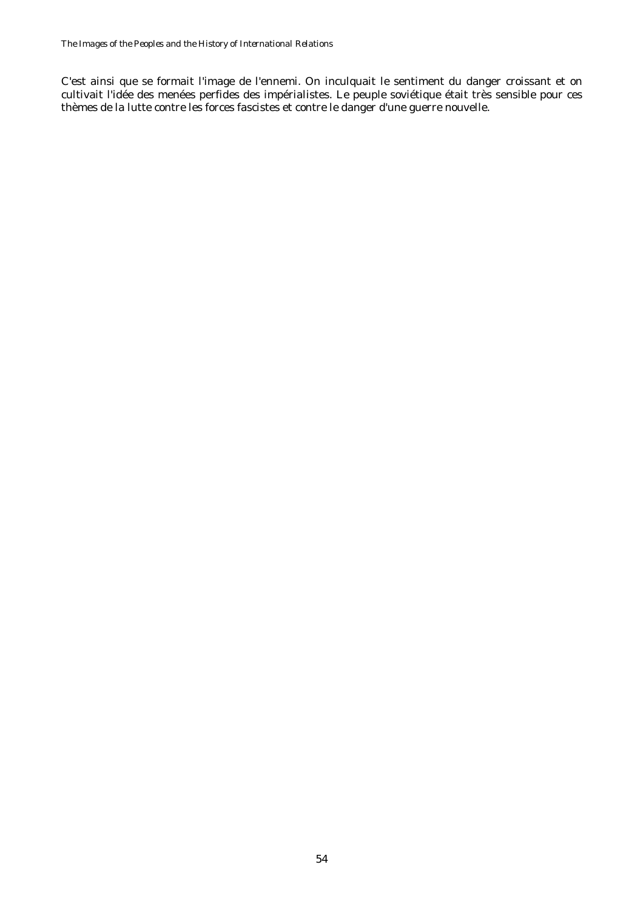C'est ainsi que se formait l'image de l'ennemi. On inculquait le sentiment du danger croissant et on cultivait l'idée des menées perfides des impérialistes. Le peuple soviétique était très sensible pour ces thèmes de la lutte contre les forces fascistes et contre le danger d'une guerre nouvelle.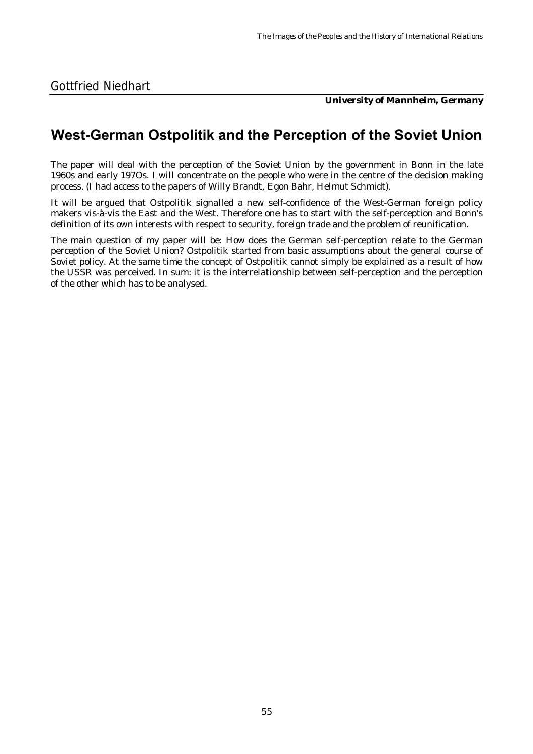Gottfried Niedhart

***University of Mannheim, Germany***

# West-German Ostpolitik and the Perception of the Soviet Union

The paper will deal with the perception of the Soviet Union by the government in Bonn in the late 1960s and early 197Os. I will concentrate on the people who were in the centre of the decision making process. (I had access to the papers of Willy Brandt, Egon Bahr, Helmut Schmidt).

It will be argued that Ostpolitik signalled a new self-confidence of the West-German foreign policy makers vis-à-vis the East and the West. Therefore one has to start with the self-perception and Bonn's definition of its own interests with respect to security, foreign trade and the problem of reunification.

The main question of my paper will be: How does the German self-perception relate to the German perception of the Soviet Union? Ostpolitik started from basic assumptions about the general course of Soviet policy. At the same time the concept of Ostpolitik cannot simply be explained as a result of how the USSR was perceived. In sum: it is the interrelationship between self-perception and the perception of the other which has to be analysed.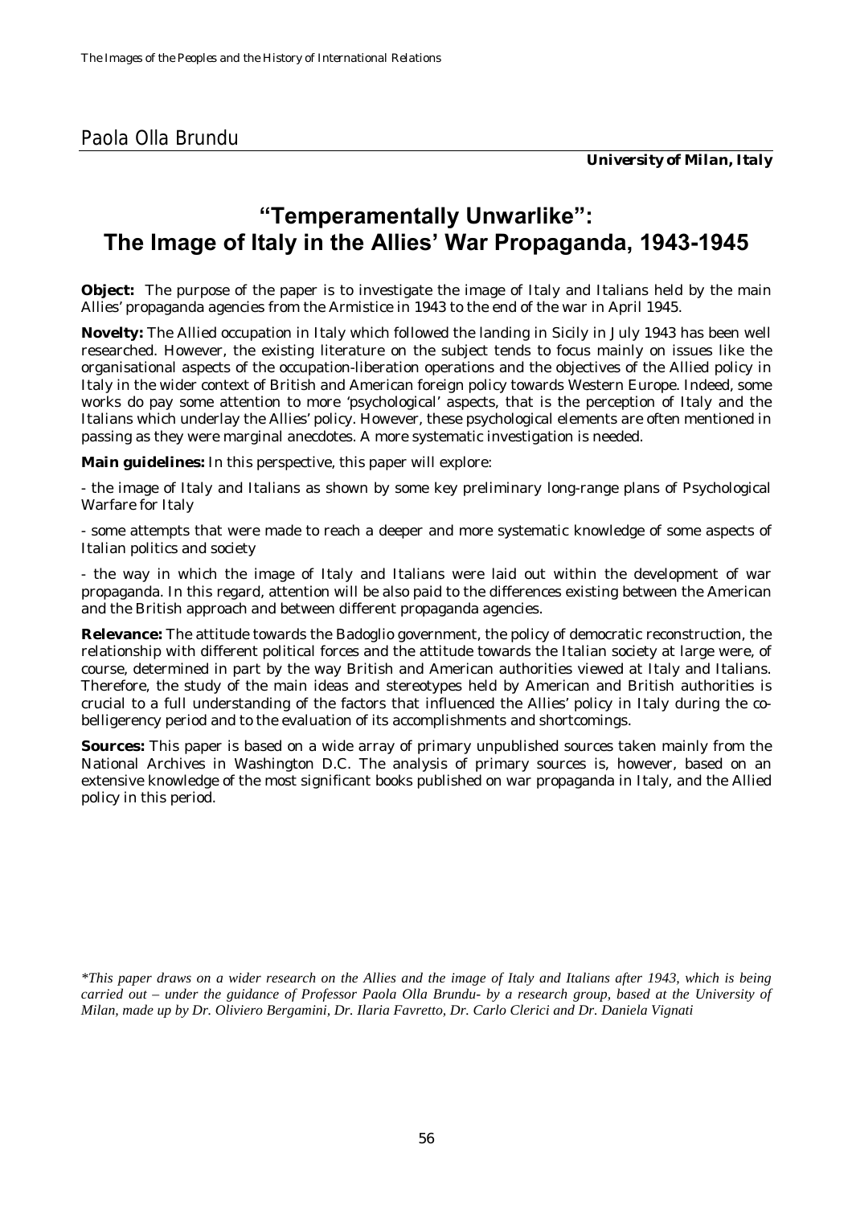Paola Olla Brundu

***University of Milan, Italy***

# "Temperamentally Unwarlike": The Image of Italy in the Allies' War Propaganda, 1943-1945

**Object:** The purpose of the paper is to investigate the image of Italy and Italians held by the main Allies' propaganda agencies from the Armistice in 1943 to the end of the war in April 1945.

**Novelty:** The Allied occupation in Italy which followed the landing in Sicily in July 1943 has been well researched. However, the existing literature on the subject tends to focus mainly on issues like the organisational aspects of the occupation-liberation operations and the objectives of the Allied policy in Italy in the wider context of British and American foreign policy towards Western Europe. Indeed, some works do pay some attention to more 'psychological' aspects, that is the perception of Italy and the Italians which underlay the Allies' policy. However, these psychological elements are often mentioned in passing as they were marginal anecdotes. A more systematic investigation is needed.

**Main guidelines:** In this perspective, this paper will explore:

- the image of Italy and Italians as shown by some key preliminary long-range plans of Psychological Warfare for Italy

- some attempts that were made to reach a deeper and more systematic knowledge of some aspects of Italian politics and society

- the way in which the image of Italy and Italians were laid out within the development of war propaganda. In this regard, attention will be also paid to the differences existing between the American and the British approach and between different propaganda agencies.

**Relevance:** The attitude towards the Badoglio government, the policy of democratic reconstruction, the relationship with different political forces and the attitude towards the Italian society at large were, of course, determined in part by the way British and American authorities viewed at Italy and Italians. Therefore, the study of the main ideas and stereotypes held by American and British authorities is crucial to a full understanding of the factors that influenced the Allies' policy in Italy during the co-belligerency period and to the evaluation of its accomplishments and shortcomings.

**Sources:** This paper is based on a wide array of primary unpublished sources taken mainly from the National Archives in Washington D.C. The analysis of primary sources is, however, based on an extensive knowledge of the most significant books published on war propaganda in Italy, and the Allied policy in this period.

*\*This paper draws on a wider research on the Allies and the image of Italy and Italians after 1943, which is being carried out – under the guidance of Professor Paola Olla Brundu- by a research group, based at the University of Milan, made up by Dr. Oliviero Bergamini, Dr. Ilaria Favretto, Dr. Carlo Clerici and Dr. Daniela Vignati*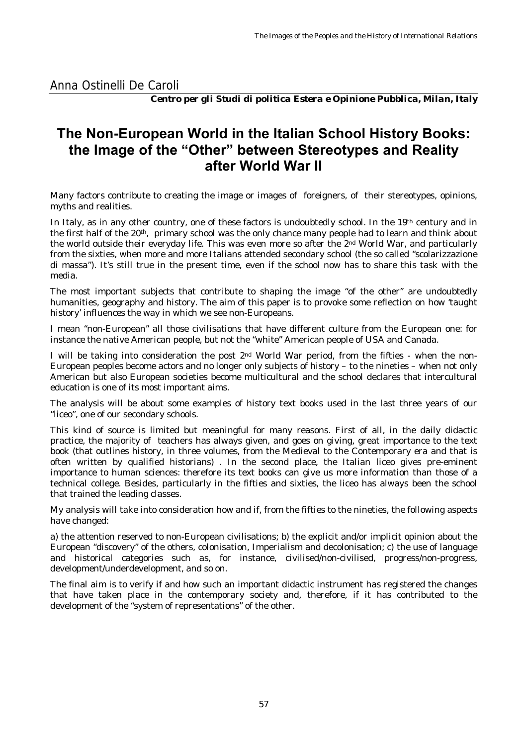Anna Ostinelli De Caroli

***Centro per gli Studi di politica Estera e Opinione Pubblica, Milan, Italy***

# The Non-European World in the Italian School History Books: the Image of the "Other" between Stereotypes and Reality after World War II

Many factors contribute to creating the image or images of foreigners, of their stereotypes, opinions, myths and realities.

In Italy, as in any other country, one of these factors is undoubtedly school. In the 19th century and in the first half of the 20th, primary school was the only chance many people had to learn and think about the world outside their everyday life. This was even more so after the 2nd World War, and particularly from the sixties, when more and more Italians attended secondary school (the so called "scolarizzazione di massa"). It's still true in the present time, even if the school now has to share this task with the media.

The most important subjects that contribute to shaping the image "of the other" are undoubtedly humanities, geography and history. The aim of this paper is to provoke some reflection on how 'taught history' influences the way in which we see non-Europeans.

I mean "non-European" all those civilisations that have different culture from the European one: for instance the native American people, but not the "white" American people of USA and Canada.

I will be taking into consideration the post 2nd World War period, from the fifties - when the non-European peoples become actors and no longer only subjects of history – to the nineties – when not only American but also European societies become multicultural and the school declares that intercultural education is one of its most important aims.

The analysis will be about some examples of history text books used in the last three years of our "liceo", one of our secondary schools.

This kind of source is limited but meaningful for many reasons. First of all, in the daily didactic practice, the majority of teachers has always given, and goes on giving, great importance to the text book (that outlines history, in three volumes, from the Medieval to the Contemporary era and that is often written by qualified historians) . In the second place, the Italian liceo gives pre-eminent importance to human sciences: therefore its text books can give us more information than those of a technical college. Besides, particularly in the fifties and sixties, the liceo has always been the school that trained the leading classes.

My analysis will take into consideration how and if, from the fifties to the nineties, the following aspects have changed:

a) the attention reserved to non-European civilisations; b) the explicit and/or implicit opinion about the European "discovery" of the others, colonisation, Imperialism and decolonisation; c) the use of language and historical categories such as, for instance, civilised/non-civilised, progress/non-progress, development/underdevelopment, and so on.

The final aim is to verify if and how such an important didactic instrument has registered the changes that have taken place in the contemporary society and, therefore, if it has contributed to the development of the "system of representations" of the other.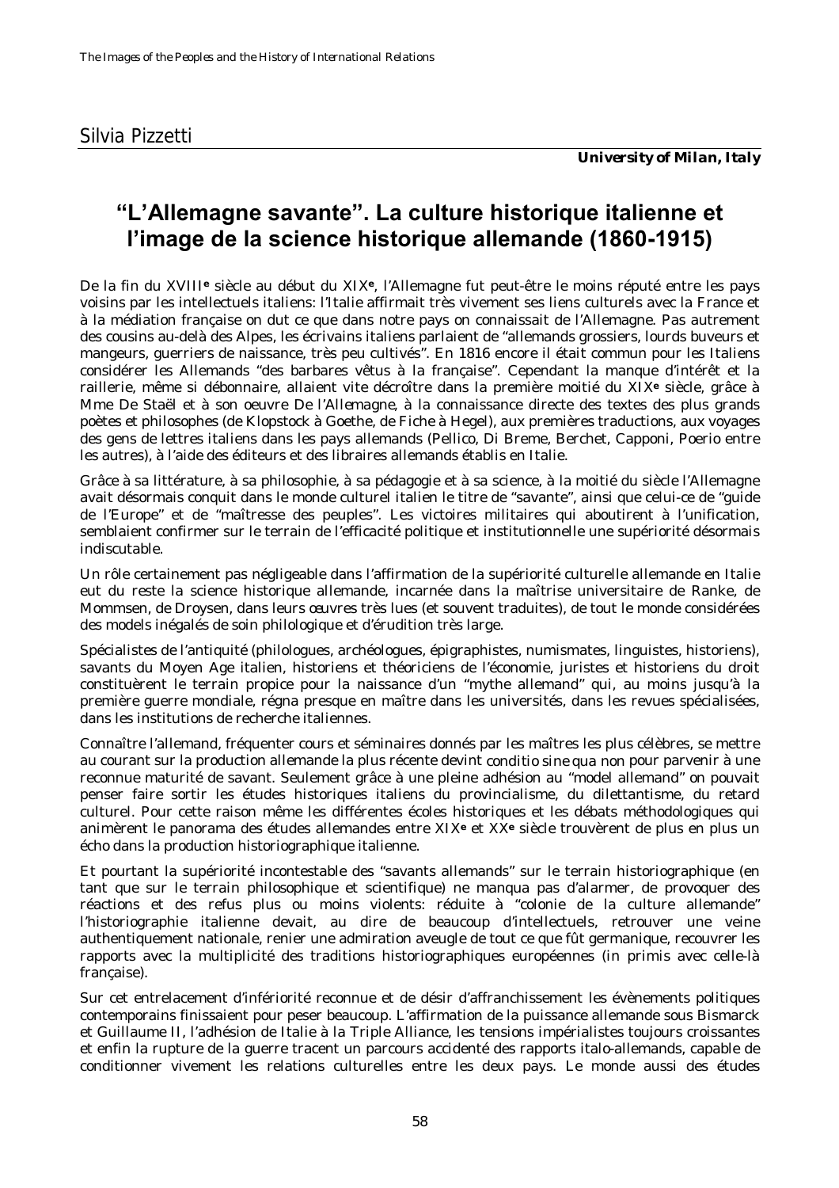Silvia Pizzetti

***University of Milan, Italy***

# "L'Allemagne savante". La culture historique italienne et l'image de la science historique allemande (1860-1915)

De la fin du XVIII**e** siècle au début du XIX**e**, l'Allemagne fut peut-être le moins réputé entre les pays voisins par les intellectuels italiens: l'Italie affirmait très vivement ses liens culturels avec la France et à la médiation française on dut ce que dans notre pays on connaissait de l'Allemagne. Pas autrement des cousins au-delà des Alpes, les écrivains italiens parlaient de "allemands grossiers, lourds buveurs et mangeurs, guerriers de naissance, très peu cultivés". En 1816 encore il était commun pour les Italiens considérer les Allemands "des barbares vêtus à la française". Cependant la manque d'intérêt et la raillerie, même si débonnaire, allaient vite décroître dans la première moitié du XIX**e** siècle, grâce à Mme De Staël et à son oeuvre *De l'Allemagne*, à la connaissance directe des textes des plus grands poètes et philosophes (de Klopstock à Goethe, de Fiche à Hegel), aux premières traductions, aux voyages des gens de lettres italiens dans les pays allemands (Pellico, Di Breme, Berchet, Capponi, Poerio entre les autres), à l'aide des éditeurs et des libraires allemands établis en Italie.

Grâce à sa littérature, à sa philosophie, à sa pédagogie et à sa science, à la moitié du siècle l'Allemagne avait désormais conquit dans le monde culturel italien le titre de "savante", ainsi que celui-ce de "guide de l'Europe" et de "maîtresse des peuples". Les victoires militaires qui aboutirent à l'unification, semblaient confirmer sur le terrain de l'efficacité politique et institutionnelle une supériorité désormais indiscutable.

Un rôle certainement pas négligeable dans l'affirmation de la supériorité culturelle allemande en Italie eut du reste la science historique allemande, incarnée dans la maîtrise universitaire de Ranke, de Mommsen, de Droysen, dans leurs œuvres très lues (et souvent traduites), de tout le monde considérées des models inégalés de soin philologique et d'érudition très large.

Spécialistes de l'antiquité (philologues, archéologues, épigraphistes, numismates, linguistes, historiens), savants du Moyen Age italien, historiens et théoriciens de l'économie, juristes et historiens du droit constituèrent le terrain propice pour la naissance d'un "mythe allemand" qui, au moins jusqu'à la première guerre mondiale, régna presque en maître dans les universités, dans les revues spécialisées, dans les institutions de recherche italiennes.

Connaître l'allemand, fréquenter cours et séminaires donnés par les maîtres les plus célèbres, se mettre au courant sur la production allemande la plus récente devint *conditio sine qua non* pour parvenir à une reconnue maturité de savant. Seulement grâce à une pleine adhésion au "model allemand" on pouvait penser faire sortir les études historiques italiens du provincialisme, du dilettantisme, du retard culturel. Pour cette raison même les différentes écoles historiques et les débats méthodologiques qui animèrent le panorama des études allemandes entre XIX**e** et XX**e** siècle trouvèrent de plus en plus un écho dans la production historiographique italienne.

Et pourtant la supériorité incontestable des "savants allemands" sur le terrain historiographique (en tant que sur le terrain philosophique et scientifique) ne manqua pas d'alarmer, de provoquer des réactions et des refus plus ou moins violents: réduite à "colonie de la culture allemande" l'historiographie italienne devait, au dire de beaucoup d'intellectuels, retrouver une veine authentiquement nationale, renier une admiration aveugle de tout ce que fût germanique, recouvrer les rapports avec la multiplicité des traditions historiographiques européennes (in primis avec celle-là française).

Sur cet entrelacement d'infériorité reconnue et de désir d'affranchissement les évènements politiques contemporains finissaient pour peser beaucoup. L'affirmation de la puissance allemande sous Bismarck et Guillaume II, l'adhésion de Italie à la Triple Alliance, les tensions impérialistes toujours croissantes et enfin la rupture de la guerre tracent un parcours accidenté des rapports italo-allemands, capable de conditionner vivement les relations culturelles entre les deux pays. Le monde aussi des études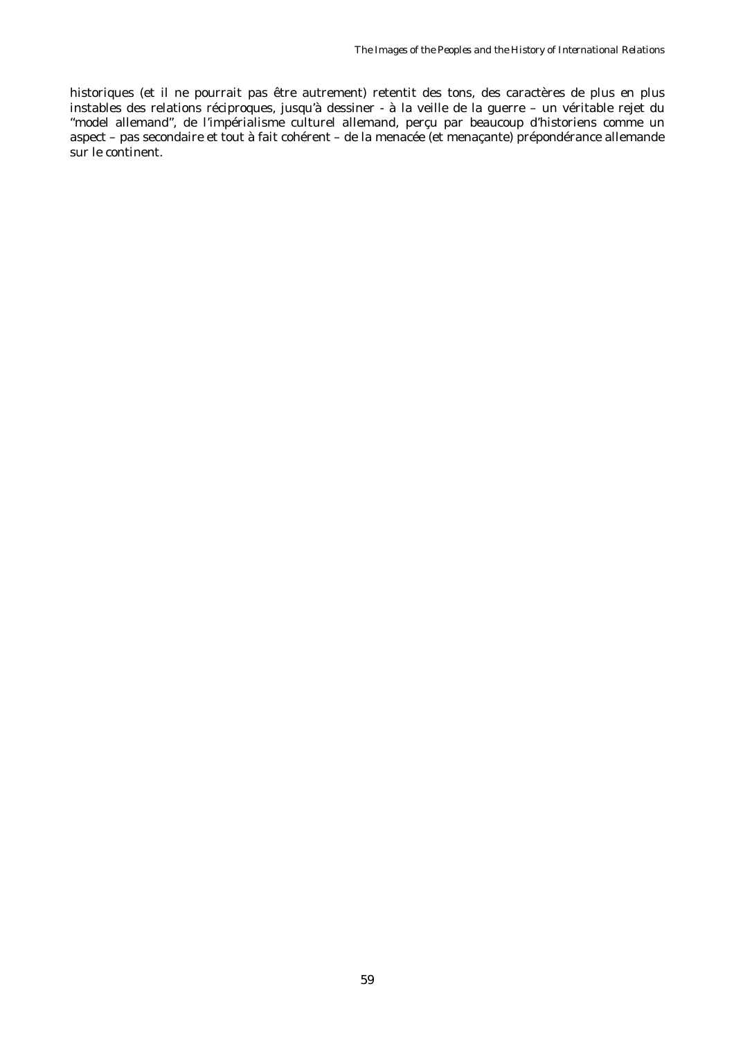historiques (et il ne pourrait pas être autrement) retentit des tons, des caractères de plus en plus instables des relations réciproques, jusqu'à dessiner - à la veille de la guerre – un véritable rejet du "model allemand", de l'impérialisme culturel allemand, perçu par beaucoup d'historiens comme un aspect – pas secondaire et tout à fait cohérent – de la menacée (et menaçante) prépondérance allemande sur le continent.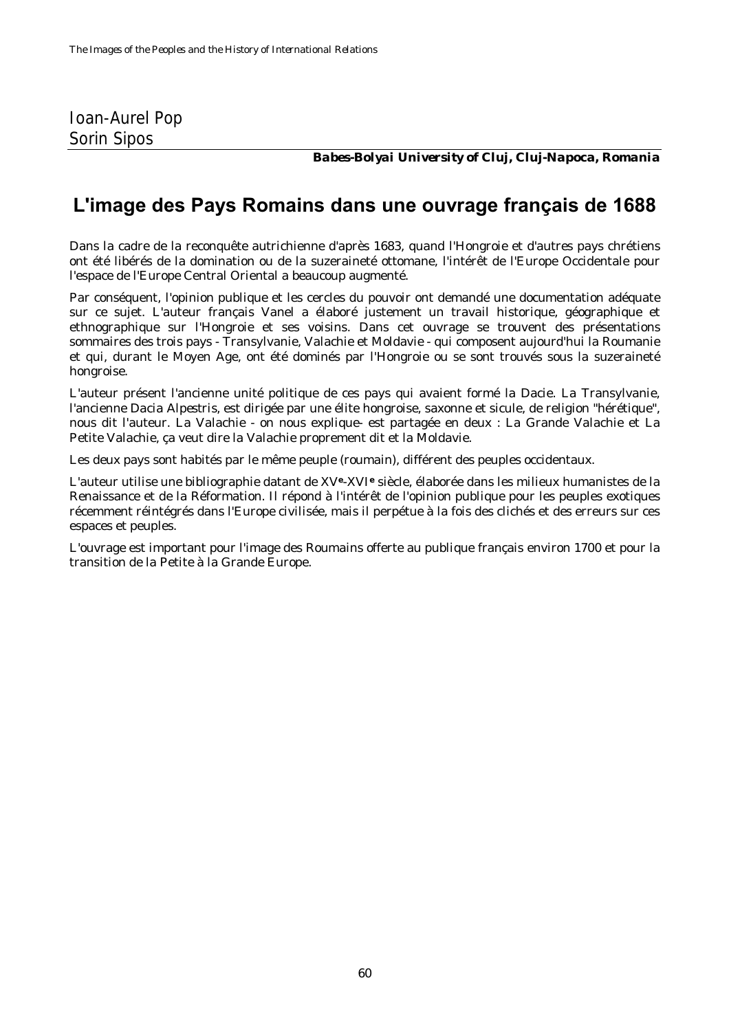Ioan-Aurel Pop
Sorin Sipos

***Babes-Bolyai University of Cluj, Cluj-Napoca, Romania***

# L'image des Pays Romains dans une ouvrage français de 1688

Dans la cadre de la reconquête autrichienne d'après 1683, quand l'Hongroie et d'autres pays chrétiens ont été libérés de la domination ou de la suzeraineté ottomane, l'intérêt de l'Europe Occidentale pour l'espace de l'Europe Central Oriental a beaucoup augmenté.

Par conséquent, l'opinion publique et les cercles du pouvoir ont demandé une documentation adéquate sur ce sujet. L'auteur français Vanel a élaboré justement un travail historique, géographique et ethnographique sur l'Hongroie et ses voisins. Dans cet ouvrage se trouvent des présentations sommaires des trois pays - Transylvanie, Valachie et Moldavie - qui composent aujourd'hui la Roumanie et qui, durant le Moyen Age, ont été dominés par l'Hongroie ou se sont trouvés sous la suzeraineté hongroise.

L'auteur présent l'ancienne unité politique de ces pays qui avaient formé la Dacie. La Transylvanie, l'ancienne Dacia Alpestris, est dirigée par une élite hongroise, saxonne et sicule, de religion "hérétique", nous dit l'auteur. La Valachie - on nous explique- est partagée en deux : La Grande Valachie et La Petite Valachie, ça veut dire la Valachie proprement dit et la Moldavie.

Les deux pays sont habités par le même peuple (roumain), différent des peuples occidentaux.

L'auteur utilise une bibliographie datant de XV**e**-XVI**e** siècle, élaborée dans les milieux humanistes de la Renaissance et de la Réformation. Il répond à l'intérêt de l'opinion publique pour les peuples exotiques récemment réintégrés dans l'Europe civilisée, mais il perpétue à la fois des clichés et des erreurs sur ces espaces et peuples.

L'ouvrage est important pour l'image des Roumains offerte au publique français environ 1700 et pour la transition de la Petite à la Grande Europe.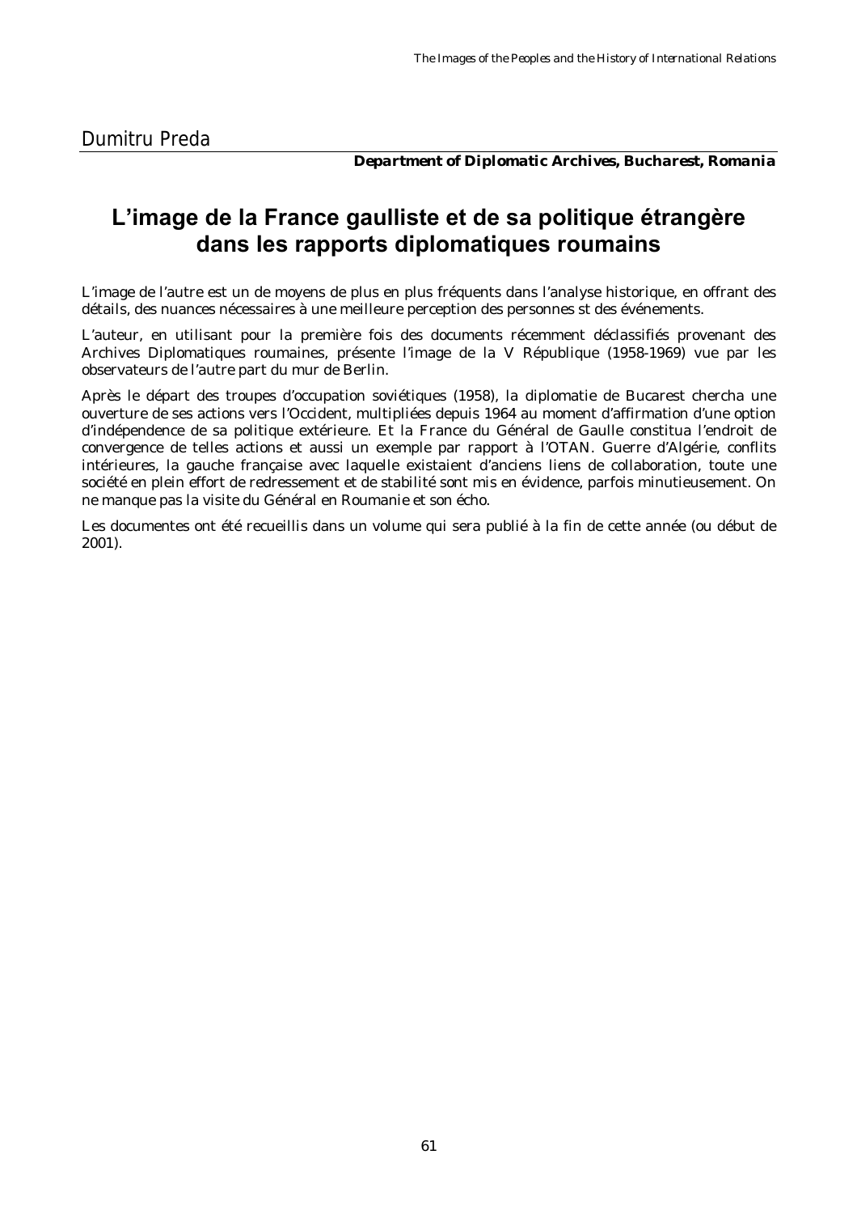Dumitru Preda

***Department of Diplomatic Archives, Bucharest, Romania***

# L'image de la France gaulliste et de sa politique étrangère dans les rapports diplomatiques roumains

L'image de l'autre est un de moyens de plus en plus fréquents dans l'analyse historique, en offrant des détails, des nuances nécessaires à une meilleure perception des personnes st des événements.

L'auteur, en utilisant pour la première fois des documents récemment déclassifiés provenant des Archives Diplomatiques roumaines, présente l'image de la V République (1958-1969) vue par les observateurs de l'autre part du mur de Berlin.

Après le départ des troupes d'occupation soviétiques (1958), la diplomatie de Bucarest chercha une ouverture de ses actions vers l'Occident, multipliées depuis 1964 au moment d'affirmation d'une option d'indépendence de sa politique extérieure. Et la France du Général de Gaulle constitua l'endroit de convergence de telles actions et aussi un exemple par rapport à l'OTAN. Guerre d'Algérie, conflits intérieures, la gauche française avec laquelle existaient d'anciens liens de collaboration, toute une société en plein effort de redressement et de stabilité sont mis en évidence, parfois minutieusement. On ne manque pas la visite du Général en Roumanie et son écho.

Les documentes ont été recueillis dans un volume qui sera publié à la fin de cette année (ou début de 2001).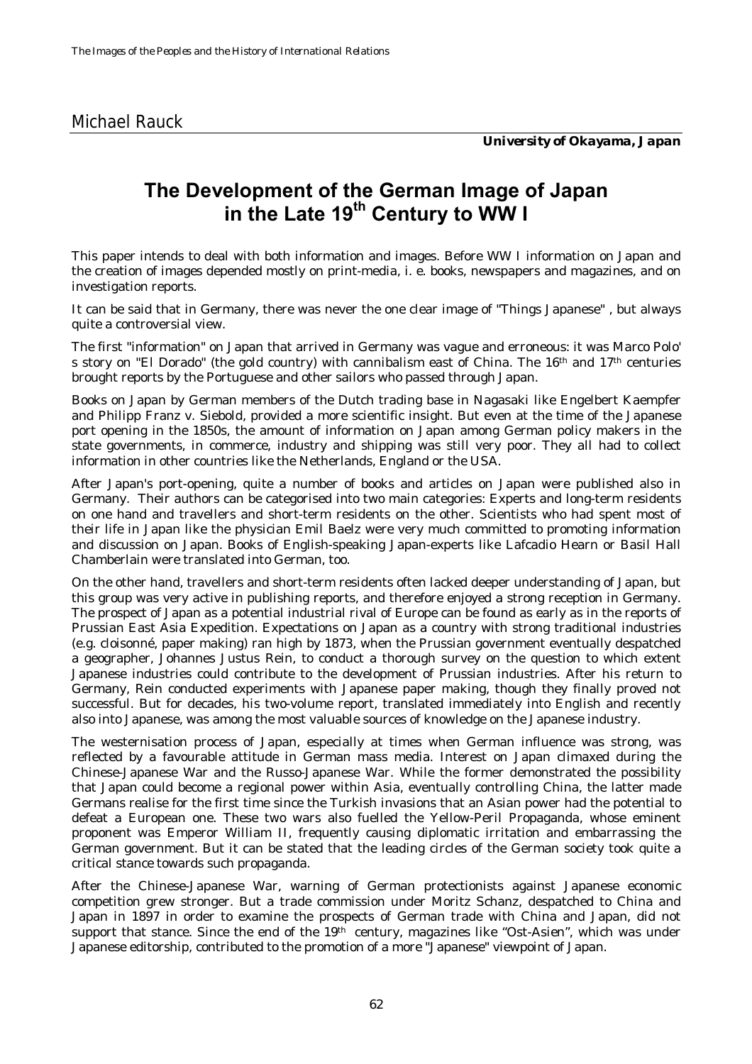Michael Rauck

***University of Okayama, Japan***

# The Development of the German Image of Japan in the Late 19th Century to WW I

This paper intends to deal with both information and images. Before WW I information on Japan and the creation of images depended mostly on print-media, i. e. books, newspapers and magazines, and on investigation reports.

It can be said that in Germany, there was never the one clear image of "Things Japanese" , but always quite a controversial view.

The first "information" on Japan that arrived in Germany was vague and erroneous: it was Marco Polo' s story on "El Dorado" (the gold country) with cannibalism east of China. The 16th and 17th centuries brought reports by the Portuguese and other sailors who passed through Japan.

Books on Japan by German members of the Dutch trading base in Nagasaki like Engelbert Kaempfer and Philipp Franz v. Siebold, provided a more scientific insight. But even at the time of the Japanese port opening in the 1850s, the amount of information on Japan among German policy makers in the state governments, in commerce, industry and shipping was still very poor. They all had to collect information in other countries like the Netherlands, England or the USA.

After Japan's port-opening, quite a number of books and articles on Japan were published also in Germany. Their authors can be categorised into two main categories: Experts and long-term residents on one hand and travellers and short-term residents on the other. Scientists who had spent most of their life in Japan like the physician Emil Baelz were very much committed to promoting information and discussion on Japan. Books of English-speaking Japan-experts like Lafcadio Hearn or Basil Hall Chamberlain were translated into German, too.

On the other hand, travellers and short-term residents often lacked deeper understanding of Japan, but this group was very active in publishing reports, and therefore enjoyed a strong reception in Germany. The prospect of Japan as a potential industrial rival of Europe can be found as early as in the reports of Prussian East Asia Expedition. Expectations on Japan as a country with strong traditional industries (e.g. cloisonné, paper making) ran high by 1873, when the Prussian government eventually despatched a geographer, Johannes Justus Rein, to conduct a thorough survey on the question to which extent Japanese industries could contribute to the development of Prussian industries. After his return to Germany, Rein conducted experiments with Japanese paper making, though they finally proved not successful. But for decades, his two-volume report, translated immediately into English and recently also into Japanese, was among the most valuable sources of knowledge on the Japanese industry.

The westernisation process of Japan, especially at times when German influence was strong, was reflected by a favourable attitude in German mass media. Interest on Japan climaxed during the Chinese-Japanese War and the Russo-Japanese War. While the former demonstrated the possibility that Japan could become a regional power within Asia, eventually controlling China, the latter made Germans realise for the first time since the Turkish invasions that an Asian power had the potential to defeat a European one. These two wars also fuelled the Yellow-Peril Propaganda, whose eminent proponent was Emperor William II, frequently causing diplomatic irritation and embarrassing the German government. But it can be stated that the leading circles of the German society took quite a critical stance towards such propaganda.

After the Chinese-Japanese War, warning of German protectionists against Japanese economic competition grew stronger. But a trade commission under Moritz Schanz, despatched to China and Japan in 1897 in order to examine the prospects of German trade with China and Japan, did not support that stance. Since the end of the 19th century, magazines like "Ost-Asien", which was under Japanese editorship, contributed to the promotion of a more "Japanese" viewpoint of Japan.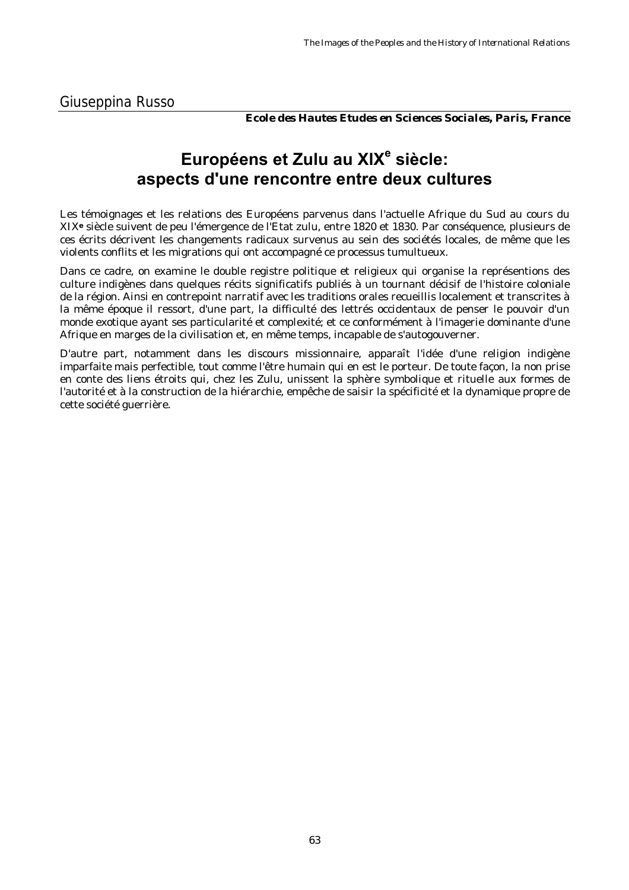Giuseppina Russo

**Ecole des Hautes Etudes en Sciences Sociales, Paris, France**

# Européens et Zulu au XIX$^{e}$ siècle: aspects d'une rencontre entre deux cultures

Les témoignages et les relations des Européens parvenus dans l'actuelle Afrique du Sud au cours du XIX$^{e}$ siècle suivent de peu l'émergence de l'Etat zulu, entre 1820 et 1830. Par conséquence, plusieurs de ces écrits décrivent les changements radicaux survenus au sein des sociétés locales, de même que les violents conflits et les migrations qui ont accompagné ce processus tumultueux.

Dans ce cadre, on examine le double registre politique et religieux qui organise la représentions des culture indigènes dans quelques récits significatifs publiés à un tournant décisif de l'histoire coloniale de la région. Ainsi en contrepoint narratif avec les traditions orales recueillis localement et transcrites à la même époque il ressort, d'une part, la difficulté des lettrés occidentaux de penser le pouvoir d'un monde exotique ayant ses particularité et complexité; et ce conformément à l'imagerie dominante d'une Afrique en marges de la civilisation et, en même temps, incapable de s'autogouverner.

D'autre part, notamment dans les discours missionnaire, apparaît l'idée d'une religion indigène imparfaite mais perfectible, tout comme l'être humain qui en est le porteur. De toute façon, la non prise en conte des liens étroits qui, chez les Zulu, unissent la sphère symbolique et rituelle aux formes de l'autorité et à la construction de la hiérarchie, empêche de saisir la spécificité et la dynamique propre de cette société guerrière.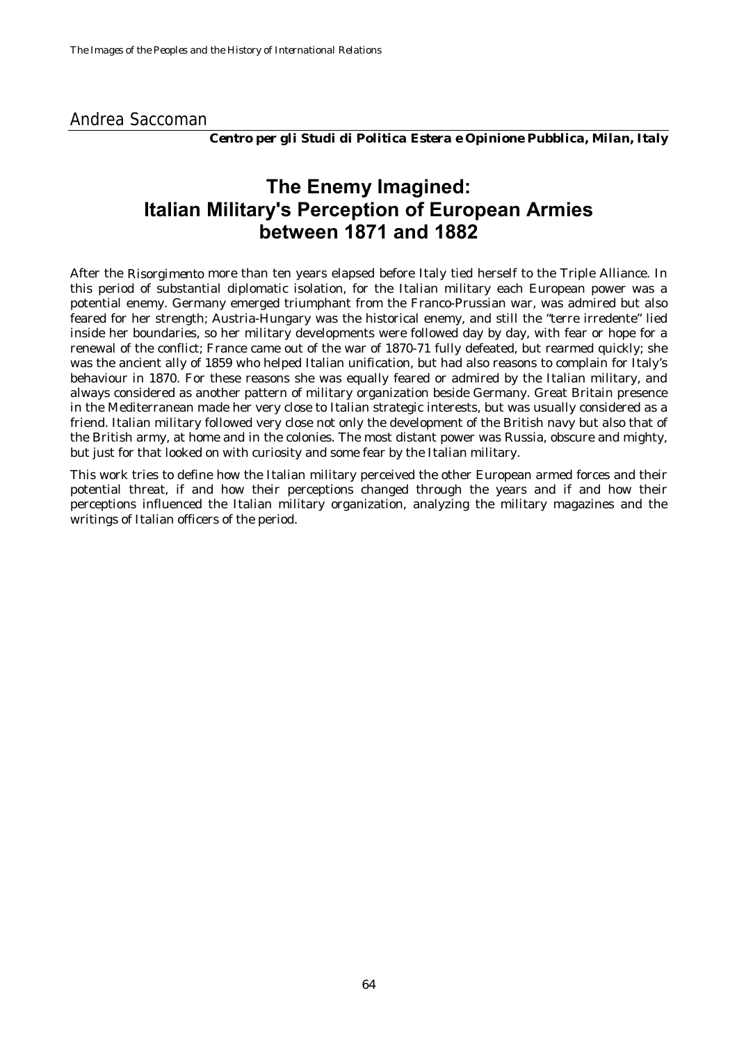Andrea Saccoman

***Centro per gli Studi di Politica Estera e Opinione Pubblica, Milan, Italy***

# The Enemy Imagined: Italian Military's Perception of European Armies between 1871 and 1882

After the *Risorgimento* more than ten years elapsed before Italy tied herself to the Triple Alliance. In this period of substantial diplomatic isolation, for the Italian military each European power was a potential enemy. Germany emerged triumphant from the Franco-Prussian war, was admired but also feared for her strength; Austria-Hungary was the historical enemy, and still the "terre irredente" lied inside her boundaries, so her military developments were followed day by day, with fear or hope for a renewal of the conflict; France came out of the war of 1870-71 fully defeated, but rearmed quickly; she was the ancient ally of 1859 who helped Italian unification, but had also reasons to complain for Italy's behaviour in 1870. For these reasons she was equally feared or admired by the Italian military, and always considered as another pattern of military organization beside Germany. Great Britain presence in the Mediterranean made her very close to Italian strategic interests, but was usually considered as a friend. Italian military followed very close not only the development of the British navy but also that of the British army, at home and in the colonies. The most distant power was Russia, obscure and mighty, but just for that looked on with curiosity and some fear by the Italian military.

This work tries to define how the Italian military perceived the other European armed forces and their potential threat, if and how their perceptions changed through the years and if and how their perceptions influenced the Italian military organization, analyzing the military magazines and the writings of Italian officers of the period.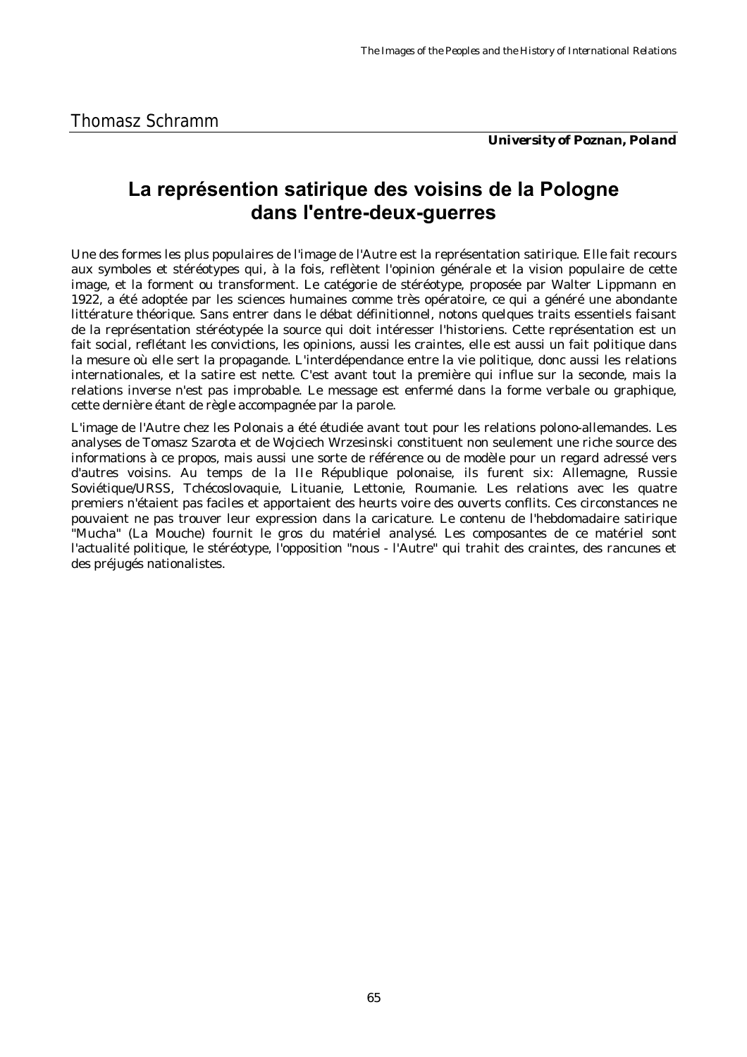Thomasz Schramm

***University of Poznan, Poland***

# La représention satirique des voisins de la Pologne dans l'entre-deux-guerres

Une des formes les plus populaires de l'image de l'Autre est la représentation satirique. Elle fait recours aux symboles et stéréotypes qui, à la fois, reflètent l'opinion générale et la vision populaire de cette image, et la forment ou transforment. Le catégorie de stéréotype, proposée par Walter Lippmann en 1922, a été adoptée par les sciences humaines comme très opératoire, ce qui a généré une abondante littérature théorique. Sans entrer dans le débat définitionnel, notons quelques traits essentiels faisant de la représentation stéréotypée la source qui doit intéresser l'historiens. Cette représentation est un fait social, reflétant les convictions, les opinions, aussi les craintes, elle est aussi un fait politique dans la mesure où elle sert la propagande. L'interdépendance entre la vie politique, donc aussi les relations internationales, et la satire est nette. C'est avant tout la première qui influe sur la seconde, mais la relations inverse n'est pas improbable. Le message est enfermé dans la forme verbale ou graphique, cette dernière étant de règle accompagnée par la parole.

L'image de l'Autre chez les Polonais a été étudiée avant tout pour les relations polono-allemandes. Les analyses de Tomasz Szarota et de Wojciech Wrzesinski constituent non seulement une riche source des informations à ce propos, mais aussi une sorte de référence ou de modèle pour un regard adressé vers d'autres voisins. Au temps de la IIe République polonaise, ils furent six: Allemagne, Russie Soviétique/URSS, Tchécoslovaquie, Lituanie, Lettonie, Roumanie. Les relations avec les quatre premiers n'étaient pas faciles et apportaient des heurts voire des ouverts conflits. Ces circonstances ne pouvaient ne pas trouver leur expression dans la caricature. Le contenu de l'hebdomadaire satirique "Mucha" (La Mouche) fournit le gros du matériel analysé. Les composantes de ce matériel sont l'actualité politique, le stéréotype, l'opposition "nous - l'Autre" qui trahit des craintes, des rancunes et des préjugés nationalistes.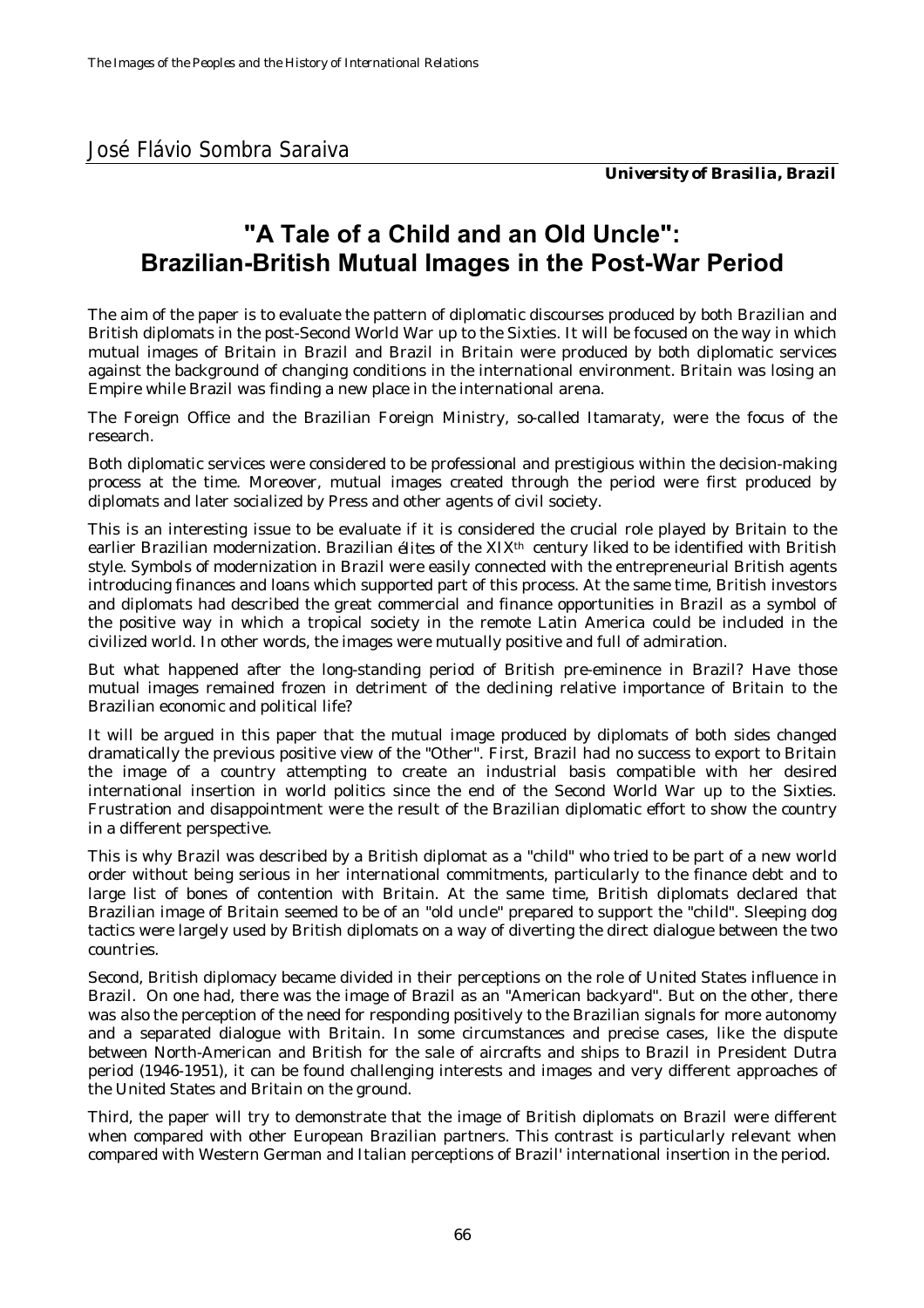José Flávio Sombra Saraiva

***University of Brasilia, Brazil***

# "A Tale of a Child and an Old Uncle": Brazilian-British Mutual Images in the Post-War Period

The aim of the paper is to evaluate the pattern of diplomatic discourses produced by both Brazilian and British diplomats in the post-Second World War up to the Sixties. It will be focused on the way in which mutual images of Britain in Brazil and Brazil in Britain were produced by both diplomatic services against the background of changing conditions in the international environment. Britain was losing an Empire while Brazil was finding a new place in the international arena.

The Foreign Office and the Brazilian Foreign Ministry, so-called Itamaraty, were the focus of the research.

Both diplomatic services were considered to be professional and prestigious within the decision-making process at the time. Moreover, mutual images created through the period were first produced by diplomats and later socialized by Press and other agents of civil society.

This is an interesting issue to be evaluate if it is considered the crucial role played by Britain to the earlier Brazilian modernization. Brazilian *élites* of the XIX[th] century liked to be identified with British style. Symbols of modernization in Brazil were easily connected with the entrepreneurial British agents introducing finances and loans which supported part of this process. At the same time, British investors and diplomats had described the great commercial and finance opportunities in Brazil as a symbol of the positive way in which a tropical society in the remote Latin America could be included in the civilized world. In other words, the images were mutually positive and full of admiration.

But what happened after the long-standing period of British pre-eminence in Brazil? Have those mutual images remained frozen in detriment of the declining relative importance of Britain to the Brazilian economic and political life?

It will be argued in this paper that the mutual image produced by diplomats of both sides changed dramatically the previous positive view of the "Other". First, Brazil had no success to export to Britain the image of a country attempting to create an industrial basis compatible with her desired international insertion in world politics since the end of the Second World War up to the Sixties. Frustration and disappointment were the result of the Brazilian diplomatic effort to show the country in a different perspective.

This is why Brazil was described by a British diplomat as a "child" who tried to be part of a new world order without being serious in her international commitments, particularly to the finance debt and to large list of bones of contention with Britain. At the same time, British diplomats declared that Brazilian image of Britain seemed to be of an "old uncle" prepared to support the "child". Sleeping dog tactics were largely used by British diplomats on a way of diverting the direct dialogue between the two countries.

Second, British diplomacy became divided in their perceptions on the role of United States influence in Brazil. On one had, there was the image of Brazil as an "American backyard". But on the other, there was also the perception of the need for responding positively to the Brazilian signals for more autonomy and a separated dialogue with Britain. In some circumstances and precise cases, like the dispute between North-American and British for the sale of aircrafts and ships to Brazil in President Dutra period (1946-1951), it can be found challenging interests and images and very different approaches of the United States and Britain on the ground.

Third, the paper will try to demonstrate that the image of British diplomats on Brazil were different when compared with other European Brazilian partners. This contrast is particularly relevant when compared with Western German and Italian perceptions of Brazil' international insertion in the period.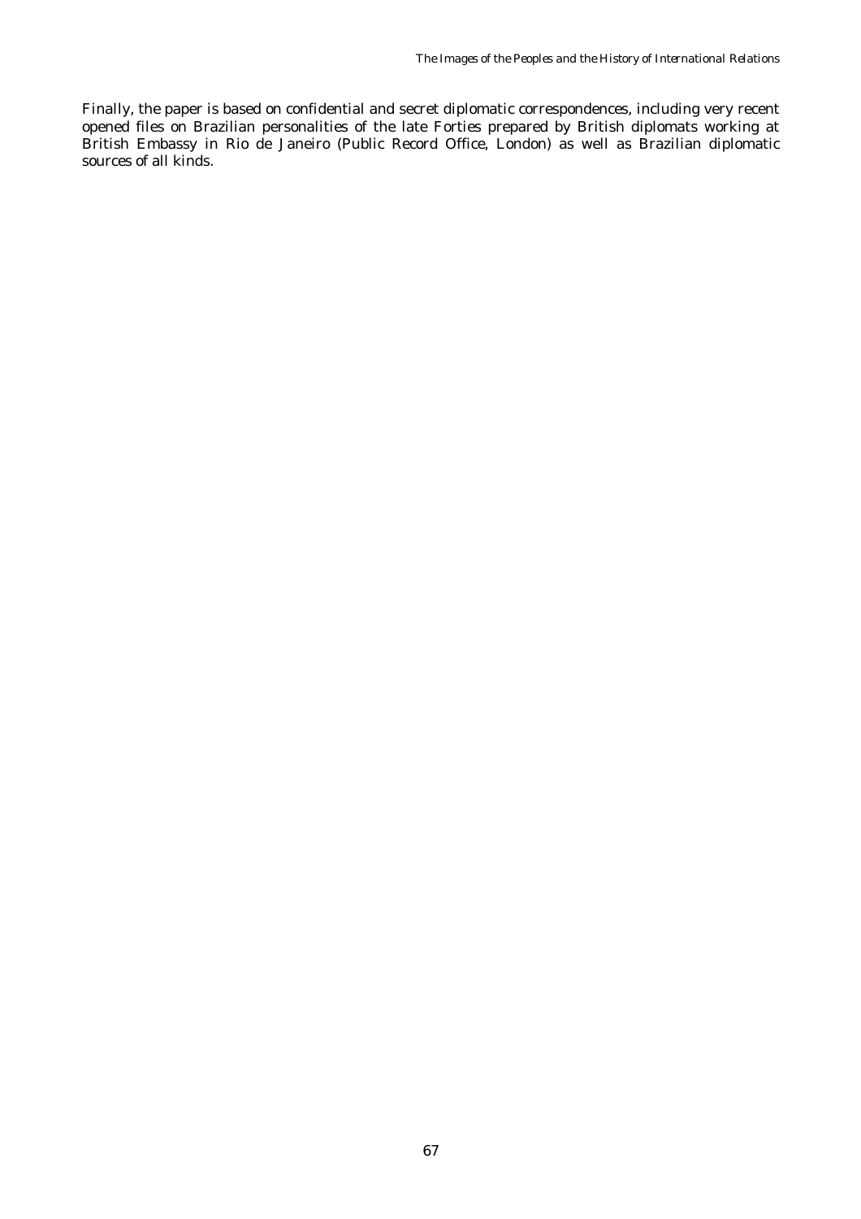Finally, the paper is based on confidential and secret diplomatic correspondences, including very recent opened files on Brazilian personalities of the late Forties prepared by British diplomats working at British Embassy in Rio de Janeiro (Public Record Office, London) as well as Brazilian diplomatic sources of all kinds.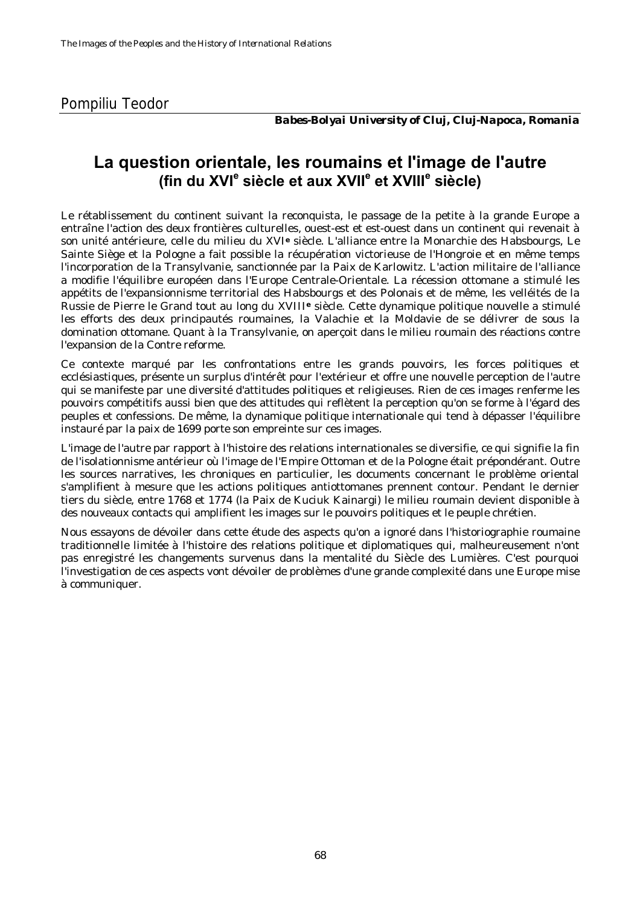Pompiliu Teodor

***Babes-Bolyai University of Cluj, Cluj-Napoca, Romania***

# La question orientale, les roumains et l'image de l'autre
## (fin du XVI[e] siècle et aux XVII[e] et XVIII[e] siècle)

Le rétablissement du continent suivant la reconquista, le passage de la petite à la grande Europe a entraîne l'action des deux frontières culturelles, ouest-est et est-ouest dans un continent qui revenait à son unité antérieure, celle du milieu du XVI[e] siècle. L'alliance entre la Monarchie des Habsbourgs, Le Sainte Siège et la Pologne a fait possible la récupération victorieuse de l'Hongroie et en même temps l'incorporation de la Transylvanie, sanctionnée par la Paix de Karlowitz. L'action militaire de l'alliance a modifie l'équilibre européen dans l'Europe Centrale-Orientale. La récession ottomane a stimulé les appétits de l'expansionnisme territorial des Habsbourgs et des Polonais et de même, les velléités de la Russie de Pierre le Grand tout au long du XVIII[e] siècle. Cette dynamique politique nouvelle a stimulé les efforts des deux principautés roumaines, la Valachie et la Moldavie de se délivrer de sous la domination ottomane. Quant à la Transylvanie, on aperçoit dans le milieu roumain des réactions contre l'expansion de la Contre reforme.

Ce contexte marqué par les confrontations entre les grands pouvoirs, les forces politiques et ecclésiastiques, présente un surplus d'intérêt pour l'extérieur et offre une nouvelle perception de l'autre qui se manifeste par une diversité d'attitudes politiques et religieuses. Rien de ces images renferme les pouvoirs compétitifs aussi bien que des attitudes qui reflètent la perception qu'on se forme à l'égard des peuples et confessions. De même, la dynamique politique internationale qui tend à dépasser l'équilibre instauré par la paix de 1699 porte son empreinte sur ces images.

L'image de l'autre par rapport à l'histoire des relations internationales se diversifie, ce qui signifie la fin de l'isolationnisme antérieur où l'image de l'Empire Ottoman et de la Pologne était prépondérant. Outre les sources narratives, les chroniques en particulier, les documents concernant le problème oriental s'amplifient à mesure que les actions politiques antiottomanes prennent contour. Pendant le dernier tiers du siècle, entre 1768 et 1774 (la Paix de Kuciuk Kainargi) le milieu roumain devient disponible à des nouveaux contacts qui amplifient les images sur le pouvoirs politiques et le peuple chrétien.

Nous essayons de dévoiler dans cette étude des aspects qu'on a ignoré dans l'historiographie roumaine traditionnelle limitée à l'histoire des relations politique et diplomatiques qui, malheureusement n'ont pas enregistré les changements survenus dans la mentalité du Siècle des Lumières. C'est pourquoi l'investigation de ces aspects vont dévoiler de problèmes d'une grande complexité dans une Europe mise à communiquer.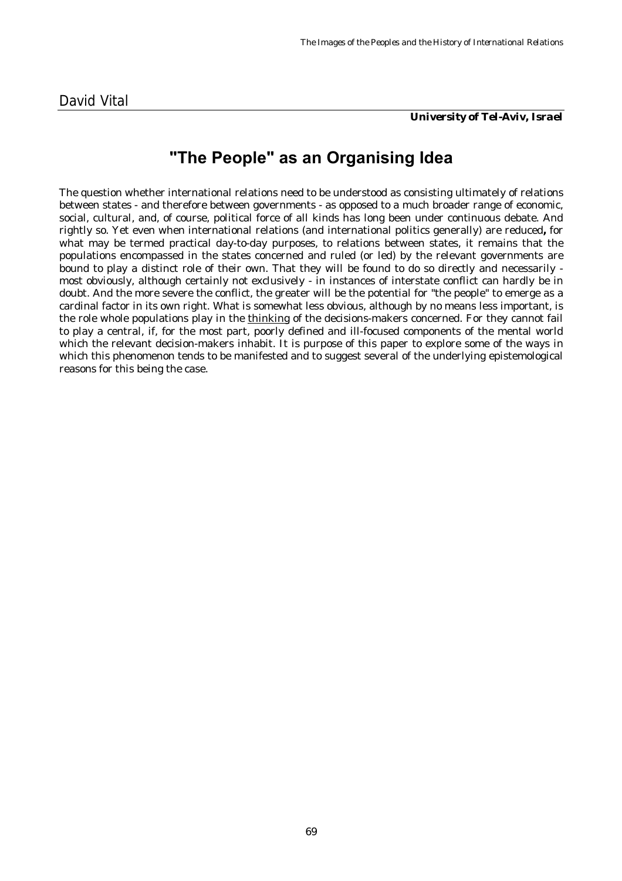David Vital

***University of Tel-Aviv, Israel***

# "The People" as an Organising Idea

The question whether international relations need to be understood as consisting ultimately of relations between states - and therefore between governments - as opposed to a much broader range of economic, social, cultural, and, of course, political force of all kinds has long been under continuous debate. And rightly so. Yet even when international relations (and international politics generally) are reduced**,** for what may be termed practical day-to-day purposes, to relations between states, it remains that the populations encompassed in the states concerned and ruled (or led) by the relevant governments are bound to play a distinct role of their own. That they will be found to do so directly and necessarily - most obviously, although certainly not exclusively - in instances of interstate conflict can hardly be in doubt. And the more severe the conflict, the greater will be the potential for "the people" to emerge as a cardinal factor in its own right. What is somewhat less obvious, although by no means less important, is the role whole populations play in the <u>thinking</u> of the decisions-makers concerned. For they cannot fail to play a central, if, for the most part, poorly defined and ill-focused components of the mental world which the relevant decision-makers inhabit. It is purpose of this paper to explore some of the ways in which this phenomenon tends to be manifested and to suggest several of the underlying epistemological reasons for this being the case.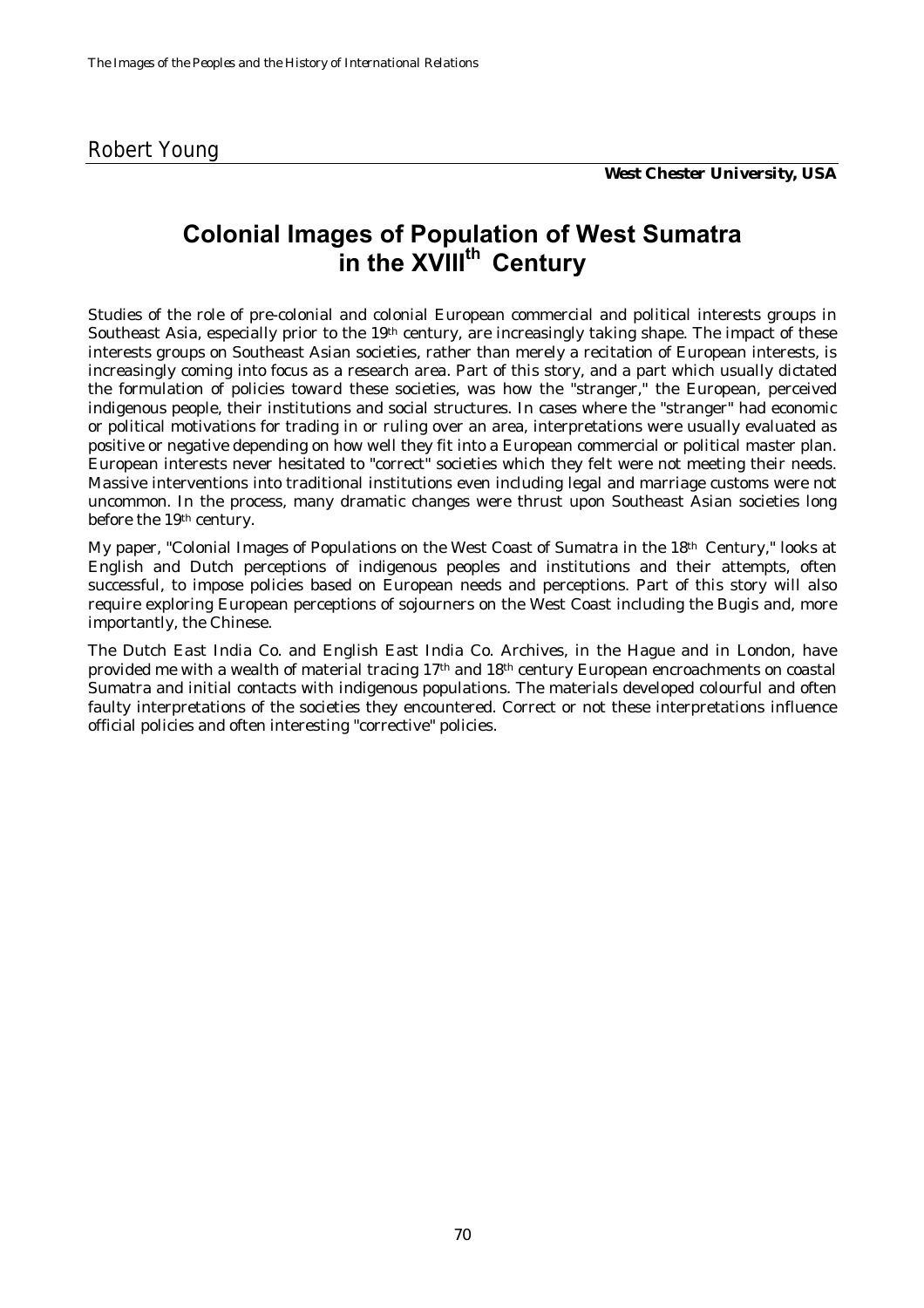Robert Young

***West Chester University, USA***

# Colonial Images of Population of West Sumatra in the XVIII$^{th}$ Century

Studies of the role of pre-colonial and colonial European commercial and political interests groups in Southeast Asia, especially prior to the 19$^{th}$ century, are increasingly taking shape. The impact of these interests groups on Southeast Asian societies, rather than merely a recitation of European interests, is increasingly coming into focus as a research area. Part of this story, and a part which usually dictated the formulation of policies toward these societies, was how the "stranger," the European, perceived indigenous people, their institutions and social structures. In cases where the "stranger" had economic or political motivations for trading in or ruling over an area, interpretations were usually evaluated as positive or negative depending on how well they fit into a European commercial or political master plan. European interests never hesitated to "correct" societies which they felt were not meeting their needs. Massive interventions into traditional institutions even including legal and marriage customs were not uncommon. In the process, many dramatic changes were thrust upon Southeast Asian societies long before the 19$^{th}$ century.

My paper, "Colonial Images of Populations on the West Coast of Sumatra in the 18$^{th}$ Century," looks at English and Dutch perceptions of indigenous peoples and institutions and their attempts, often successful, to impose policies based on European needs and perceptions. Part of this story will also require exploring European perceptions of sojourners on the West Coast including the Bugis and, more importantly, the Chinese.

The Dutch East India Co. and English East India Co. Archives, in the Hague and in London, have provided me with a wealth of material tracing 17$^{th}$ and 18$^{th}$ century European encroachments on coastal Sumatra and initial contacts with indigenous populations. The materials developed colourful and often faulty interpretations of the societies they encountered. Correct or not these interpretations influence official policies and often interesting "corrective" policies.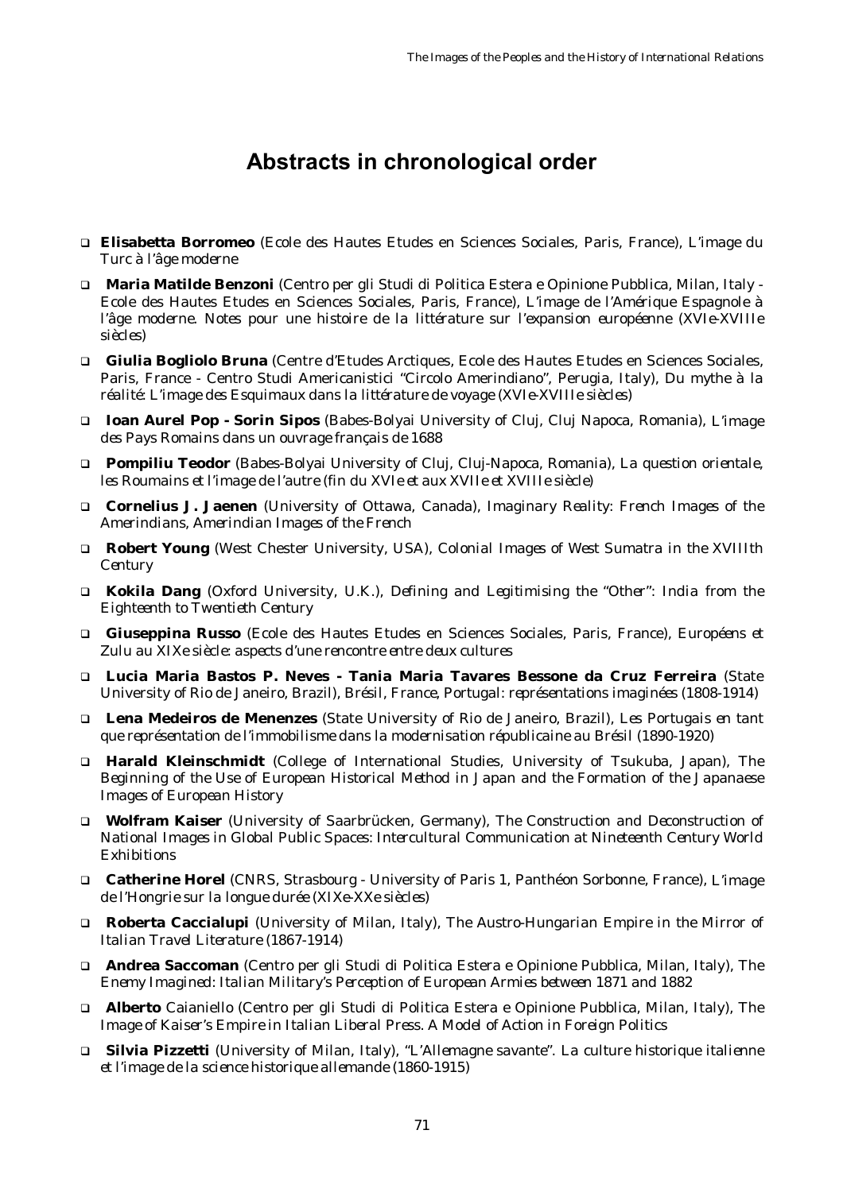# Abstracts in chronological order

- **Elisabetta Borromeo** (Ecole des Hautes Etudes en Sciences Sociales, Paris, France), *L'image du Turc à l'âge moderne*
- **Maria Matilde Benzoni** (Centro per gli Studi di Politica Estera e Opinione Pubblica, Milan, Italy - Ecole des Hautes Etudes en Sciences Sociales, Paris, France), *L'image de l'Amérique Espagnole à l'âge moderne. Notes pour une histoire de la littérature sur l'expansion européenne (XVIe-XVIIIe siècles)*
- **Giulia Bogliolo Bruna** (Centre d'Etudes Arctiques, Ecole des Hautes Etudes en Sciences Sociales, Paris, France - Centro Studi Americanistici "Circolo Amerindiano", Perugia, Italy), *Du mythe à la réalité: L'image des Esquimaux dans la littérature de voyage (XVIe-XVIIIe siècles)*
- **Ioan Aurel Pop - Sorin Sipos** (Babes-Bolyai University of Cluj, Cluj Napoca, Romania), *L'image des Pays Romains dans un ouvrage français de 1688*
- **Pompiliu Teodor** (Babes-Bolyai University of Cluj, Cluj-Napoca, Romania), *La question orientale, les Roumains et l'image de l'autre (fin du XVIe et aux XVIIe et XVIIIe siècle)*
- **Cornelius J. Jaenen** (University of Ottawa, Canada), *Imaginary Reality: French Images of the Amerindians, Amerindian Images of the French*
- **Robert Young** (West Chester University, USA), *Colonial Images of West Sumatra in the XVIIIth Century*
- **Kokila Dang** (Oxford University, U.K.), *Defining and Legitimising the "Other": India from the Eighteenth to Twentieth Century*
- **Giuseppina Russo** (Ecole des Hautes Etudes en Sciences Sociales, Paris, France), *Européens et Zulu au XIXe siècle: aspects d'une rencontre entre deux cultures*
- **Lucia Maria Bastos P. Neves - Tania Maria Tavares Bessone da Cruz Ferreira** (State University of Rio de Janeiro, Brazil), *Brésil, France, Portugal: représentations imaginées (1808-1914)*
- **Lena Medeiros de Menenzes** (State University of Rio de Janeiro, Brazil), *Les Portugais en tant que représentation de l'immobilisme dans la modernisation républicaine au Brésil (1890-1920)*
- **Harald Kleinschmidt** (College of International Studies, University of Tsukuba, Japan), *The Beginning of the Use of European Historical Method in Japan and the Formation of the Japanaese Images of European History*
- **Wolfram Kaiser** (University of Saarbrücken, Germany), *The Construction and Deconstruction of National Images in Global Public Spaces: Intercultural Communication at Nineteenth Century World Exhibitions*
- **Catherine Horel** (CNRS, Strasbourg - University of Paris 1, Panthéon Sorbonne, France), *L'image de l'Hongrie sur la longue durée (XIXe-XXe siècles)*
- **Roberta Caccialupi** (University of Milan, Italy), *The Austro-Hungarian Empire in the Mirror of Italian Travel Literature (1867-1914)*
- **Andrea Saccoman** (Centro per gli Studi di Politica Estera e Opinione Pubblica, Milan, Italy), *The Enemy Imagined: Italian Military's Perception of European Armies between 1871 and 1882*
- **Alberto** Caianiello (Centro per gli Studi di Politica Estera e Opinione Pubblica, Milan, Italy), *The Image of Kaiser's Empire in Italian Liberal Press. A Model of Action in Foreign Politics*
- **Silvia Pizzetti** (University of Milan, Italy), *"L'Allemagne savante". La culture historique italienne et l'image de la science historique allemande (1860-1915)*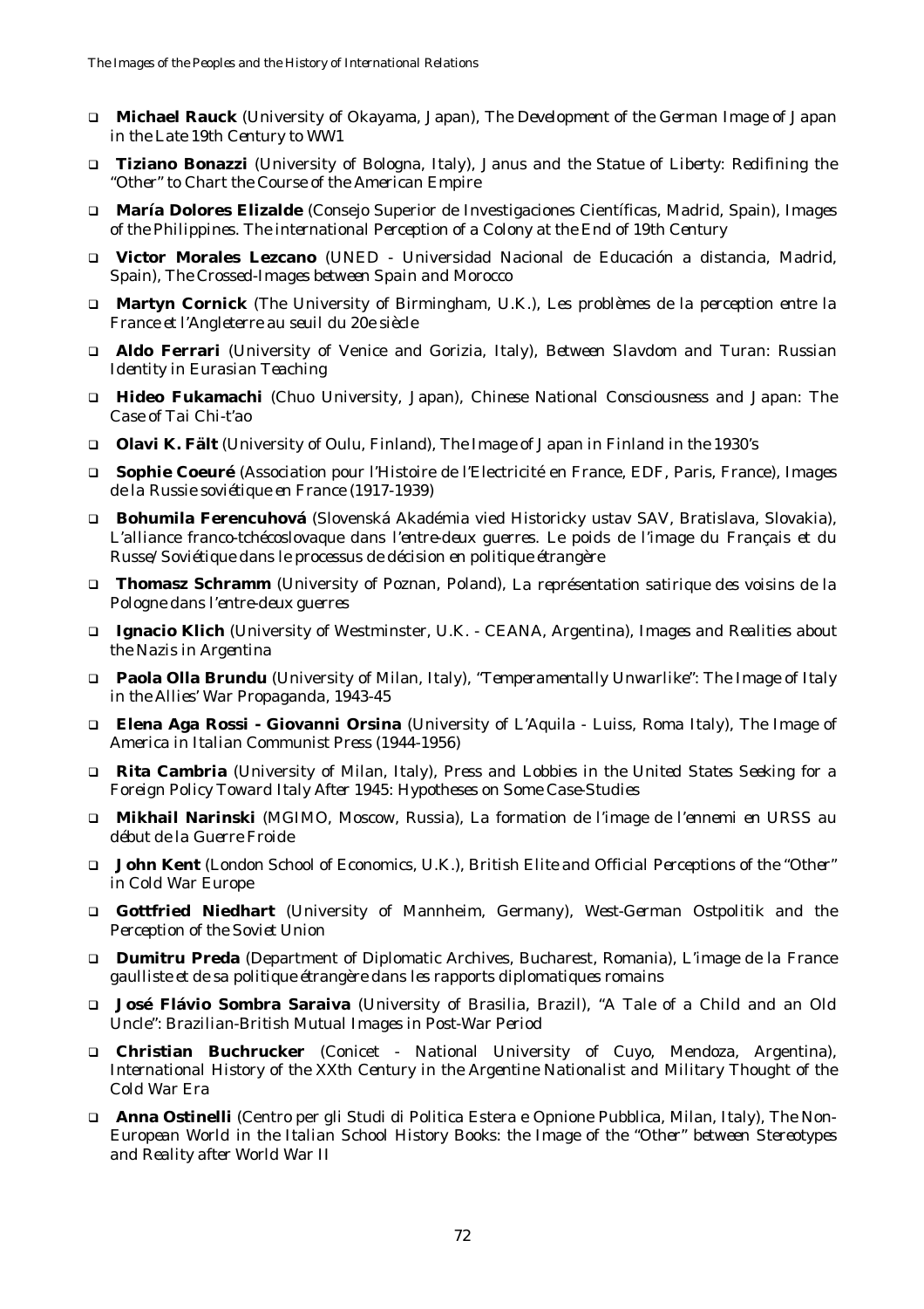- **Michael Rauck** (University of Okayama, Japan), *The Development of the German Image of Japan in the Late 19th Century to WW1*
- **Tiziano Bonazzi** (University of Bologna, Italy), *Janus and the Statue of Liberty: Redifining the "Other" to Chart the Course of the American Empire*
- **María Dolores Elizalde** (Consejo Superior de Investigaciones Científicas, Madrid, Spain), *Images of the Philippines. The international Perception of a Colony at the End of 19th Century*
- **Victor Morales Lezcano** (UNED - Universidad Nacional de Educación a distancia, Madrid, Spain), *The Crossed-Images between Spain and Morocco*
- **Martyn Cornick** (The University of Birmingham, U.K.), *Les problèmes de la perception entre la France et l'Angleterre au seuil du 20e siècle*
- **Aldo Ferrari** (University of Venice and Gorizia, Italy), *Between Slavdom and Turan: Russian Identity in Eurasian Teaching*
- **Hideo Fukamachi** (Chuo University, Japan), *Chinese National Consciousness and Japan: The Case of Tai Chi-t'ao*
- **Olavi K. Fält** (University of Oulu, Finland), *The Image of Japan in Finland in the 1930's*
- **Sophie Coeuré** (Association pour l'Histoire de l'Electricité en France, EDF, Paris, France), *Images de la Russie soviétique en France (1917-1939)*
- **Bohumila Ferencuhová** (Slovenská Akadémia vied Historicky ustav SAV, Bratislava, Slovakia), *L'alliance franco-tchécoslovaque dans l'entre-deux guerres. Le poids de l'image du Français et du Russe/Soviétique dans le processus de décision en politique étrangère*
- **Thomasz Schramm** (University of Poznan, Poland), *La représentation satirique des voisins de la Pologne dans l'entre-deux guerres*
- **Ignacio Klich** (University of Westminster, U.K. - CEANA, Argentina), *Images and Realities about the Nazis in Argentina*
- **Paola Olla Brundu** (University of Milan, Italy), *"Temperamentally Unwarlike": The Image of Italy in the Allies' War Propaganda, 1943-45*
- **Elena Aga Rossi - Giovanni Orsina** (University of L'Aquila - Luiss, Roma Italy), *The Image of America in Italian Communist Press (1944-1956)*
- **Rita Cambria** (University of Milan, Italy), *Press and Lobbies in the United States Seeking for a Foreign Policy Toward Italy After 1945: Hypotheses on Some Case-Studies*
- **Mikhail Narinski** (MGIMO, Moscow, Russia), *La formation de l'image de l'ennemi en URSS au début de la Guerre Froide*
- **John Kent** (London School of Economics, U.K.), *British Elite and Official Perceptions of the "Other" in Cold War Europe*
- **Gottfried Niedhart** (University of Mannheim, Germany), *West-German Ostpolitik and the Perception of the Soviet Union*
- **Dumitru Preda** (Department of Diplomatic Archives, Bucharest, Romania), *L'image de la France gaulliste et de sa politique étrangère dans les rapports diplomatiques romains*
- **José Flávio Sombra Saraiva** (University of Brasilia, Brazil), *"A Tale of a Child and an Old Uncle": Brazilian-British Mutual Images in Post-War Period*
- **Christian Buchrucker** (Conicet - National University of Cuyo, Mendoza, Argentina), *International History of the XXth Century in the Argentine Nationalist and Military Thought of the Cold War Era*
- **Anna Ostinelli** (Centro per gli Studi di Politica Estera e Opnione Pubblica, Milan, Italy), *The Non-European World in the Italian School History Books: the Image of the "Other" between Stereotypes and Reality after World War II*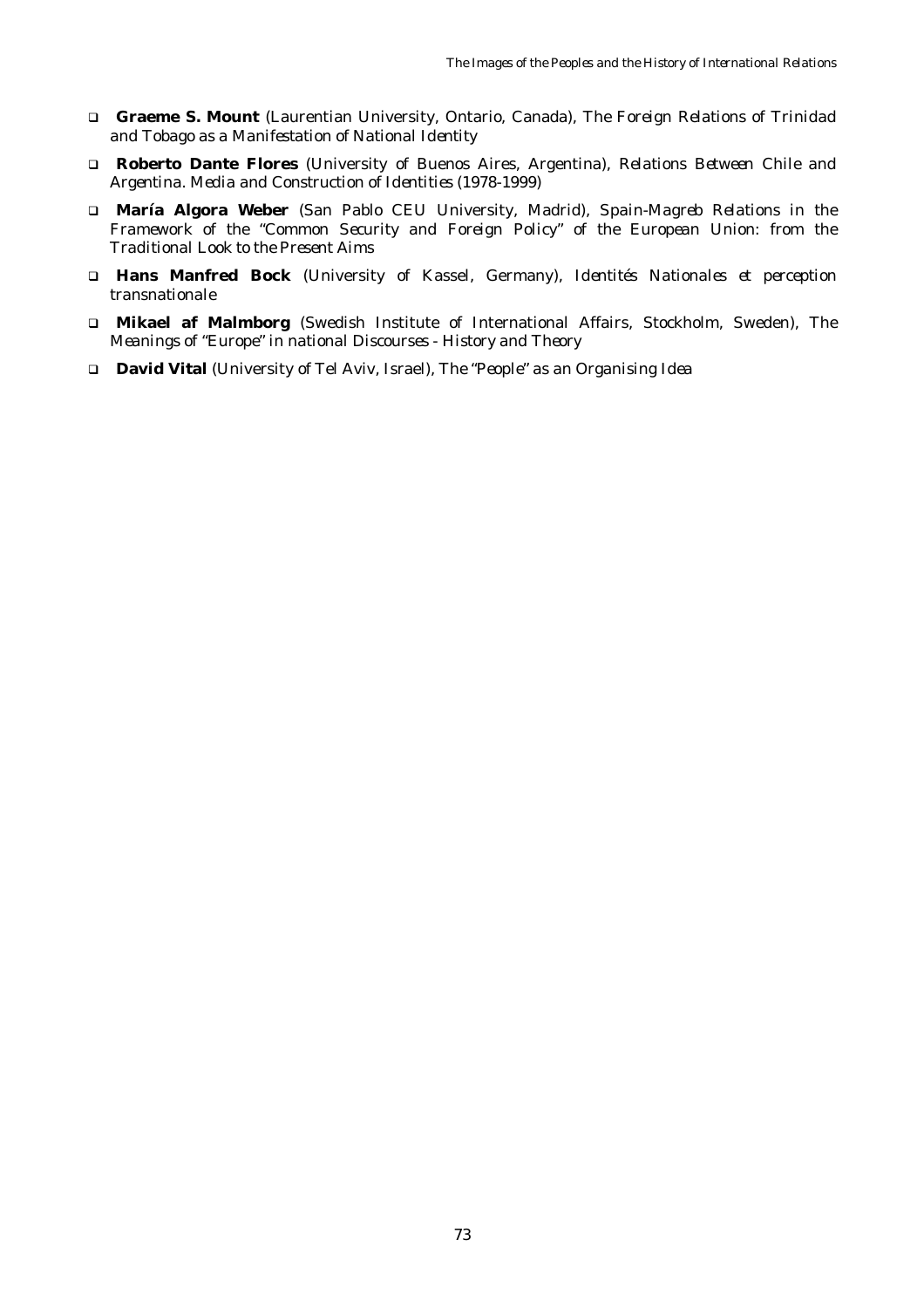- **Graeme S. Mount** (Laurentian University, Ontario, Canada), *The Foreign Relations of Trinidad and Tobago as a Manifestation of National Identity*
- **Roberto Dante Flores** (University of Buenos Aires, Argentina), *Relations Between Chile and Argentina. Media and Construction of Identities (1978-1999)*
- **María Algora Weber** (San Pablo CEU University, Madrid), *Spain-Magreb Relations in the Framework of the "Common Security and Foreign Policy" of the European Union: from the Traditional Look to the Present Aims*
- **Hans Manfred Bock** (University of Kassel, Germany), *Identités Nationales et perception transnationale*
- **Mikael af Malmborg** (Swedish Institute of International Affairs, Stockholm, Sweden), *The Meanings of "Europe" in national Discourses - History and Theory*
- **David Vital** (University of Tel Aviv, Israel), *The "People" as an Organising Idea*